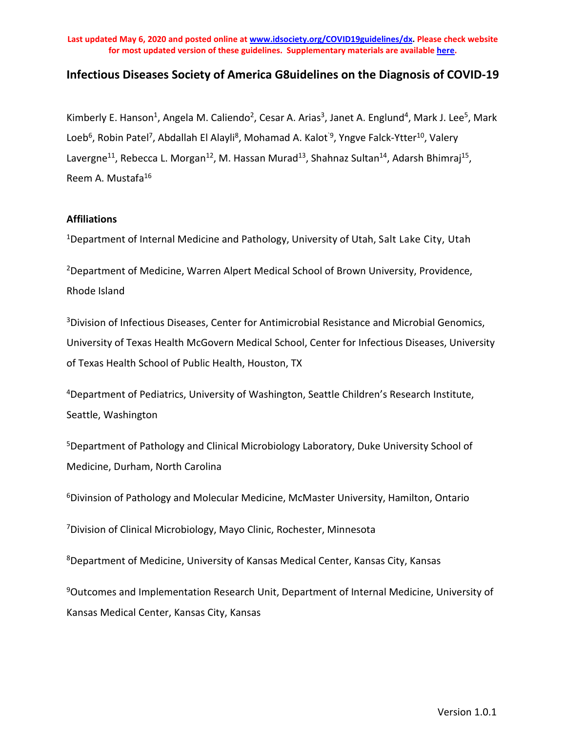**Last updated May 6, 2020 and posted online at www.idsociety.org/COVID19guidelines/dx. Please check website for most updated version of these guidelines. Supplementary materials are available here.**

# Infectious Diseases Society of America G8uidelines on the Diagnosis of COVID-19

Kimberly E. Hanson[1], Angela M. Caliendo[2], Cesar A. Arias[3], Janet A. Englund[4], Mark J. Lee[5], Mark Loeb[6], Robin Patel[7], Abdallah El Alayli[8], Mohamad A. Kalot`[9], Yngve Falck-Ytter[10], Valery Lavergne[11], Rebecca L. Morgan[12], M. Hassan Murad[13], Shahnaz Sultan[14], Adarsh Bhimraj[15], Reem A. Mustafa[16]

## Affiliations

[1]Department of Internal Medicine and Pathology, University of Utah, Salt Lake City, Utah

[2]Department of Medicine, Warren Alpert Medical School of Brown University, Providence, Rhode Island

[3]Division of Infectious Diseases, Center for Antimicrobial Resistance and Microbial Genomics, University of Texas Health McGovern Medical School, Center for Infectious Diseases, University of Texas Health School of Public Health, Houston, TX

[4]Department of Pediatrics, University of Washington, Seattle Children's Research Institute, Seattle, Washington

[5]Department of Pathology and Clinical Microbiology Laboratory, Duke University School of Medicine, Durham, North Carolina

[6]Divinsion of Pathology and Molecular Medicine, McMaster University, Hamilton, Ontario

[7]Division of Clinical Microbiology, Mayo Clinic, Rochester, Minnesota

[8]Department of Medicine, University of Kansas Medical Center, Kansas City, Kansas

[9]Outcomes and Implementation Research Unit, Department of Internal Medicine, University of Kansas Medical Center, Kansas City, Kansas

Version 1.0.1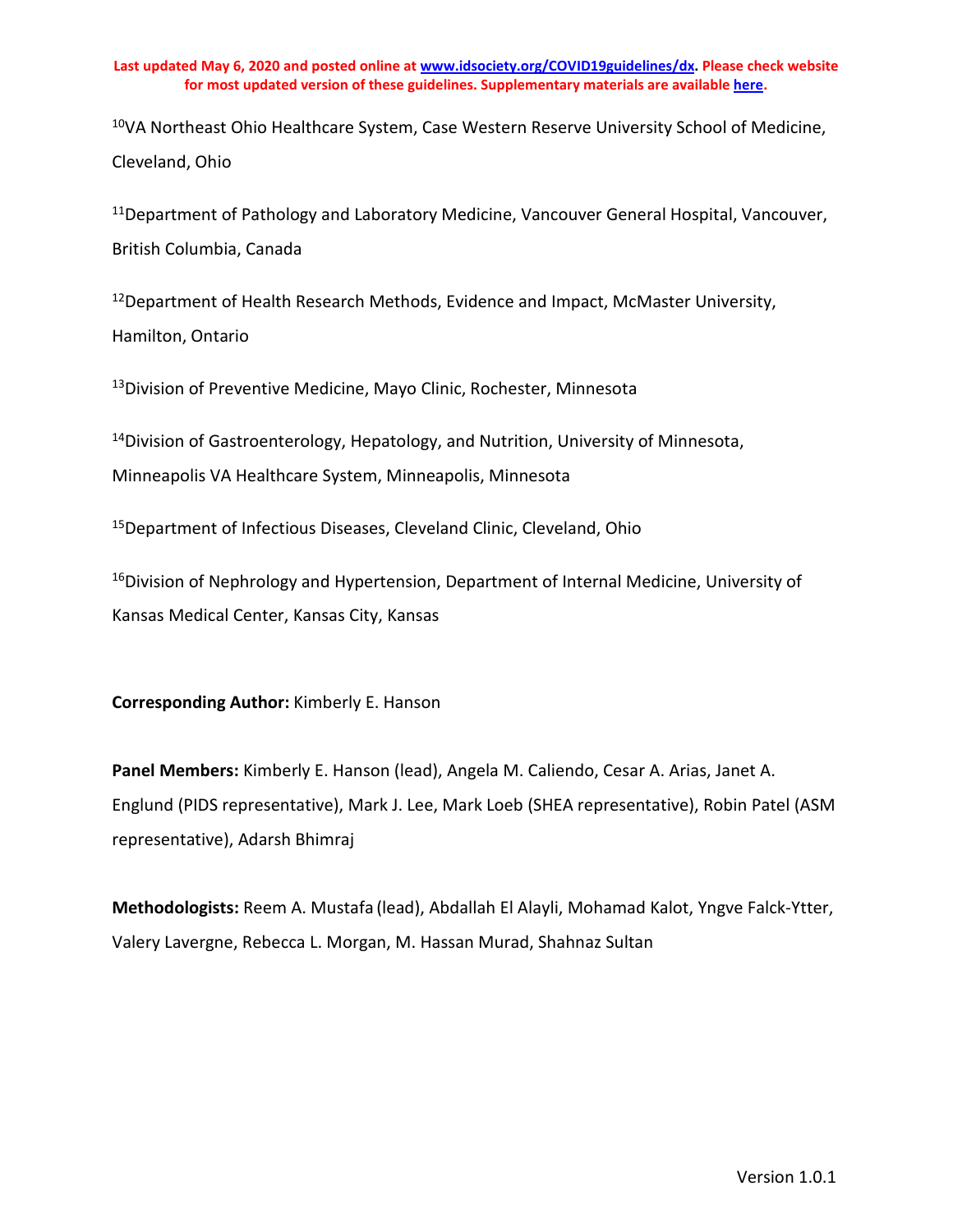[10]VA Northeast Ohio Healthcare System, Case Western Reserve University School of Medicine, Cleveland, Ohio

[11]Department of Pathology and Laboratory Medicine, Vancouver General Hospital, Vancouver, British Columbia, Canada

[12]Department of Health Research Methods, Evidence and Impact, McMaster University, Hamilton, Ontario

[13]Division of Preventive Medicine, Mayo Clinic, Rochester, Minnesota

[14]Division of Gastroenterology, Hepatology, and Nutrition, University of Minnesota, Minneapolis VA Healthcare System, Minneapolis, Minnesota

[15]Department of Infectious Diseases, Cleveland Clinic, Cleveland, Ohio

[16]Division of Nephrology and Hypertension, Department of Internal Medicine, University of Kansas Medical Center, Kansas City, Kansas

**Corresponding Author:** Kimberly E. Hanson

**Panel Members:** Kimberly E. Hanson (lead), Angela M. Caliendo, Cesar A. Arias, Janet A. Englund (PIDS representative), Mark J. Lee, Mark Loeb (SHEA representative), Robin Patel (ASM representative), Adarsh Bhimraj

**Methodologists:** Reem A. Mustafa (lead), Abdallah El Alayli, Mohamad Kalot, Yngve Falck-Ytter, Valery Lavergne, Rebecca L. Morgan, M. Hassan Murad, Shahnaz Sultan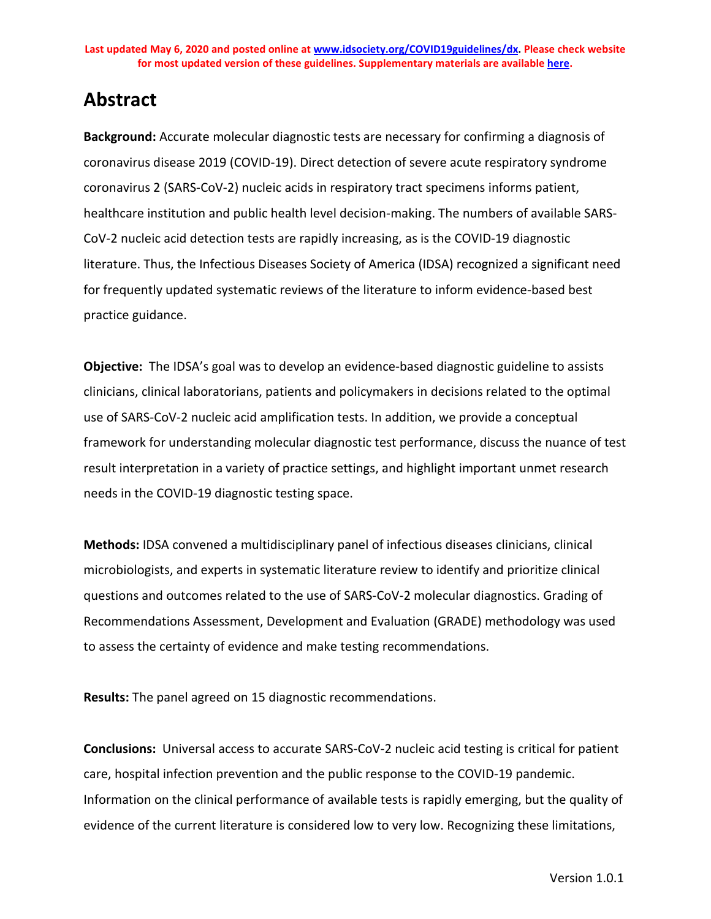# Abstract

**Background:** Accurate molecular diagnostic tests are necessary for confirming a diagnosis of coronavirus disease 2019 (COVID-19). Direct detection of severe acute respiratory syndrome coronavirus 2 (SARS-CoV-2) nucleic acids in respiratory tract specimens informs patient, healthcare institution and public health level decision-making. The numbers of available SARS-CoV-2 nucleic acid detection tests are rapidly increasing, as is the COVID-19 diagnostic literature. Thus, the Infectious Diseases Society of America (IDSA) recognized a significant need for frequently updated systematic reviews of the literature to inform evidence-based best practice guidance.

**Objective:** The IDSA's goal was to develop an evidence-based diagnostic guideline to assists clinicians, clinical laboratorians, patients and policymakers in decisions related to the optimal use of SARS-CoV-2 nucleic acid amplification tests. In addition, we provide a conceptual framework for understanding molecular diagnostic test performance, discuss the nuance of test result interpretation in a variety of practice settings, and highlight important unmet research needs in the COVID-19 diagnostic testing space.

**Methods:** IDSA convened a multidisciplinary panel of infectious diseases clinicians, clinical microbiologists, and experts in systematic literature review to identify and prioritize clinical questions and outcomes related to the use of SARS-CoV-2 molecular diagnostics. Grading of Recommendations Assessment, Development and Evaluation (GRADE) methodology was used to assess the certainty of evidence and make testing recommendations.

**Results:** The panel agreed on 15 diagnostic recommendations.

**Conclusions:** Universal access to accurate SARS-CoV-2 nucleic acid testing is critical for patient care, hospital infection prevention and the public response to the COVID-19 pandemic. Information on the clinical performance of available tests is rapidly emerging, but the quality of evidence of the current literature is considered low to very low. Recognizing these limitations,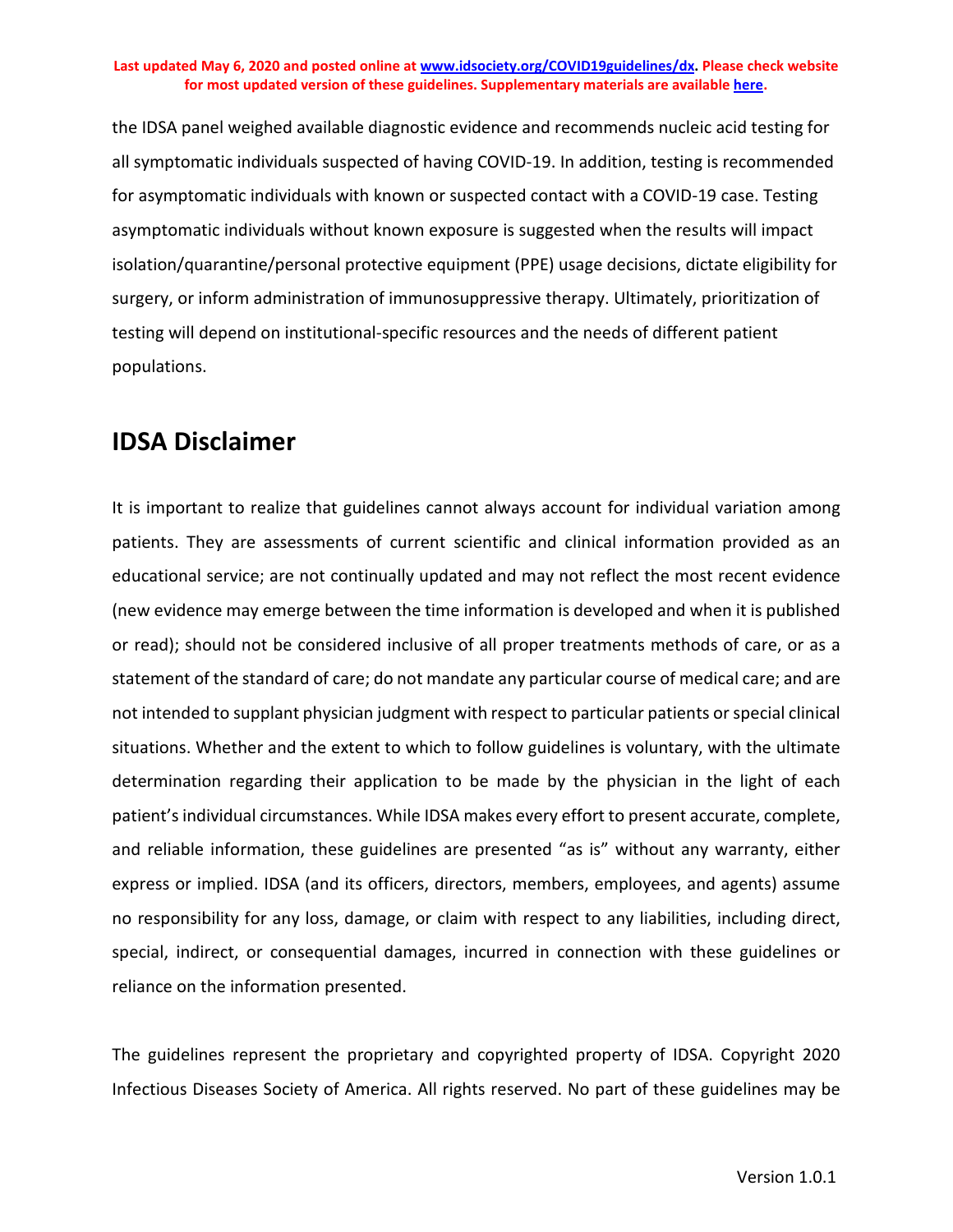the IDSA panel weighed available diagnostic evidence and recommends nucleic acid testing for all symptomatic individuals suspected of having COVID-19. In addition, testing is recommended for asymptomatic individuals with known or suspected contact with a COVID-19 case. Testing asymptomatic individuals without known exposure is suggested when the results will impact isolation/quarantine/personal protective equipment (PPE) usage decisions, dictate eligibility for surgery, or inform administration of immunosuppressive therapy. Ultimately, prioritization of testing will depend on institutional-specific resources and the needs of different patient populations.

## IDSA Disclaimer

It is important to realize that guidelines cannot always account for individual variation among patients. They are assessments of current scientific and clinical information provided as an educational service; are not continually updated and may not reflect the most recent evidence (new evidence may emerge between the time information is developed and when it is published or read); should not be considered inclusive of all proper treatments methods of care, or as a statement of the standard of care; do not mandate any particular course of medical care; and are not intended to supplant physician judgment with respect to particular patients or special clinical situations. Whether and the extent to which to follow guidelines is voluntary, with the ultimate determination regarding their application to be made by the physician in the light of each patient's individual circumstances. While IDSA makes every effort to present accurate, complete, and reliable information, these guidelines are presented "as is" without any warranty, either express or implied. IDSA (and its officers, directors, members, employees, and agents) assume no responsibility for any loss, damage, or claim with respect to any liabilities, including direct, special, indirect, or consequential damages, incurred in connection with these guidelines or reliance on the information presented.

The guidelines represent the proprietary and copyrighted property of IDSA. Copyright 2020 Infectious Diseases Society of America. All rights reserved. No part of these guidelines may be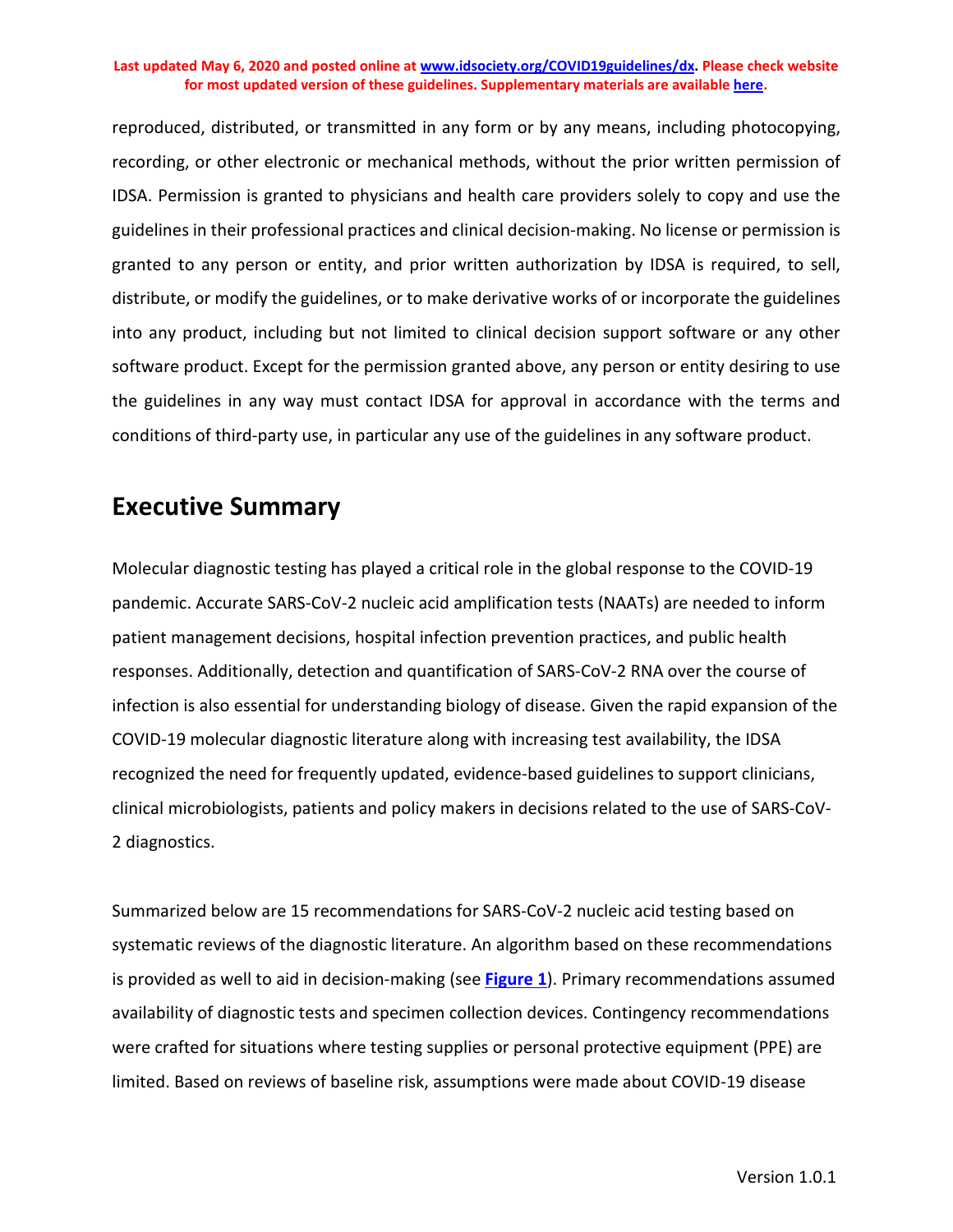reproduced, distributed, or transmitted in any form or by any means, including photocopying, recording, or other electronic or mechanical methods, without the prior written permission of IDSA. Permission is granted to physicians and health care providers solely to copy and use the guidelines in their professional practices and clinical decision-making. No license or permission is granted to any person or entity, and prior written authorization by IDSA is required, to sell, distribute, or modify the guidelines, or to make derivative works of or incorporate the guidelines into any product, including but not limited to clinical decision support software or any other software product. Except for the permission granted above, any person or entity desiring to use the guidelines in any way must contact IDSA for approval in accordance with the terms and conditions of third-party use, in particular any use of the guidelines in any software product.

## Executive Summary

Molecular diagnostic testing has played a critical role in the global response to the COVID-19 pandemic. Accurate SARS-CoV-2 nucleic acid amplification tests (NAATs) are needed to inform patient management decisions, hospital infection prevention practices, and public health responses. Additionally, detection and quantification of SARS-CoV-2 RNA over the course of infection is also essential for understanding biology of disease. Given the rapid expansion of the COVID-19 molecular diagnostic literature along with increasing test availability, the IDSA recognized the need for frequently updated, evidence-based guidelines to support clinicians, clinical microbiologists, patients and policy makers in decisions related to the use of SARS-CoV-2 diagnostics.

Summarized below are 15 recommendations for SARS-CoV-2 nucleic acid testing based on systematic reviews of the diagnostic literature. An algorithm based on these recommendations is provided as well to aid in decision-making (see **Figure 1**). Primary recommendations assumed availability of diagnostic tests and specimen collection devices. Contingency recommendations were crafted for situations where testing supplies or personal protective equipment (PPE) are limited. Based on reviews of baseline risk, assumptions were made about COVID-19 disease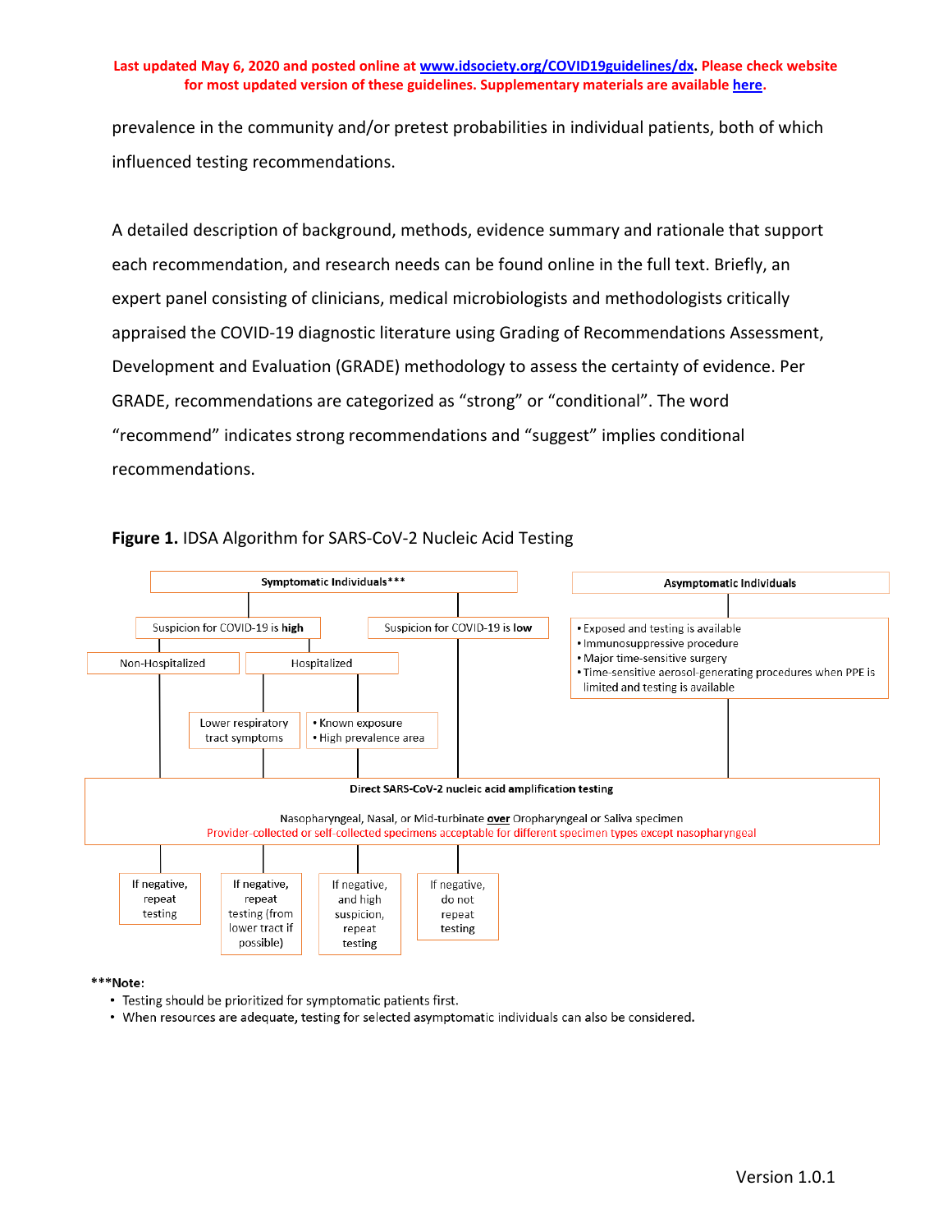prevalence in the community and/or pretest probabilities in individual patients, both of which influenced testing recommendations.

A detailed description of background, methods, evidence summary and rationale that support each recommendation, and research needs can be found online in the full text. Briefly, an expert panel consisting of clinicians, medical microbiologists and methodologists critically appraised the COVID-19 diagnostic literature using Grading of Recommendations Assessment, Development and Evaluation (GRADE) methodology to assess the certainty of evidence. Per GRADE, recommendations are categorized as "strong" or "conditional". The word "recommend" indicates strong recommendations and "suggest" implies conditional recommendations.

**Figure 1.** IDSA Algorithm for SARS-CoV-2 Nucleic Acid Testing

**Symptomatic Individuals*****

- Suspicion for COVID-19 is **high**
  - Non-Hospitalized → Direct SARS-CoV-2 nucleic acid amplification testing → If negative, repeat testing
  - Hospitalized
    - Lower respiratory tract symptoms → Direct SARS-CoV-2 nucleic acid amplification testing → If negative, repeat testing (from lower tract if possible)
    - • Known exposure • High prevalence area → Direct SARS-CoV-2 nucleic acid amplification testing → If negative, and high suspicion, repeat testing
- Suspicion for COVID-19 is **low** → Direct SARS-CoV-2 nucleic acid amplification testing → If negative, do not repeat testing

**Asymptomatic Individuals**

- Exposed and testing is available
- Immunosuppressive procedure
- Major time-sensitive surgery
- Time-sensitive aerosol-generating procedures when PPE is limited and testing is available

→ Direct SARS-CoV-2 nucleic acid amplification testing

**Direct SARS-CoV-2 nucleic acid amplification testing**

Nasopharyngeal, Nasal, or Mid-turbinate **over** Oropharyngeal or Saliva specimen

Provider-collected or self-collected specimens acceptable for different specimen types except nasopharyngeal

*****Note:**

- Testing should be prioritized for symptomatic patients first.
- When resources are adequate, testing for selected asymptomatic individuals can also be considered.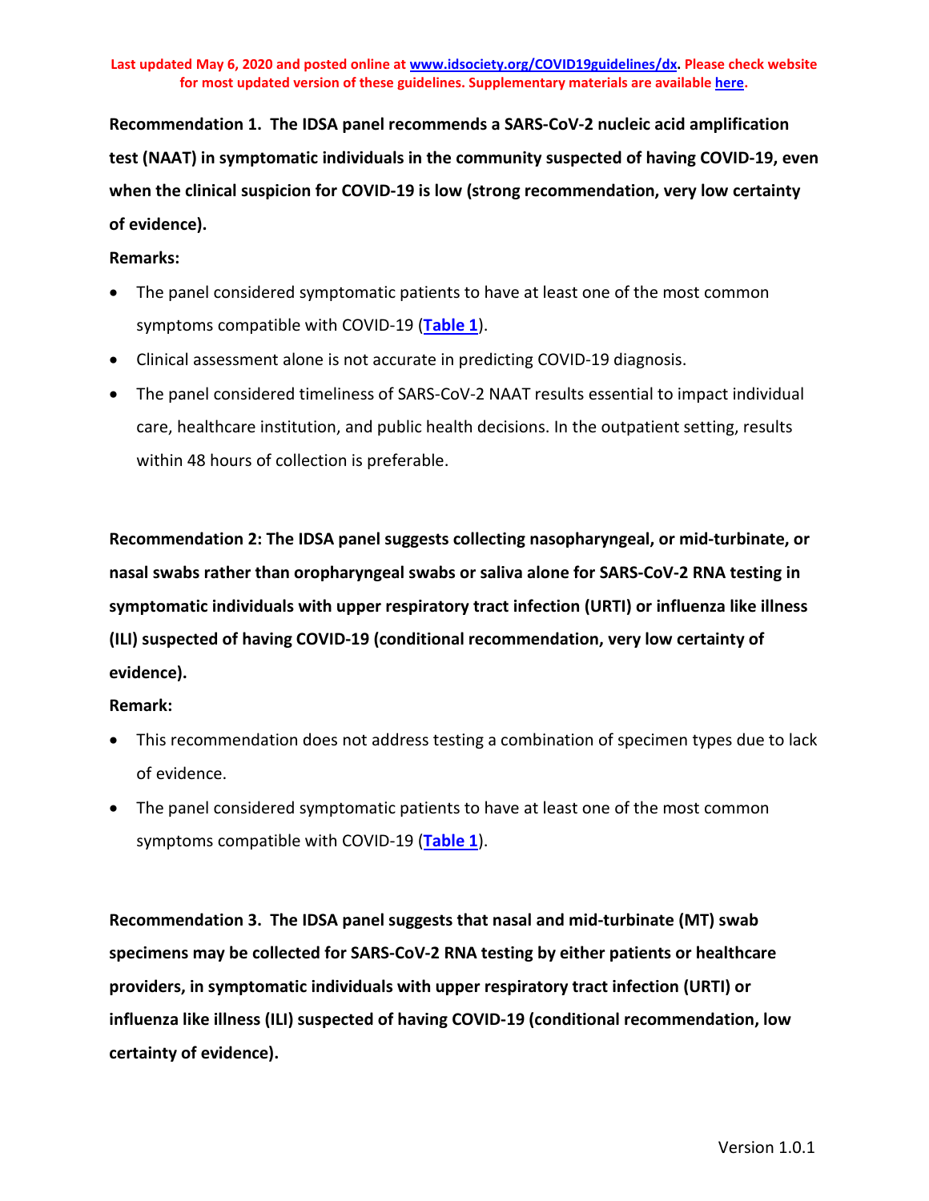**Recommendation 1. The IDSA panel recommends a SARS-CoV-2 nucleic acid amplification test (NAAT) in symptomatic individuals in the community suspected of having COVID-19, even when the clinical suspicion for COVID-19 is low (strong recommendation, very low certainty of evidence).**

**Remarks:**

- The panel considered symptomatic patients to have at least one of the most common symptoms compatible with COVID-19 (**Table 1**).
- Clinical assessment alone is not accurate in predicting COVID-19 diagnosis.
- The panel considered timeliness of SARS-CoV-2 NAAT results essential to impact individual care, healthcare institution, and public health decisions. In the outpatient setting, results within 48 hours of collection is preferable.

**Recommendation 2: The IDSA panel suggests collecting nasopharyngeal, or mid-turbinate, or nasal swabs rather than oropharyngeal swabs or saliva alone for SARS-CoV-2 RNA testing in symptomatic individuals with upper respiratory tract infection (URTI) or influenza like illness (ILI) suspected of having COVID-19 (conditional recommendation, very low certainty of evidence).**

**Remark:**

- This recommendation does not address testing a combination of specimen types due to lack of evidence.
- The panel considered symptomatic patients to have at least one of the most common symptoms compatible with COVID-19 (**Table 1**).

**Recommendation 3. The IDSA panel suggests that nasal and mid-turbinate (MT) swab specimens may be collected for SARS-CoV-2 RNA testing by either patients or healthcare providers, in symptomatic individuals with upper respiratory tract infection (URTI) or influenza like illness (ILI) suspected of having COVID-19 (conditional recommendation, low certainty of evidence).**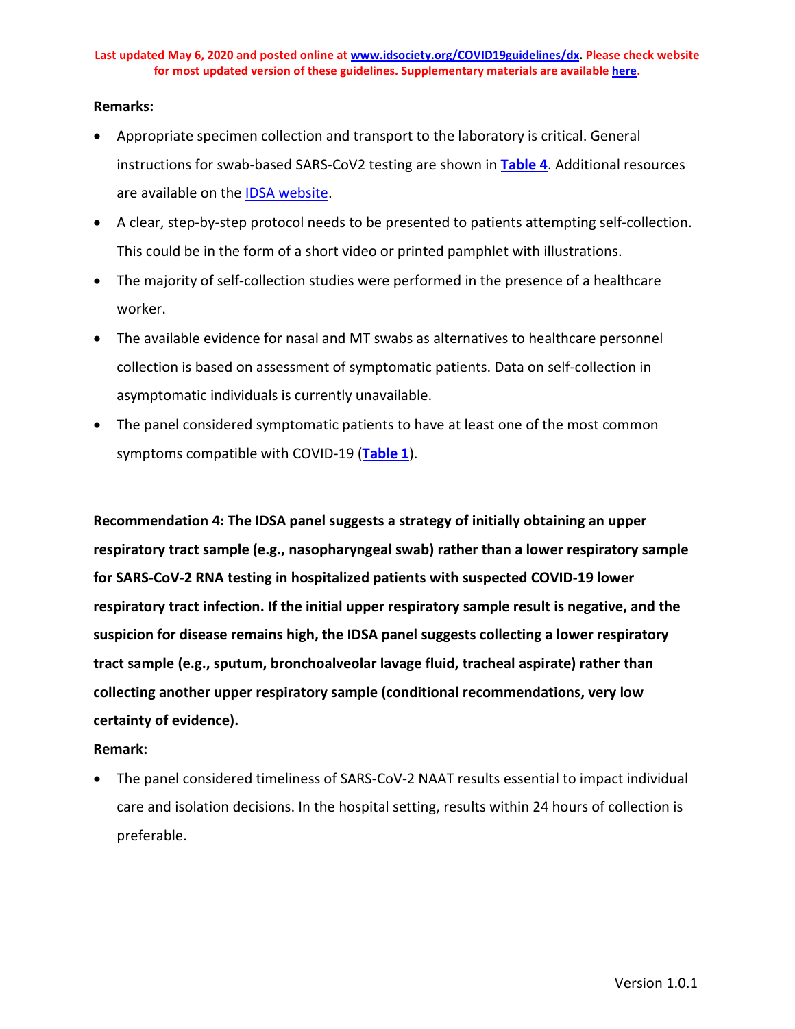**Remarks:**

- Appropriate specimen collection and transport to the laboratory is critical. General instructions for swab-based SARS-CoV2 testing are shown in **Table 4**. Additional resources are available on the IDSA website.
- A clear, step-by-step protocol needs to be presented to patients attempting self-collection. This could be in the form of a short video or printed pamphlet with illustrations.
- The majority of self-collection studies were performed in the presence of a healthcare worker.
- The available evidence for nasal and MT swabs as alternatives to healthcare personnel collection is based on assessment of symptomatic patients. Data on self-collection in asymptomatic individuals is currently unavailable.
- The panel considered symptomatic patients to have at least one of the most common symptoms compatible with COVID-19 (**Table 1**).

**Recommendation 4: The IDSA panel suggests a strategy of initially obtaining an upper respiratory tract sample (e.g., nasopharyngeal swab) rather than a lower respiratory sample for SARS-CoV-2 RNA testing in hospitalized patients with suspected COVID-19 lower respiratory tract infection. If the initial upper respiratory sample result is negative, and the suspicion for disease remains high, the IDSA panel suggests collecting a lower respiratory tract sample (e.g., sputum, bronchoalveolar lavage fluid, tracheal aspirate) rather than collecting another upper respiratory sample (conditional recommendations, very low certainty of evidence).**

**Remark:**

- The panel considered timeliness of SARS-CoV-2 NAAT results essential to impact individual care and isolation decisions. In the hospital setting, results within 24 hours of collection is preferable.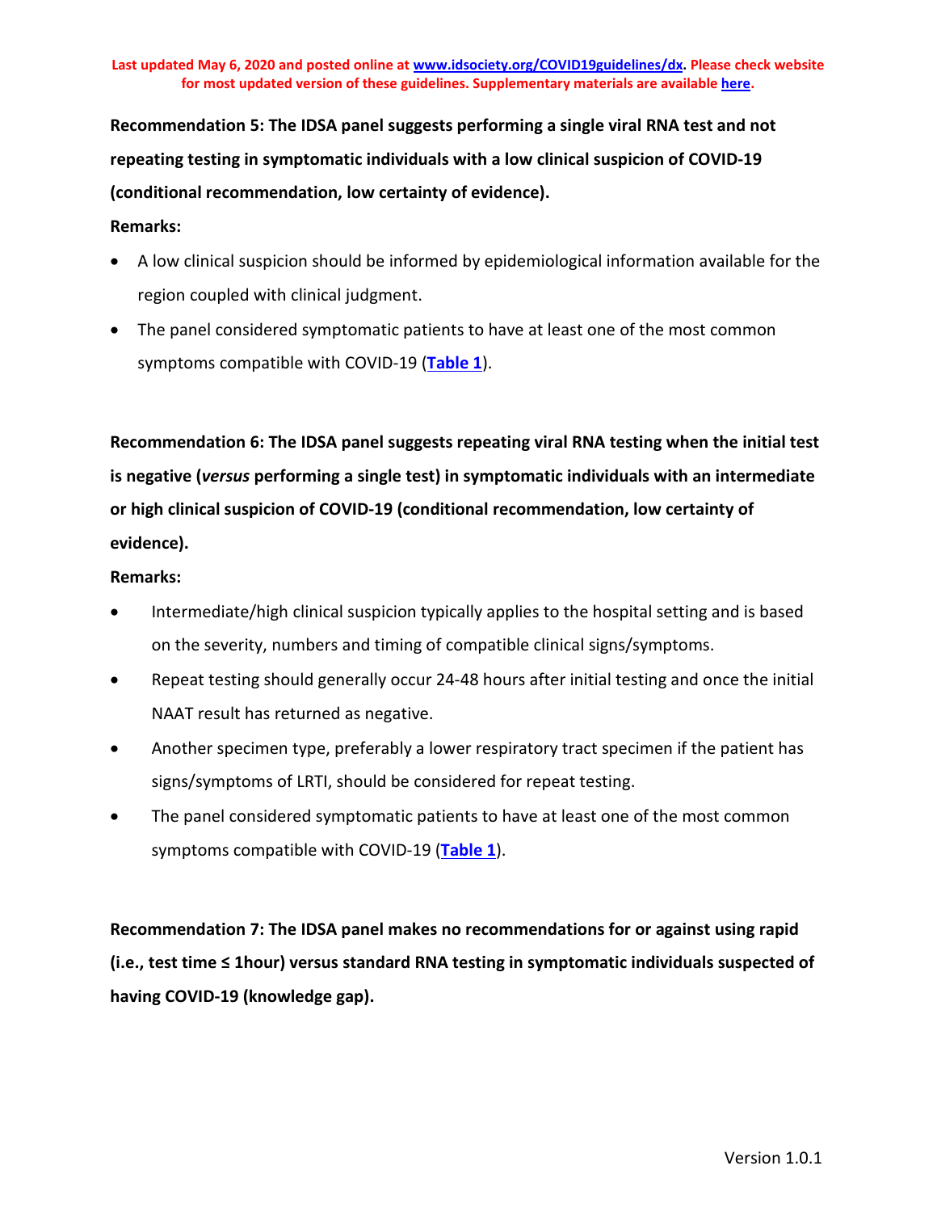**Recommendation 5: The IDSA panel suggests performing a single viral RNA test and not repeating testing in symptomatic individuals with a low clinical suspicion of COVID-19 (conditional recommendation, low certainty of evidence).**

**Remarks:**

- A low clinical suspicion should be informed by epidemiological information available for the region coupled with clinical judgment.
- The panel considered symptomatic patients to have at least one of the most common symptoms compatible with COVID-19 (**Table 1**).

**Recommendation 6: The IDSA panel suggests repeating viral RNA testing when the initial test is negative (*versus* performing a single test) in symptomatic individuals with an intermediate or high clinical suspicion of COVID-19 (conditional recommendation, low certainty of evidence).**

**Remarks:**

- Intermediate/high clinical suspicion typically applies to the hospital setting and is based on the severity, numbers and timing of compatible clinical signs/symptoms.
- Repeat testing should generally occur 24-48 hours after initial testing and once the initial NAAT result has returned as negative.
- Another specimen type, preferably a lower respiratory tract specimen if the patient has signs/symptoms of LRTI, should be considered for repeat testing.
- The panel considered symptomatic patients to have at least one of the most common symptoms compatible with COVID-19 (**Table 1**).

**Recommendation 7: The IDSA panel makes no recommendations for or against using rapid (i.e., test time ≤ 1hour) versus standard RNA testing in symptomatic individuals suspected of having COVID-19 (knowledge gap).**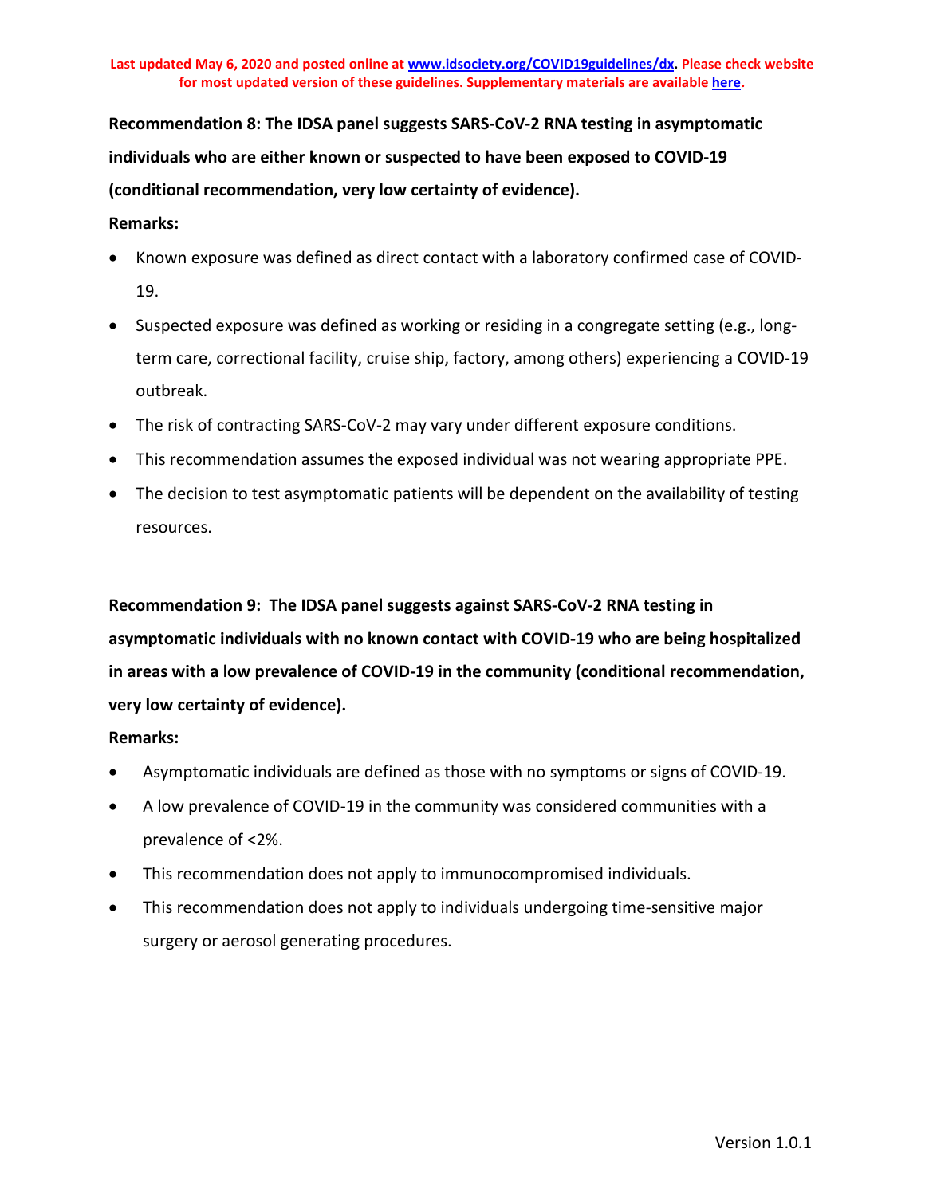**Recommendation 8: The IDSA panel suggests SARS-CoV-2 RNA testing in asymptomatic individuals who are either known or suspected to have been exposed to COVID-19 (conditional recommendation, very low certainty of evidence).**

**Remarks:**

- Known exposure was defined as direct contact with a laboratory confirmed case of COVID-19.
- Suspected exposure was defined as working or residing in a congregate setting (e.g., long-term care, correctional facility, cruise ship, factory, among others) experiencing a COVID-19 outbreak.
- The risk of contracting SARS-CoV-2 may vary under different exposure conditions.
- This recommendation assumes the exposed individual was not wearing appropriate PPE.
- The decision to test asymptomatic patients will be dependent on the availability of testing resources.

**Recommendation 9: The IDSA panel suggests against SARS-CoV-2 RNA testing in asymptomatic individuals with no known contact with COVID-19 who are being hospitalized in areas with a low prevalence of COVID-19 in the community (conditional recommendation, very low certainty of evidence).**

**Remarks:**

- Asymptomatic individuals are defined as those with no symptoms or signs of COVID-19.
- A low prevalence of COVID-19 in the community was considered communities with a prevalence of <2%.
- This recommendation does not apply to immunocompromised individuals.
- This recommendation does not apply to individuals undergoing time-sensitive major surgery or aerosol generating procedures.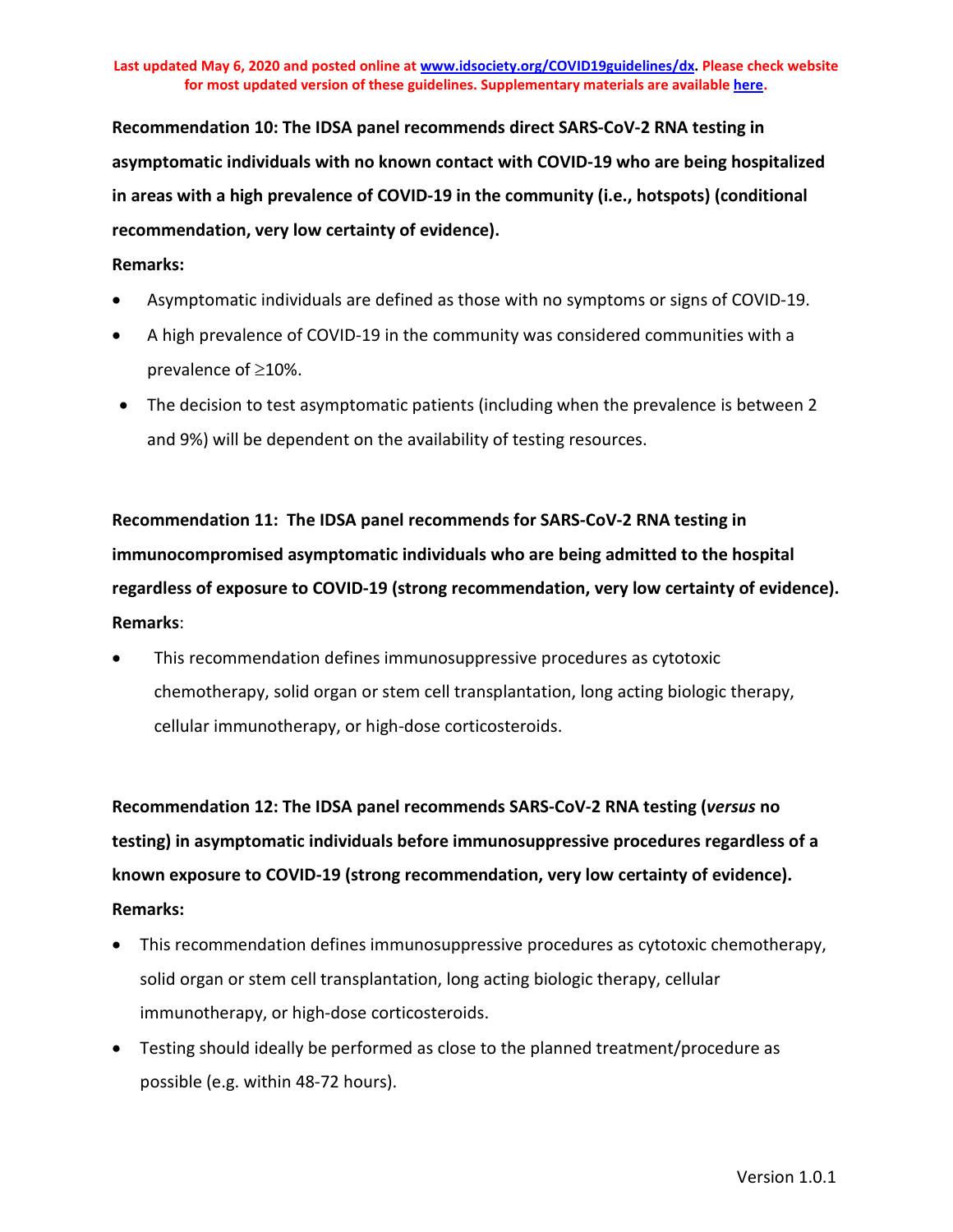**Recommendation 10: The IDSA panel recommends direct SARS-CoV-2 RNA testing in asymptomatic individuals with no known contact with COVID-19 who are being hospitalized in areas with a high prevalence of COVID-19 in the community (i.e., hotspots) (conditional recommendation, very low certainty of evidence).**

**Remarks:**

- Asymptomatic individuals are defined as those with no symptoms or signs of COVID-19.
- A high prevalence of COVID-19 in the community was considered communities with a prevalence of ≥10%.
- The decision to test asymptomatic patients (including when the prevalence is between 2 and 9%) will be dependent on the availability of testing resources.

**Recommendation 11: The IDSA panel recommends for SARS-CoV-2 RNA testing in immunocompromised asymptomatic individuals who are being admitted to the hospital regardless of exposure to COVID-19 (strong recommendation, very low certainty of evidence).**

**Remarks**:

- This recommendation defines immunosuppressive procedures as cytotoxic chemotherapy, solid organ or stem cell transplantation, long acting biologic therapy, cellular immunotherapy, or high-dose corticosteroids.

**Recommendation 12: The IDSA panel recommends SARS-CoV-2 RNA testing (*versus* no testing) in asymptomatic individuals before immunosuppressive procedures regardless of a known exposure to COVID-19 (strong recommendation, very low certainty of evidence).**

**Remarks:**

- This recommendation defines immunosuppressive procedures as cytotoxic chemotherapy, solid organ or stem cell transplantation, long acting biologic therapy, cellular immunotherapy, or high-dose corticosteroids.
- Testing should ideally be performed as close to the planned treatment/procedure as possible (e.g. within 48-72 hours).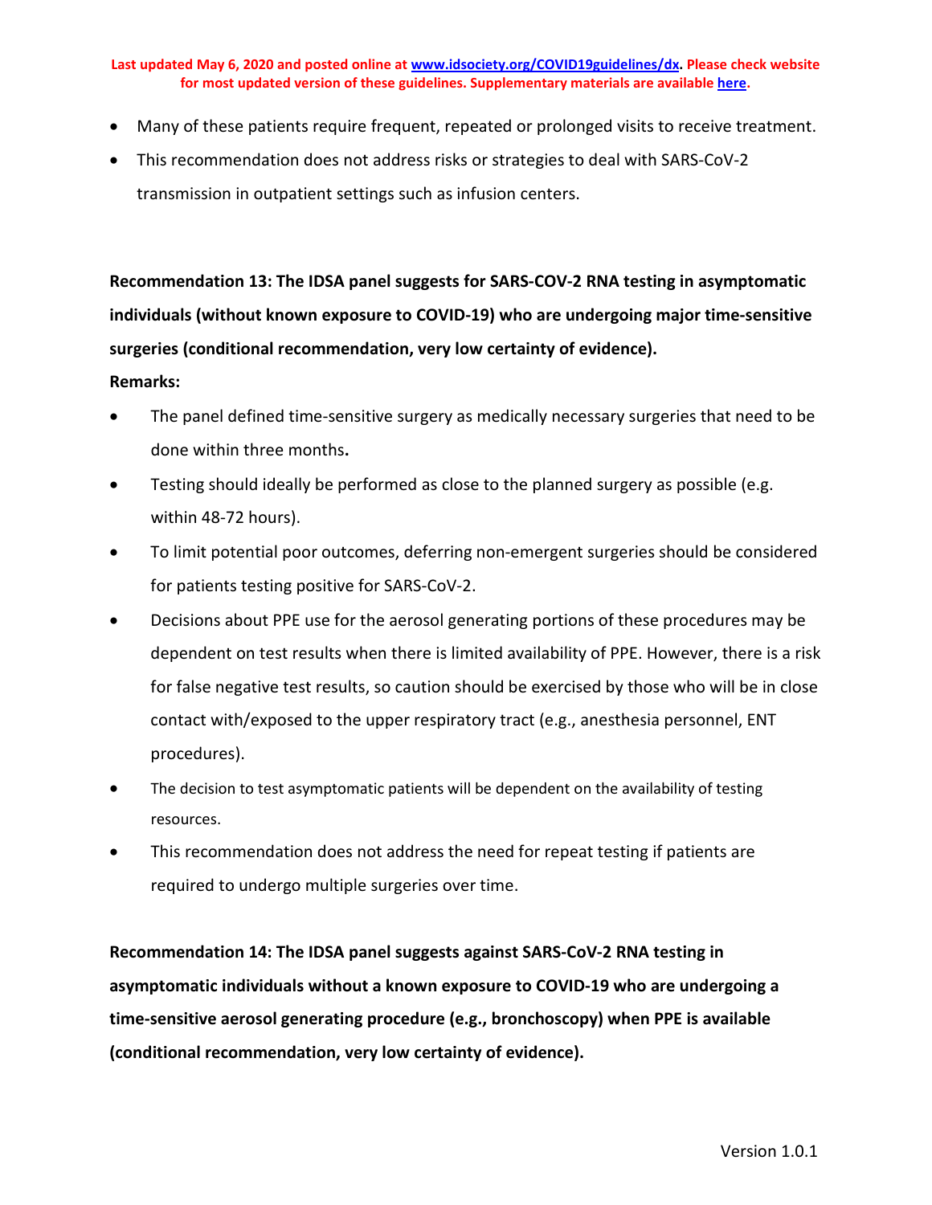- Many of these patients require frequent, repeated or prolonged visits to receive treatment.
- This recommendation does not address risks or strategies to deal with SARS-CoV-2 transmission in outpatient settings such as infusion centers.

**Recommendation 13: The IDSA panel suggests for SARS-COV-2 RNA testing in asymptomatic individuals (without known exposure to COVID-19) who are undergoing major time-sensitive surgeries (conditional recommendation, very low certainty of evidence).**

**Remarks:**

- The panel defined time-sensitive surgery as medically necessary surgeries that need to be done within three months**.**
- Testing should ideally be performed as close to the planned surgery as possible (e.g. within 48-72 hours).
- To limit potential poor outcomes, deferring non-emergent surgeries should be considered for patients testing positive for SARS-CoV-2.
- Decisions about PPE use for the aerosol generating portions of these procedures may be dependent on test results when there is limited availability of PPE. However, there is a risk for false negative test results, so caution should be exercised by those who will be in close contact with/exposed to the upper respiratory tract (e.g., anesthesia personnel, ENT procedures).
- The decision to test asymptomatic patients will be dependent on the availability of testing resources.
- This recommendation does not address the need for repeat testing if patients are required to undergo multiple surgeries over time.

**Recommendation 14: The IDSA panel suggests against SARS-CoV-2 RNA testing in asymptomatic individuals without a known exposure to COVID-19 who are undergoing a time-sensitive aerosol generating procedure (e.g., bronchoscopy) when PPE is available (conditional recommendation, very low certainty of evidence).**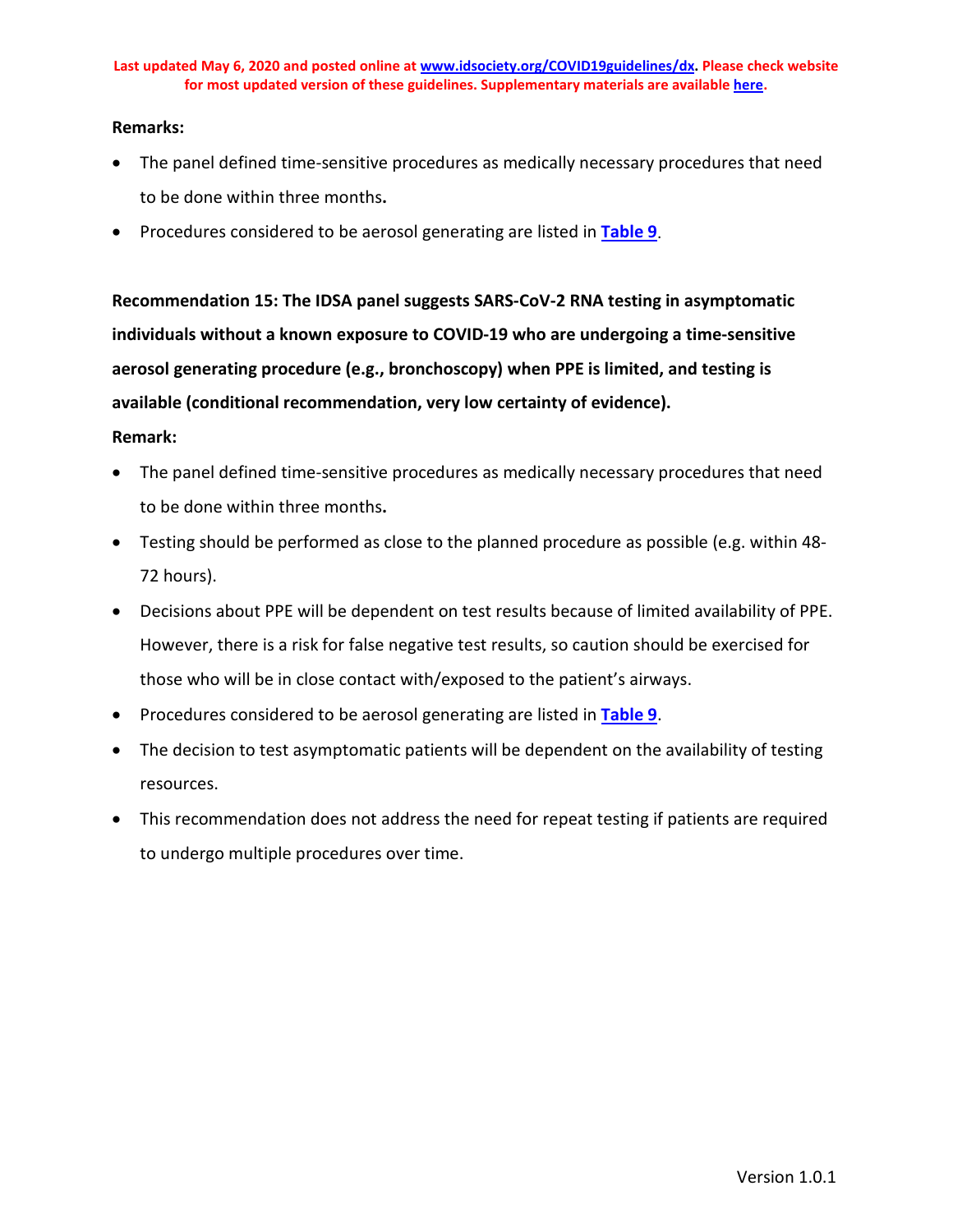**Remarks:**

- The panel defined time-sensitive procedures as medically necessary procedures that need to be done within three months**.**
- Procedures considered to be aerosol generating are listed in **Table 9**.

**Recommendation 15: The IDSA panel suggests SARS-CoV-2 RNA testing in asymptomatic individuals without a known exposure to COVID-19 who are undergoing a time-sensitive aerosol generating procedure (e.g., bronchoscopy) when PPE is limited, and testing is available (conditional recommendation, very low certainty of evidence).**

**Remark:**

- The panel defined time-sensitive procedures as medically necessary procedures that need to be done within three months**.**
- Testing should be performed as close to the planned procedure as possible (e.g. within 48-72 hours).
- Decisions about PPE will be dependent on test results because of limited availability of PPE. However, there is a risk for false negative test results, so caution should be exercised for those who will be in close contact with/exposed to the patient's airways.
- Procedures considered to be aerosol generating are listed in **Table 9**.
- The decision to test asymptomatic patients will be dependent on the availability of testing resources.
- This recommendation does not address the need for repeat testing if patients are required to undergo multiple procedures over time.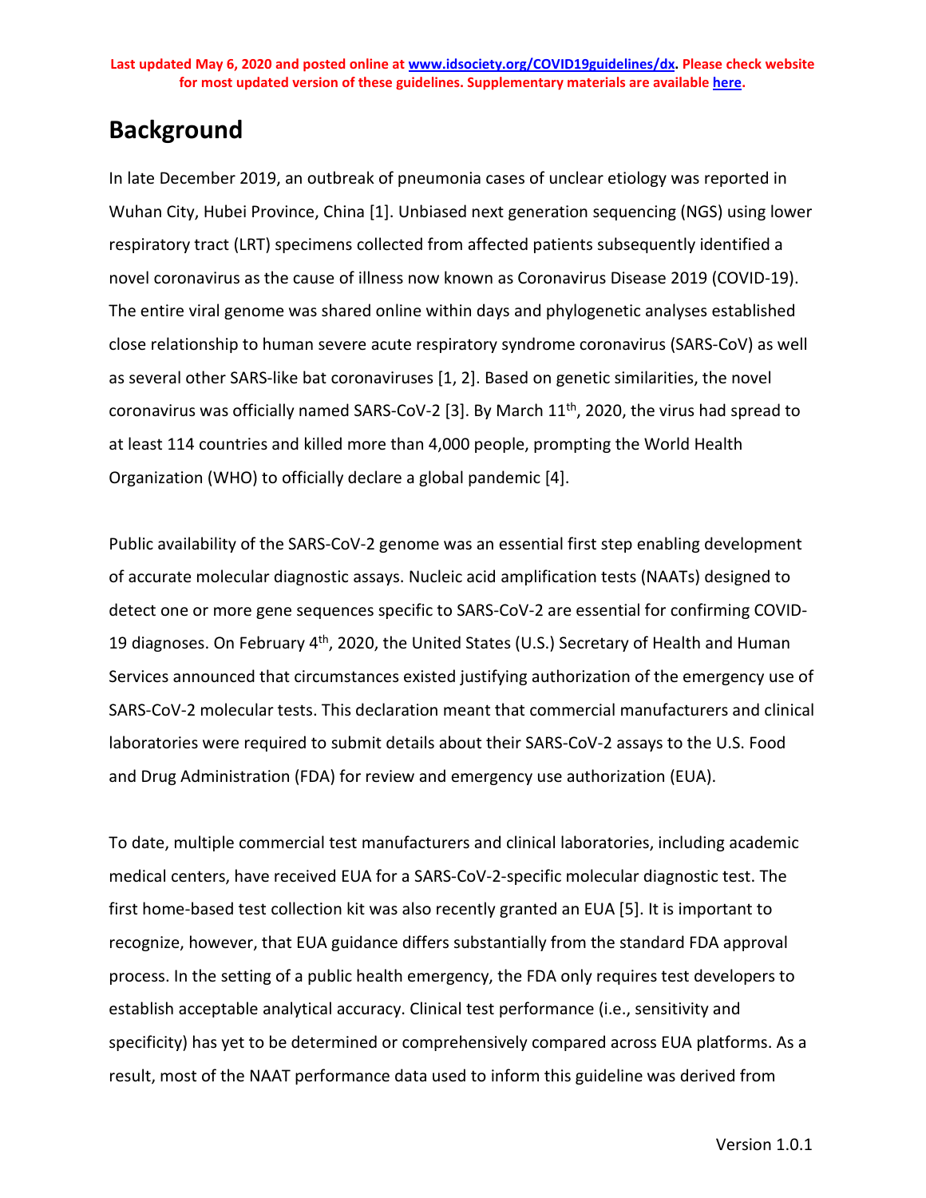## Background

In late December 2019, an outbreak of pneumonia cases of unclear etiology was reported in Wuhan City, Hubei Province, China [1]. Unbiased next generation sequencing (NGS) using lower respiratory tract (LRT) specimens collected from affected patients subsequently identified a novel coronavirus as the cause of illness now known as Coronavirus Disease 2019 (COVID-19). The entire viral genome was shared online within days and phylogenetic analyses established close relationship to human severe acute respiratory syndrome coronavirus (SARS-CoV) as well as several other SARS-like bat coronaviruses [1, 2]. Based on genetic similarities, the novel coronavirus was officially named SARS-CoV-2 [3]. By March 11th, 2020, the virus had spread to at least 114 countries and killed more than 4,000 people, prompting the World Health Organization (WHO) to officially declare a global pandemic [4].

Public availability of the SARS-CoV-2 genome was an essential first step enabling development of accurate molecular diagnostic assays. Nucleic acid amplification tests (NAATs) designed to detect one or more gene sequences specific to SARS-CoV-2 are essential for confirming COVID-19 diagnoses. On February 4th, 2020, the United States (U.S.) Secretary of Health and Human Services announced that circumstances existed justifying authorization of the emergency use of SARS-CoV-2 molecular tests. This declaration meant that commercial manufacturers and clinical laboratories were required to submit details about their SARS-CoV-2 assays to the U.S. Food and Drug Administration (FDA) for review and emergency use authorization (EUA).

To date, multiple commercial test manufacturers and clinical laboratories, including academic medical centers, have received EUA for a SARS-CoV-2-specific molecular diagnostic test. The first home-based test collection kit was also recently granted an EUA [5]. It is important to recognize, however, that EUA guidance differs substantially from the standard FDA approval process. In the setting of a public health emergency, the FDA only requires test developers to establish acceptable analytical accuracy. Clinical test performance (i.e., sensitivity and specificity) has yet to be determined or comprehensively compared across EUA platforms. As a result, most of the NAAT performance data used to inform this guideline was derived from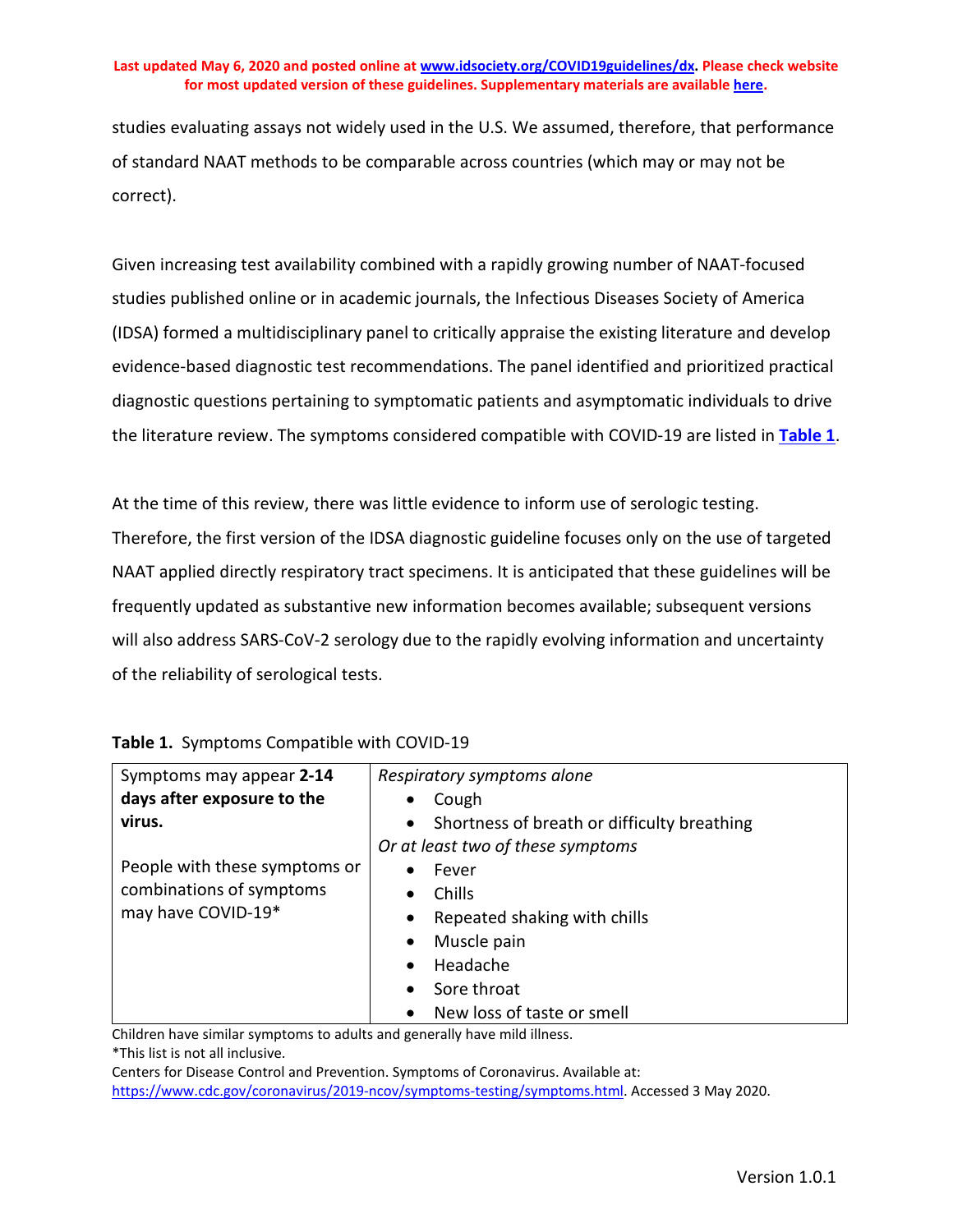studies evaluating assays not widely used in the U.S. We assumed, therefore, that performance of standard NAAT methods to be comparable across countries (which may or may not be correct).

Given increasing test availability combined with a rapidly growing number of NAAT-focused studies published online or in academic journals, the Infectious Diseases Society of America (IDSA) formed a multidisciplinary panel to critically appraise the existing literature and develop evidence-based diagnostic test recommendations. The panel identified and prioritized practical diagnostic questions pertaining to symptomatic patients and asymptomatic individuals to drive the literature review. The symptoms considered compatible with COVID-19 are listed in **Table 1**.

At the time of this review, there was little evidence to inform use of serologic testing. Therefore, the first version of the IDSA diagnostic guideline focuses only on the use of targeted NAAT applied directly respiratory tract specimens. It is anticipated that these guidelines will be frequently updated as substantive new information becomes available; subsequent versions will also address SARS-CoV-2 serology due to the rapidly evolving information and uncertainty of the reliability of serological tests.

**Table 1.** Symptoms Compatible with COVID-19

| | |
|---|---|
| Symptoms may appear **2-14 days after exposure to the virus.**<br><br>People with these symptoms or combinations of symptoms may have COVID-19* | *Respiratory symptoms alone*<br>• Cough<br>• Shortness of breath or difficulty breathing<br>*Or at least two of these symptoms*<br>• Fever<br>• Chills<br>• Repeated shaking with chills<br>• Muscle pain<br>• Headache<br>• Sore throat<br>• New loss of taste or smell |

Children have similar symptoms to adults and generally have mild illness.
*This list is not all inclusive.
Centers for Disease Control and Prevention. Symptoms of Coronavirus. Available at: https://www.cdc.gov/coronavirus/2019-ncov/symptoms-testing/symptoms.html. Accessed 3 May 2020.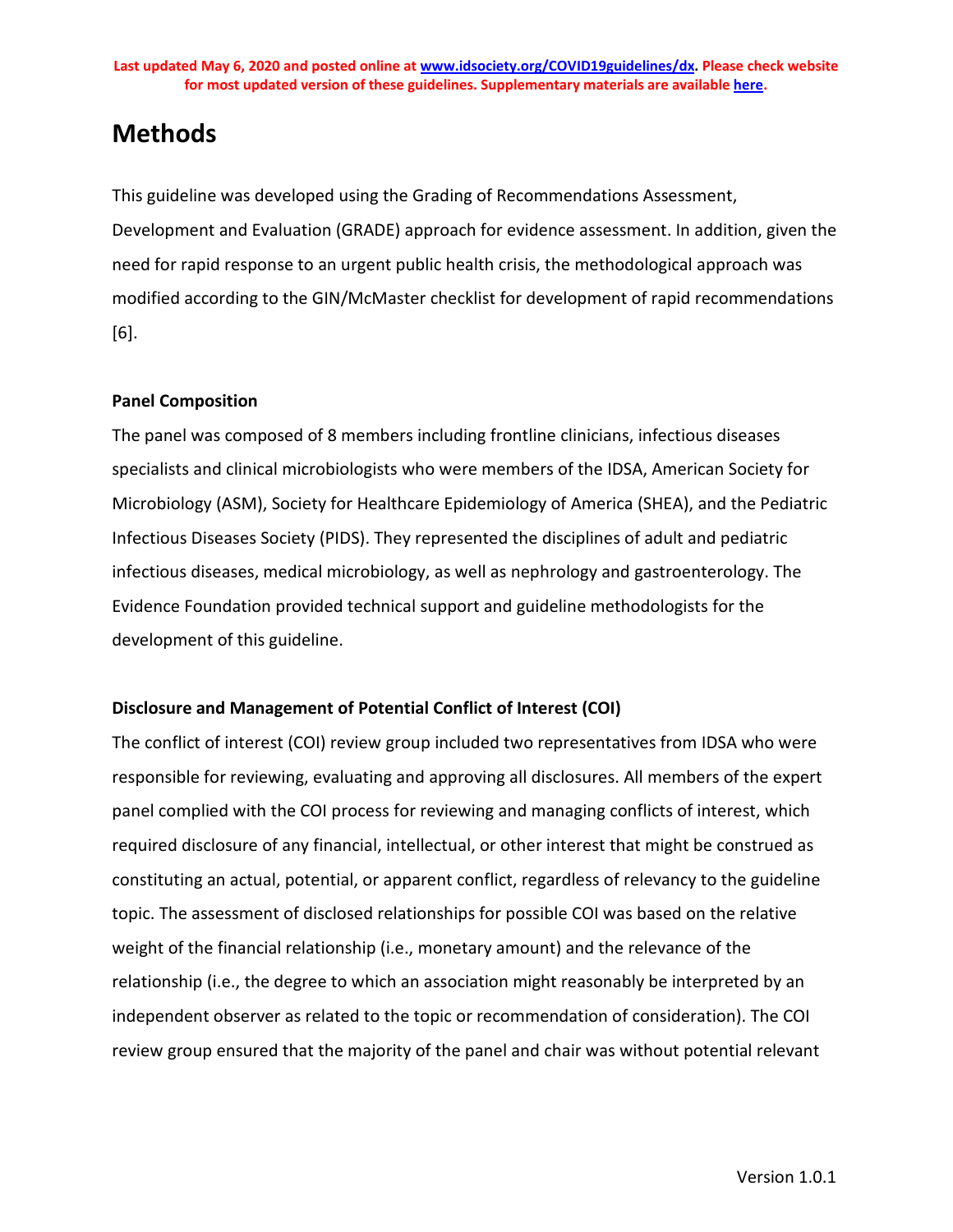# Methods

This guideline was developed using the Grading of Recommendations Assessment, Development and Evaluation (GRADE) approach for evidence assessment. In addition, given the need for rapid response to an urgent public health crisis, the methodological approach was modified according to the GIN/McMaster checklist for development of rapid recommendations [6].

**Panel Composition**

The panel was composed of 8 members including frontline clinicians, infectious diseases specialists and clinical microbiologists who were members of the IDSA, American Society for Microbiology (ASM), Society for Healthcare Epidemiology of America (SHEA), and the Pediatric Infectious Diseases Society (PIDS). They represented the disciplines of adult and pediatric infectious diseases, medical microbiology, as well as nephrology and gastroenterology. The Evidence Foundation provided technical support and guideline methodologists for the development of this guideline.

**Disclosure and Management of Potential Conflict of Interest (COI)**

The conflict of interest (COI) review group included two representatives from IDSA who were responsible for reviewing, evaluating and approving all disclosures. All members of the expert panel complied with the COI process for reviewing and managing conflicts of interest, which required disclosure of any financial, intellectual, or other interest that might be construed as constituting an actual, potential, or apparent conflict, regardless of relevancy to the guideline topic. The assessment of disclosed relationships for possible COI was based on the relative weight of the financial relationship (i.e., monetary amount) and the relevance of the relationship (i.e., the degree to which an association might reasonably be interpreted by an independent observer as related to the topic or recommendation of consideration). The COI review group ensured that the majority of the panel and chair was without potential relevant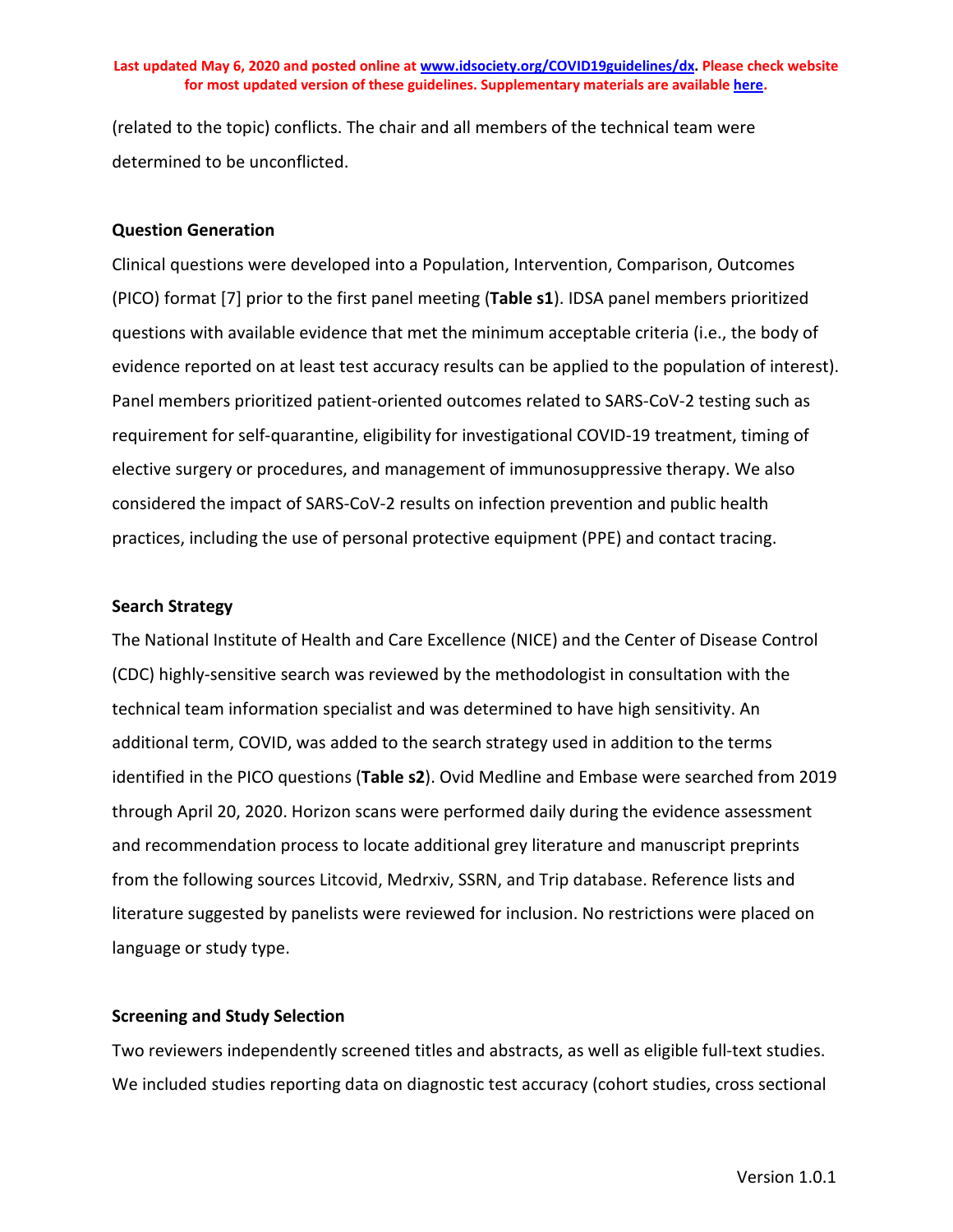(related to the topic) conflicts. The chair and all members of the technical team were determined to be unconflicted.

### Question Generation

Clinical questions were developed into a Population, Intervention, Comparison, Outcomes (PICO) format [7] prior to the first panel meeting (**Table s1**). IDSA panel members prioritized questions with available evidence that met the minimum acceptable criteria (i.e., the body of evidence reported on at least test accuracy results can be applied to the population of interest). Panel members prioritized patient-oriented outcomes related to SARS-CoV-2 testing such as requirement for self-quarantine, eligibility for investigational COVID-19 treatment, timing of elective surgery or procedures, and management of immunosuppressive therapy. We also considered the impact of SARS-CoV-2 results on infection prevention and public health practices, including the use of personal protective equipment (PPE) and contact tracing.

### Search Strategy

The National Institute of Health and Care Excellence (NICE) and the Center of Disease Control (CDC) highly-sensitive search was reviewed by the methodologist in consultation with the technical team information specialist and was determined to have high sensitivity. An additional term, COVID, was added to the search strategy used in addition to the terms identified in the PICO questions (**Table s2**). Ovid Medline and Embase were searched from 2019 through April 20, 2020. Horizon scans were performed daily during the evidence assessment and recommendation process to locate additional grey literature and manuscript preprints from the following sources Litcovid, Medrxiv, SSRN, and Trip database. Reference lists and literature suggested by panelists were reviewed for inclusion. No restrictions were placed on language or study type.

### Screening and Study Selection

Two reviewers independently screened titles and abstracts, as well as eligible full-text studies. We included studies reporting data on diagnostic test accuracy (cohort studies, cross sectional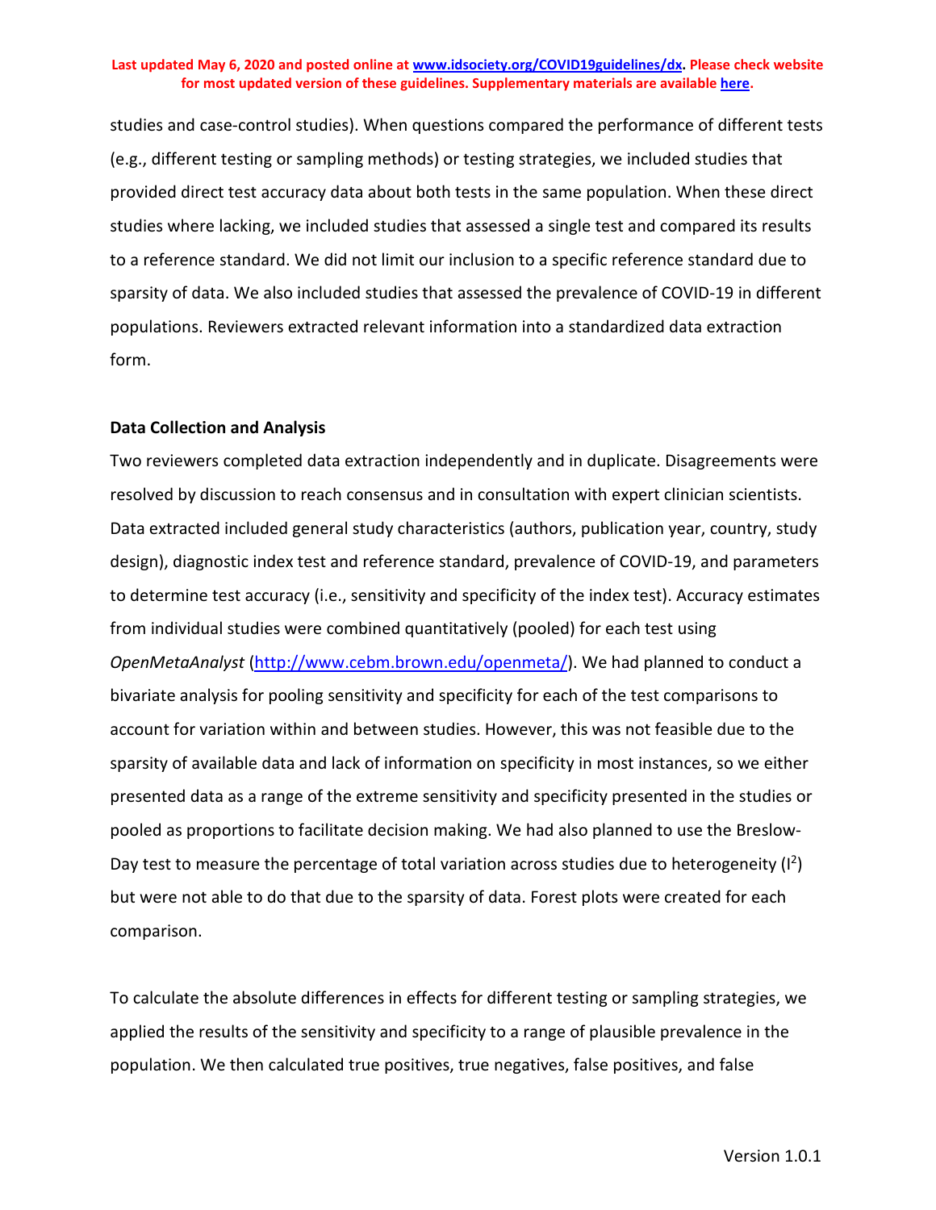studies and case-control studies). When questions compared the performance of different tests (e.g., different testing or sampling methods) or testing strategies, we included studies that provided direct test accuracy data about both tests in the same population. When these direct studies where lacking, we included studies that assessed a single test and compared its results to a reference standard. We did not limit our inclusion to a specific reference standard due to sparsity of data. We also included studies that assessed the prevalence of COVID-19 in different populations. Reviewers extracted relevant information into a standardized data extraction form.

### Data Collection and Analysis

Two reviewers completed data extraction independently and in duplicate. Disagreements were resolved by discussion to reach consensus and in consultation with expert clinician scientists. Data extracted included general study characteristics (authors, publication year, country, study design), diagnostic index test and reference standard, prevalence of COVID-19, and parameters to determine test accuracy (i.e., sensitivity and specificity of the index test). Accuracy estimates from individual studies were combined quantitatively (pooled) for each test using *OpenMetaAnalyst* (http://www.cebm.brown.edu/openmeta/). We had planned to conduct a bivariate analysis for pooling sensitivity and specificity for each of the test comparisons to account for variation within and between studies. However, this was not feasible due to the sparsity of available data and lack of information on specificity in most instances, so we either presented data as a range of the extreme sensitivity and specificity presented in the studies or pooled as proportions to facilitate decision making. We had also planned to use the Breslow-Day test to measure the percentage of total variation across studies due to heterogeneity ($I^2$) but were not able to do that due to the sparsity of data. Forest plots were created for each comparison.

To calculate the absolute differences in effects for different testing or sampling strategies, we applied the results of the sensitivity and specificity to a range of plausible prevalence in the population. We then calculated true positives, true negatives, false positives, and false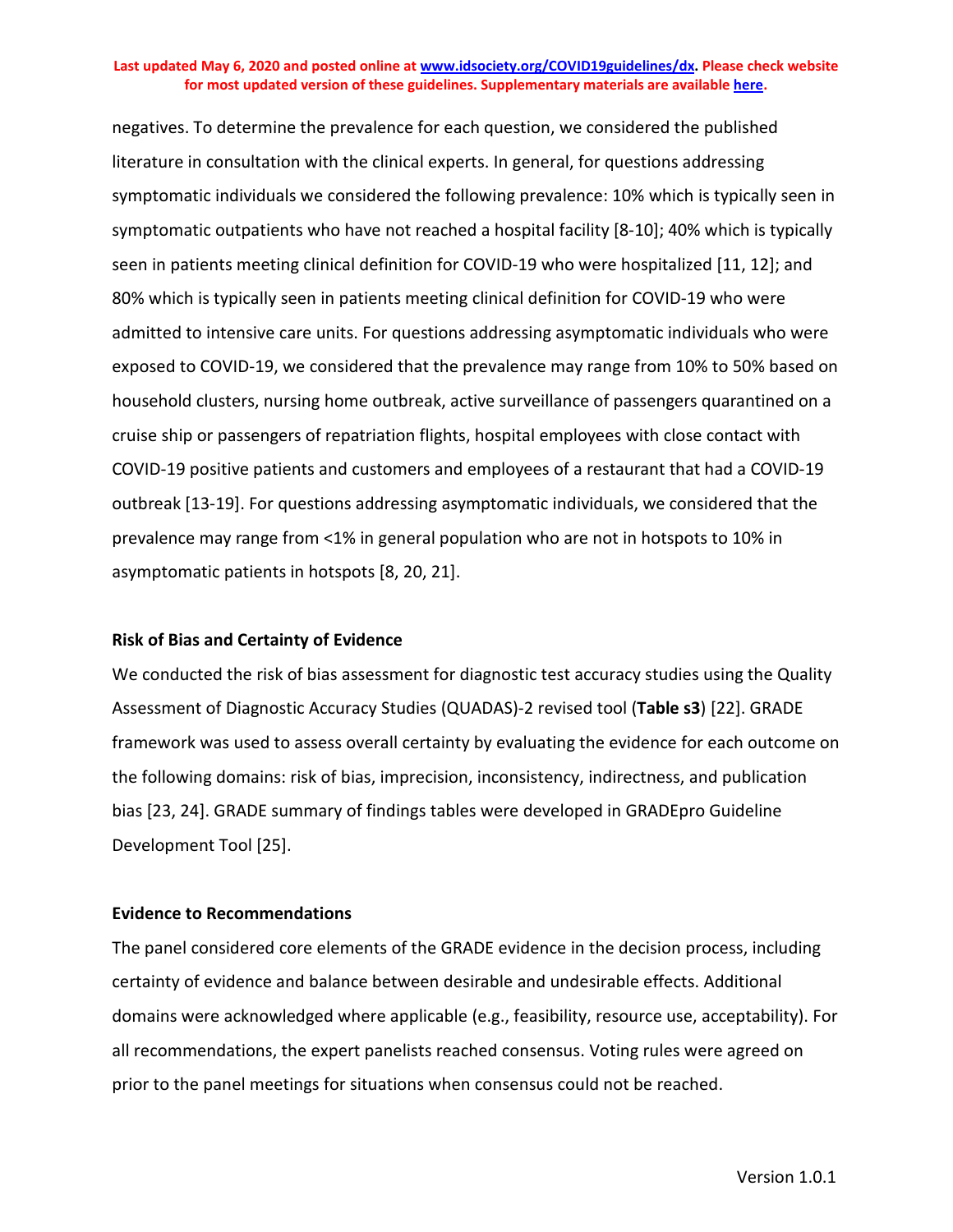negatives. To determine the prevalence for each question, we considered the published literature in consultation with the clinical experts. In general, for questions addressing symptomatic individuals we considered the following prevalence: 10% which is typically seen in symptomatic outpatients who have not reached a hospital facility [8-10]; 40% which is typically seen in patients meeting clinical definition for COVID-19 who were hospitalized [11, 12]; and 80% which is typically seen in patients meeting clinical definition for COVID-19 who were admitted to intensive care units. For questions addressing asymptomatic individuals who were exposed to COVID-19, we considered that the prevalence may range from 10% to 50% based on household clusters, nursing home outbreak, active surveillance of passengers quarantined on a cruise ship or passengers of repatriation flights, hospital employees with close contact with COVID-19 positive patients and customers and employees of a restaurant that had a COVID-19 outbreak [13-19]. For questions addressing asymptomatic individuals, we considered that the prevalence may range from <1% in general population who are not in hotspots to 10% in asymptomatic patients in hotspots [8, 20, 21].

### Risk of Bias and Certainty of Evidence

We conducted the risk of bias assessment for diagnostic test accuracy studies using the Quality Assessment of Diagnostic Accuracy Studies (QUADAS)-2 revised tool (**Table s3**) [22]. GRADE framework was used to assess overall certainty by evaluating the evidence for each outcome on the following domains: risk of bias, imprecision, inconsistency, indirectness, and publication bias [23, 24]. GRADE summary of findings tables were developed in GRADEpro Guideline Development Tool [25].

### Evidence to Recommendations

The panel considered core elements of the GRADE evidence in the decision process, including certainty of evidence and balance between desirable and undesirable effects. Additional domains were acknowledged where applicable (e.g., feasibility, resource use, acceptability). For all recommendations, the expert panelists reached consensus. Voting rules were agreed on prior to the panel meetings for situations when consensus could not be reached.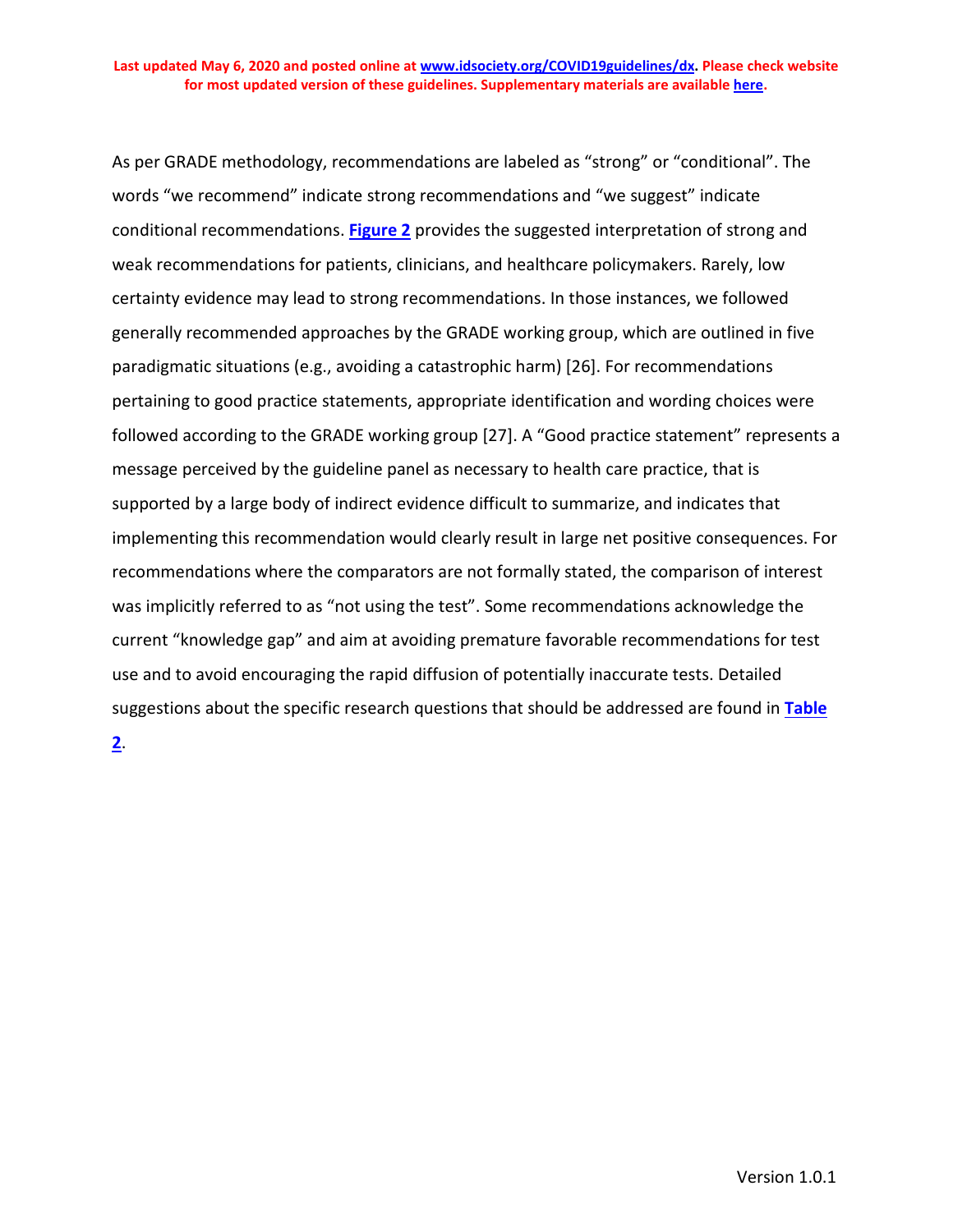As per GRADE methodology, recommendations are labeled as “strong” or “conditional”. The words “we recommend” indicate strong recommendations and “we suggest” indicate conditional recommendations. **Figure 2** provides the suggested interpretation of strong and weak recommendations for patients, clinicians, and healthcare policymakers. Rarely, low certainty evidence may lead to strong recommendations. In those instances, we followed generally recommended approaches by the GRADE working group, which are outlined in five paradigmatic situations (e.g., avoiding a catastrophic harm) [26]. For recommendations pertaining to good practice statements, appropriate identification and wording choices were followed according to the GRADE working group [27]. A “Good practice statement” represents a message perceived by the guideline panel as necessary to health care practice, that is supported by a large body of indirect evidence difficult to summarize, and indicates that implementing this recommendation would clearly result in large net positive consequences. For recommendations where the comparators are not formally stated, the comparison of interest was implicitly referred to as “not using the test”. Some recommendations acknowledge the current “knowledge gap” and aim at avoiding premature favorable recommendations for test use and to avoid encouraging the rapid diffusion of potentially inaccurate tests. Detailed suggestions about the specific research questions that should be addressed are found in **Table 2**.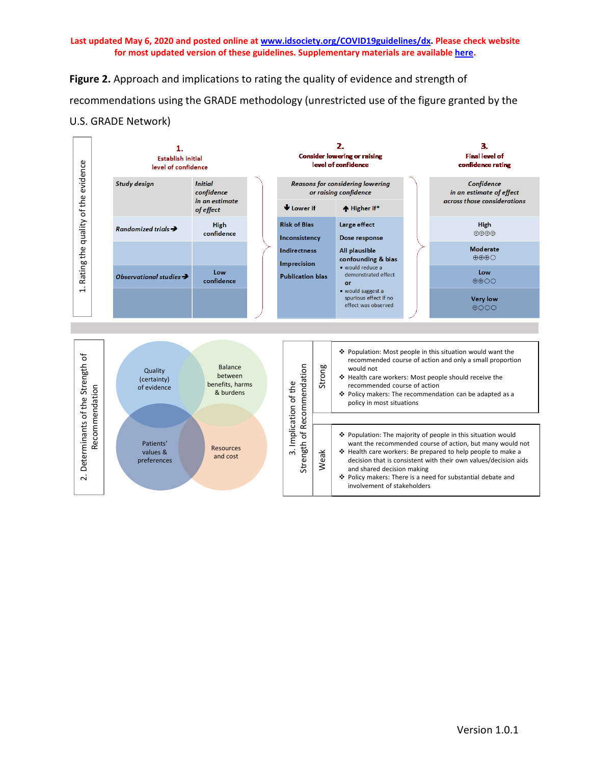Last updated May 6, 2020 and posted online at www.idsociety.org/COVID19guidelines/dx. Please check website for most updated version of these guidelines. Supplementary materials are available here.

**Figure 2.** Approach and implications to rating the quality of evidence and strength of recommendations using the GRADE methodology (unrestricted use of the figure granted by the U.S. GRADE Network)

**1. Rating the quality of the evidence**

| 1. Establish initial level of confidence | | 2. Consider lowering or raising level of confidence | | 3. Final level of confidence rating |
|---|---|---|---|---|
| *Study design* | *Initial confidence in an estimate of effect* | *Reasons for considering lowering or raising confidence* | | *Confidence in an estimate of effect across those considerations* |
| | | ↓ Lower if | ↑ Higher if* | |
| *Randomized trials* → | High confidence | Risk of Bias | Large effect | High ⊕⊕⊕⊕ |
| | | Inconsistency | Dose response | Moderate ⊕⊕⊕○ |
| *Observational studies* → | Low confidence | Indirectness | All plausible confounding & bias • would reduce a demonstrated effect or • would suggest a spurious effect if no effect was observed | Low ⊕⊕○○ |
| | | Imprecision | | Very low ⊕○○○ |
| | | Publication bias | | |

**2. Determinants of the Strength of Recommendation**

- Quality (certainty) of evidence
- Balance between benefits, harms & burdens
- Patients' values & preferences
- Resources and cost

**3. Implication of the Strength of Recommendation**

| | |
|---|---|
| Strong | ❖ Population: Most people in this situation would want the recommended course of action and only a small proportion would not<br>❖ Health care workers: Most people should receive the recommended course of action<br>❖ Policy makers: The recommendation can be adapted as a policy in most situations |
| Weak | ❖ Population: The majority of people in this situation would want the recommended course of action, but many would not<br>❖ Health care workers: Be prepared to help people to make a decision that is consistent with their own values/decision aids and shared decision making<br>❖ Policy makers: There is a need for substantial debate and involvement of stakeholders |

Version 1.0.1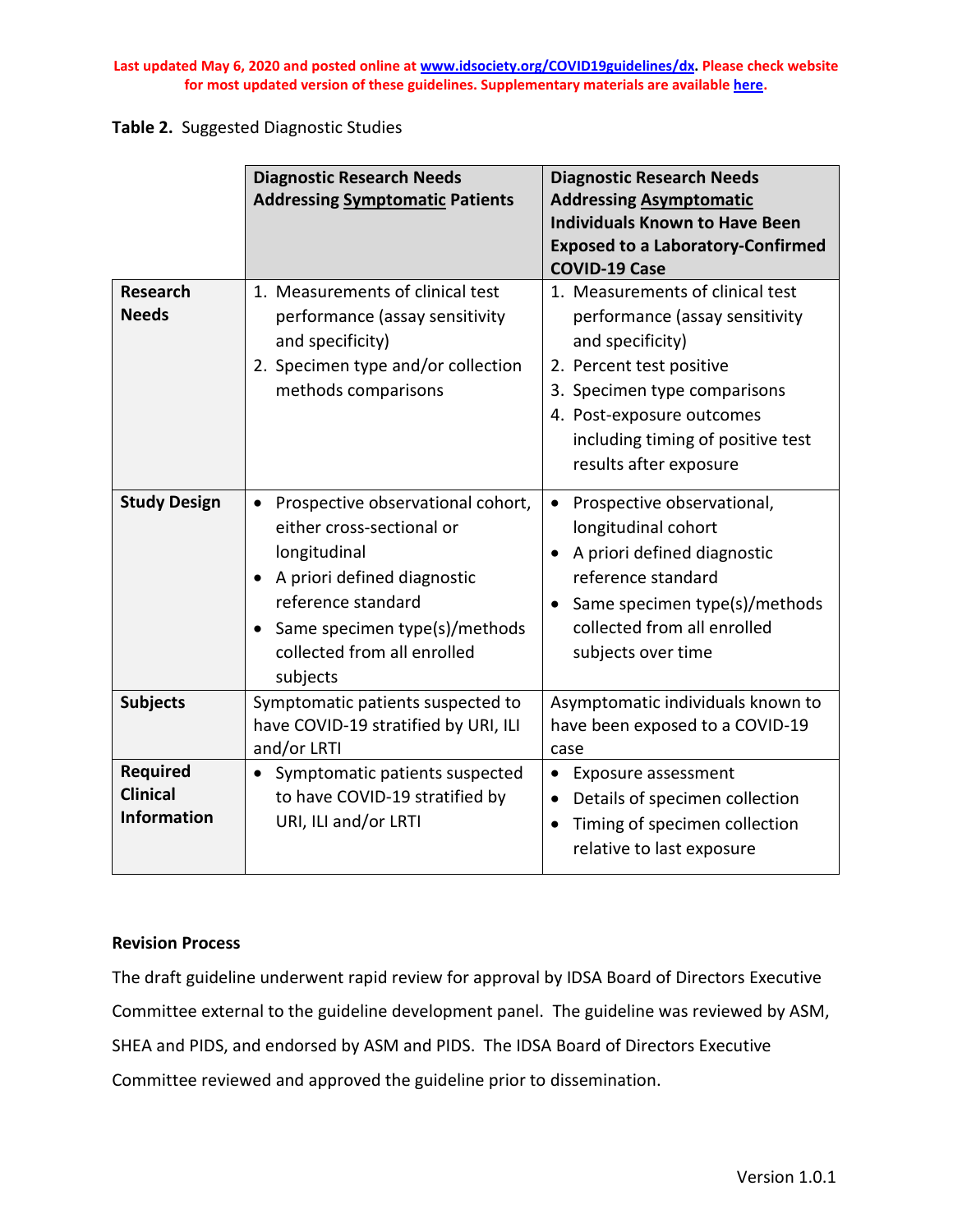**Table 2.** Suggested Diagnostic Studies

| | **Diagnostic Research Needs Addressing Symptomatic Patients** | **Diagnostic Research Needs Addressing Asymptomatic Individuals Known to Have Been Exposed to a Laboratory-Confirmed COVID-19 Case** |
|---|---|---|
| **Research Needs** | 1. Measurements of clinical test performance (assay sensitivity and specificity)<br>2. Specimen type and/or collection methods comparisons | 1. Measurements of clinical test performance (assay sensitivity and specificity)<br>2. Percent test positive<br>3. Specimen type comparisons<br>4. Post-exposure outcomes including timing of positive test results after exposure |
| **Study Design** | • Prospective observational cohort, either cross-sectional or longitudinal<br>• A priori defined diagnostic reference standard<br>• Same specimen type(s)/methods collected from all enrolled subjects | • Prospective observational, longitudinal cohort<br>• A priori defined diagnostic reference standard<br>• Same specimen type(s)/methods collected from all enrolled subjects over time |
| **Subjects** | Symptomatic patients suspected to have COVID-19 stratified by URI, ILI and/or LRTI | Asymptomatic individuals known to have been exposed to a COVID-19 case |
| **Required Clinical Information** | • Symptomatic patients suspected to have COVID-19 stratified by URI, ILI and/or LRTI | • Exposure assessment<br>• Details of specimen collection<br>• Timing of specimen collection relative to last exposure |

**Revision Process**

The draft guideline underwent rapid review for approval by IDSA Board of Directors Executive Committee external to the guideline development panel. The guideline was reviewed by ASM, SHEA and PIDS, and endorsed by ASM and PIDS. The IDSA Board of Directors Executive Committee reviewed and approved the guideline prior to dissemination.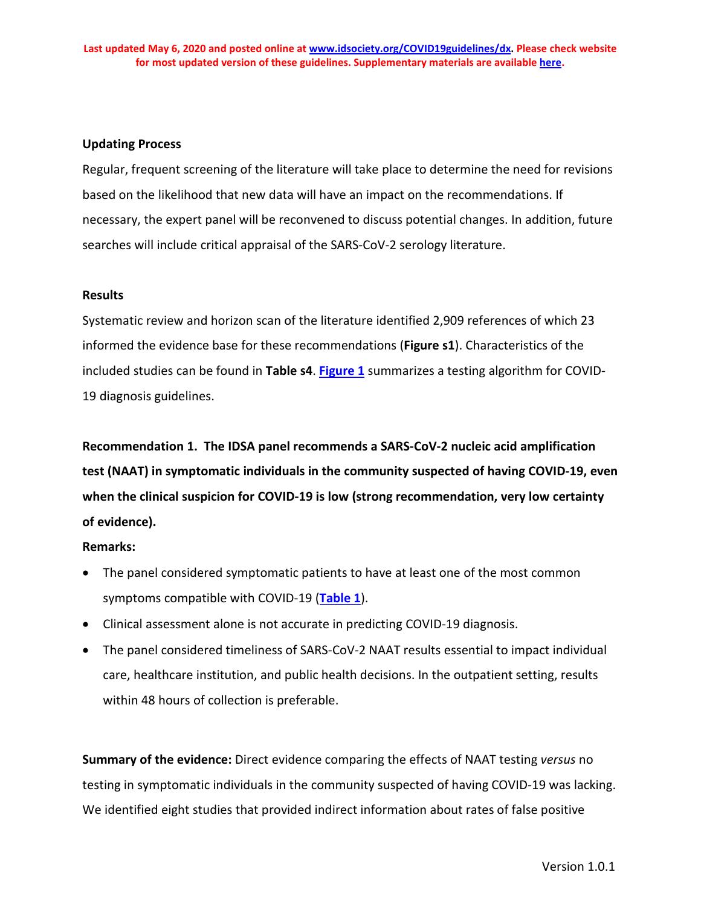### Updating Process

Regular, frequent screening of the literature will take place to determine the need for revisions based on the likelihood that new data will have an impact on the recommendations. If necessary, the expert panel will be reconvened to discuss potential changes. In addition, future searches will include critical appraisal of the SARS-CoV-2 serology literature.

### Results

Systematic review and horizon scan of the literature identified 2,909 references of which 23 informed the evidence base for these recommendations (**Figure s1**). Characteristics of the included studies can be found in **Table s4**. **Figure 1** summarizes a testing algorithm for COVID-19 diagnosis guidelines.

**Recommendation 1. The IDSA panel recommends a SARS-CoV-2 nucleic acid amplification test (NAAT) in symptomatic individuals in the community suspected of having COVID-19, even when the clinical suspicion for COVID-19 is low (strong recommendation, very low certainty of evidence).**

**Remarks:**

- The panel considered symptomatic patients to have at least one of the most common symptoms compatible with COVID-19 (**Table 1**).
- Clinical assessment alone is not accurate in predicting COVID-19 diagnosis.
- The panel considered timeliness of SARS-CoV-2 NAAT results essential to impact individual care, healthcare institution, and public health decisions. In the outpatient setting, results within 48 hours of collection is preferable.

**Summary of the evidence:** Direct evidence comparing the effects of NAAT testing *versus* no testing in symptomatic individuals in the community suspected of having COVID-19 was lacking. We identified eight studies that provided indirect information about rates of false positive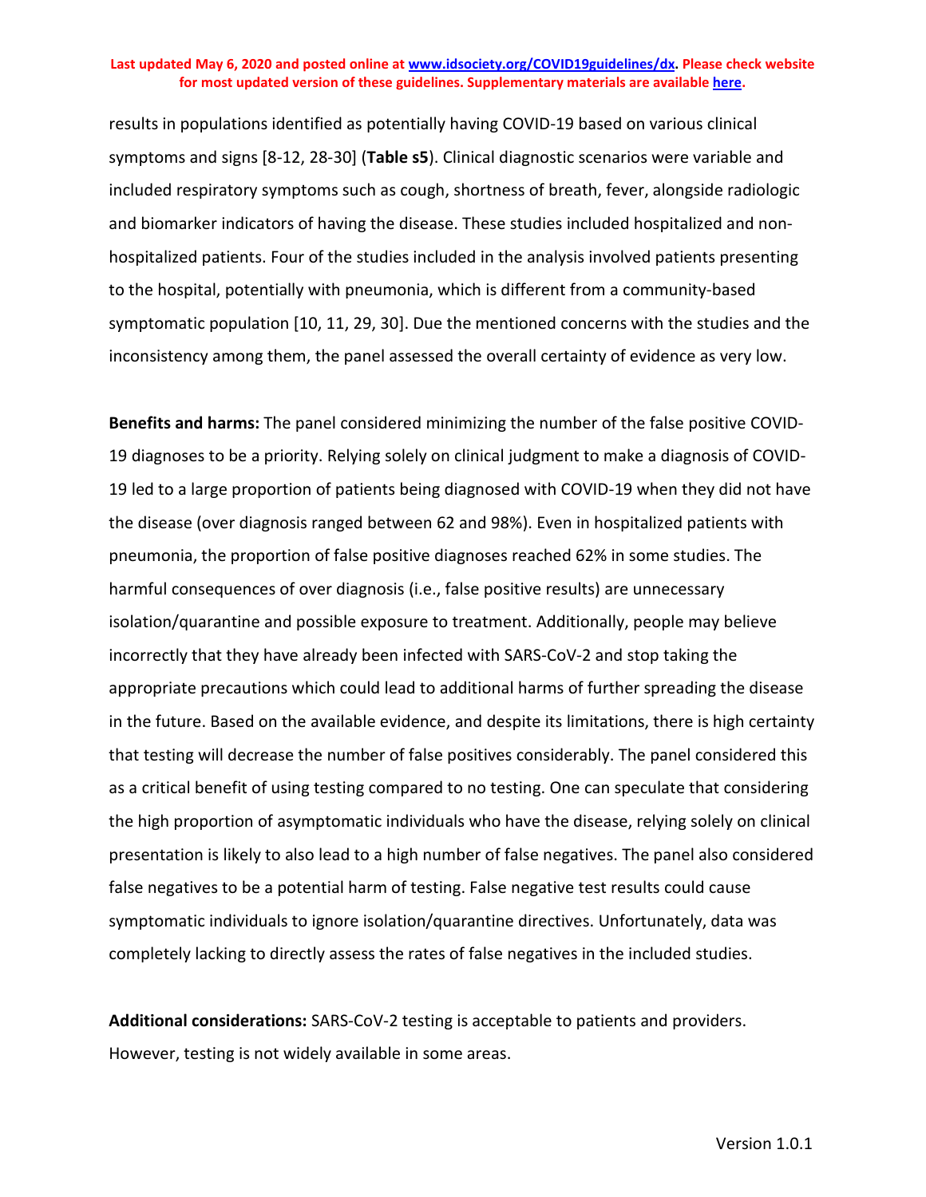results in populations identified as potentially having COVID-19 based on various clinical symptoms and signs [8-12, 28-30] (**Table s5**). Clinical diagnostic scenarios were variable and included respiratory symptoms such as cough, shortness of breath, fever, alongside radiologic and biomarker indicators of having the disease. These studies included hospitalized and non-hospitalized patients. Four of the studies included in the analysis involved patients presenting to the hospital, potentially with pneumonia, which is different from a community-based symptomatic population [10, 11, 29, 30]. Due the mentioned concerns with the studies and the inconsistency among them, the panel assessed the overall certainty of evidence as very low.

**Benefits and harms:** The panel considered minimizing the number of the false positive COVID-19 diagnoses to be a priority. Relying solely on clinical judgment to make a diagnosis of COVID-19 led to a large proportion of patients being diagnosed with COVID-19 when they did not have the disease (over diagnosis ranged between 62 and 98%). Even in hospitalized patients with pneumonia, the proportion of false positive diagnoses reached 62% in some studies. The harmful consequences of over diagnosis (i.e., false positive results) are unnecessary isolation/quarantine and possible exposure to treatment. Additionally, people may believe incorrectly that they have already been infected with SARS-CoV-2 and stop taking the appropriate precautions which could lead to additional harms of further spreading the disease in the future. Based on the available evidence, and despite its limitations, there is high certainty that testing will decrease the number of false positives considerably. The panel considered this as a critical benefit of using testing compared to no testing. One can speculate that considering the high proportion of asymptomatic individuals who have the disease, relying solely on clinical presentation is likely to also lead to a high number of false negatives. The panel also considered false negatives to be a potential harm of testing. False negative test results could cause symptomatic individuals to ignore isolation/quarantine directives. Unfortunately, data was completely lacking to directly assess the rates of false negatives in the included studies.

**Additional considerations:** SARS-CoV-2 testing is acceptable to patients and providers. However, testing is not widely available in some areas.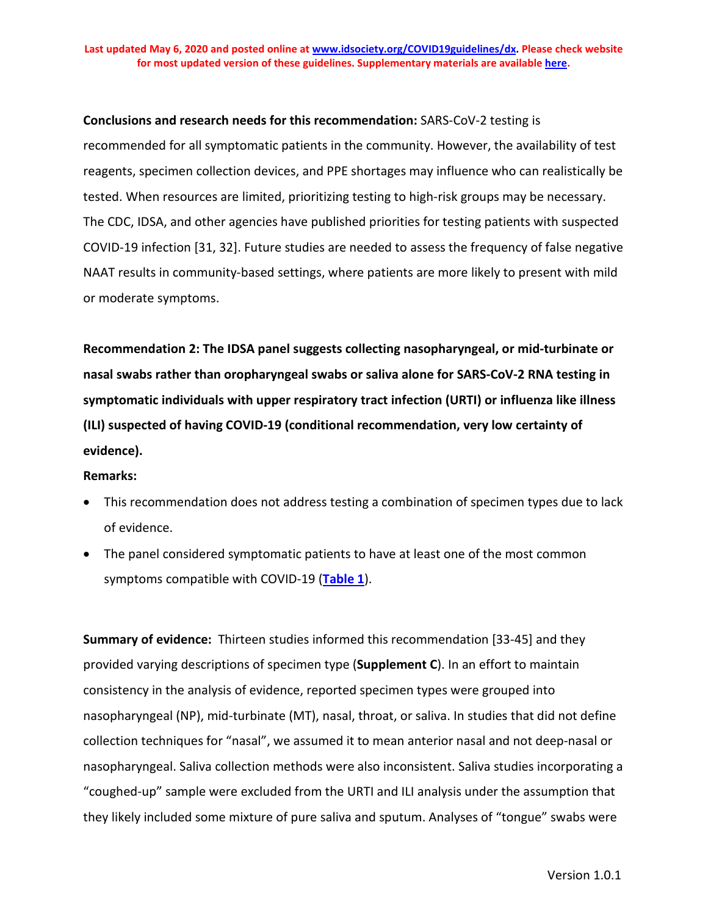**Conclusions and research needs for this recommendation:** SARS-CoV-2 testing is recommended for all symptomatic patients in the community. However, the availability of test reagents, specimen collection devices, and PPE shortages may influence who can realistically be tested. When resources are limited, prioritizing testing to high-risk groups may be necessary. The CDC, IDSA, and other agencies have published priorities for testing patients with suspected COVID-19 infection [31, 32]. Future studies are needed to assess the frequency of false negative NAAT results in community-based settings, where patients are more likely to present with mild or moderate symptoms.

**Recommendation 2: The IDSA panel suggests collecting nasopharyngeal, or mid-turbinate or nasal swabs rather than oropharyngeal swabs or saliva alone for SARS-CoV-2 RNA testing in symptomatic individuals with upper respiratory tract infection (URTI) or influenza like illness (ILI) suspected of having COVID-19 (conditional recommendation, very low certainty of evidence).**

**Remarks:**

- This recommendation does not address testing a combination of specimen types due to lack of evidence.
- The panel considered symptomatic patients to have at least one of the most common symptoms compatible with COVID-19 (**Table 1**).

**Summary of evidence:** Thirteen studies informed this recommendation [33-45] and they provided varying descriptions of specimen type (**Supplement C**). In an effort to maintain consistency in the analysis of evidence, reported specimen types were grouped into nasopharyngeal (NP), mid-turbinate (MT), nasal, throat, or saliva. In studies that did not define collection techniques for "nasal", we assumed it to mean anterior nasal and not deep-nasal or nasopharyngeal. Saliva collection methods were also inconsistent. Saliva studies incorporating a "coughed-up" sample were excluded from the URTI and ILI analysis under the assumption that they likely included some mixture of pure saliva and sputum. Analyses of "tongue" swabs were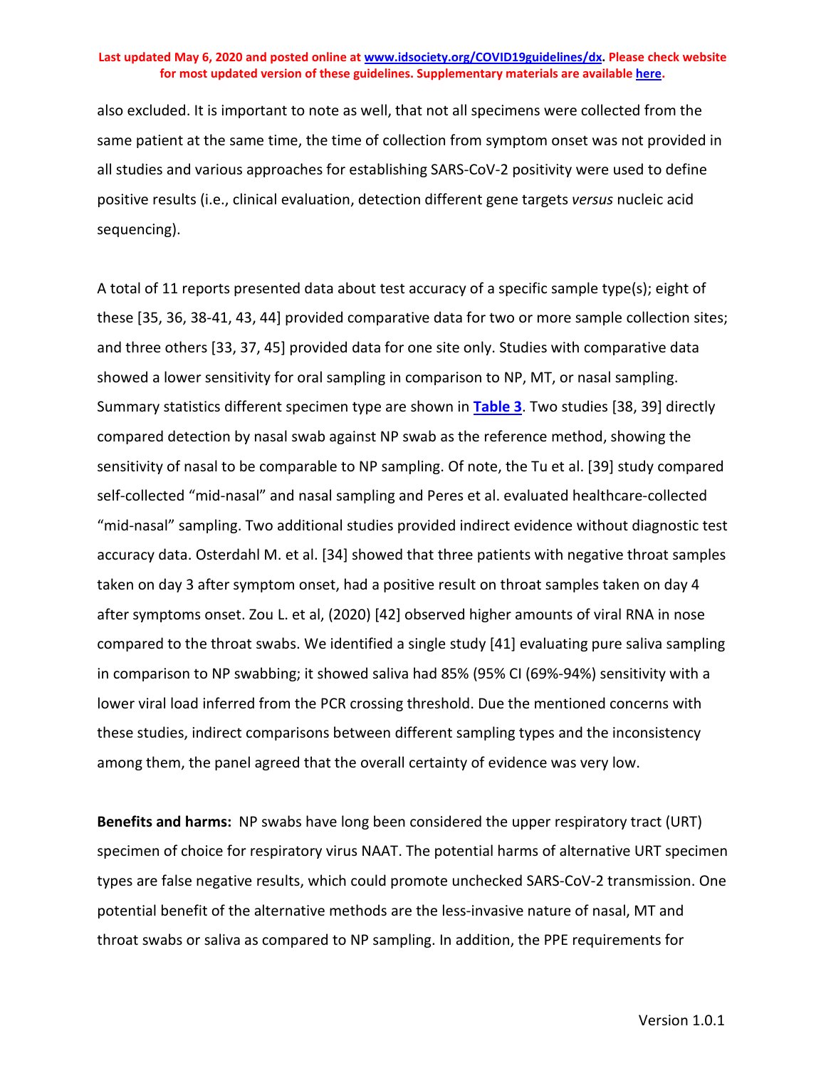also excluded. It is important to note as well, that not all specimens were collected from the same patient at the same time, the time of collection from symptom onset was not provided in all studies and various approaches for establishing SARS-CoV-2 positivity were used to define positive results (i.e., clinical evaluation, detection different gene targets *versus* nucleic acid sequencing).

A total of 11 reports presented data about test accuracy of a specific sample type(s); eight of these [35, 36, 38-41, 43, 44] provided comparative data for two or more sample collection sites; and three others [33, 37, 45] provided data for one site only. Studies with comparative data showed a lower sensitivity for oral sampling in comparison to NP, MT, or nasal sampling. Summary statistics different specimen type are shown in **Table 3**. Two studies [38, 39] directly compared detection by nasal swab against NP swab as the reference method, showing the sensitivity of nasal to be comparable to NP sampling. Of note, the Tu et al. [39] study compared self-collected "mid-nasal" and nasal sampling and Peres et al. evaluated healthcare-collected "mid-nasal" sampling. Two additional studies provided indirect evidence without diagnostic test accuracy data. Osterdahl M. et al. [34] showed that three patients with negative throat samples taken on day 3 after symptom onset, had a positive result on throat samples taken on day 4 after symptoms onset. Zou L. et al, (2020) [42] observed higher amounts of viral RNA in nose compared to the throat swabs. We identified a single study [41] evaluating pure saliva sampling in comparison to NP swabbing; it showed saliva had 85% (95% CI (69%-94%) sensitivity with a lower viral load inferred from the PCR crossing threshold. Due the mentioned concerns with these studies, indirect comparisons between different sampling types and the inconsistency among them, the panel agreed that the overall certainty of evidence was very low.

**Benefits and harms:** NP swabs have long been considered the upper respiratory tract (URT) specimen of choice for respiratory virus NAAT. The potential harms of alternative URT specimen types are false negative results, which could promote unchecked SARS-CoV-2 transmission. One potential benefit of the alternative methods are the less-invasive nature of nasal, MT and throat swabs or saliva as compared to NP sampling. In addition, the PPE requirements for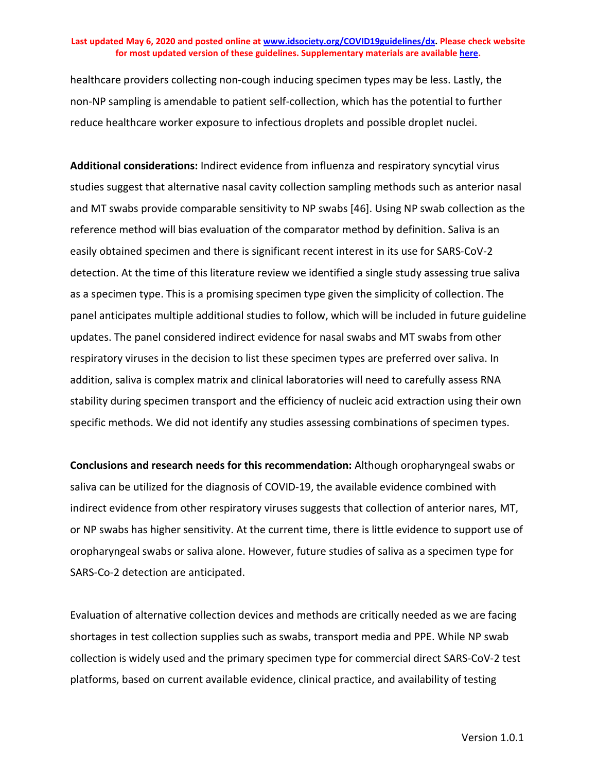healthcare providers collecting non-cough inducing specimen types may be less. Lastly, the non-NP sampling is amendable to patient self-collection, which has the potential to further reduce healthcare worker exposure to infectious droplets and possible droplet nuclei.

**Additional considerations:** Indirect evidence from influenza and respiratory syncytial virus studies suggest that alternative nasal cavity collection sampling methods such as anterior nasal and MT swabs provide comparable sensitivity to NP swabs [46]. Using NP swab collection as the reference method will bias evaluation of the comparator method by definition. Saliva is an easily obtained specimen and there is significant recent interest in its use for SARS-CoV-2 detection. At the time of this literature review we identified a single study assessing true saliva as a specimen type. This is a promising specimen type given the simplicity of collection. The panel anticipates multiple additional studies to follow, which will be included in future guideline updates. The panel considered indirect evidence for nasal swabs and MT swabs from other respiratory viruses in the decision to list these specimen types are preferred over saliva. In addition, saliva is complex matrix and clinical laboratories will need to carefully assess RNA stability during specimen transport and the efficiency of nucleic acid extraction using their own specific methods. We did not identify any studies assessing combinations of specimen types.

**Conclusions and research needs for this recommendation:** Although oropharyngeal swabs or saliva can be utilized for the diagnosis of COVID-19, the available evidence combined with indirect evidence from other respiratory viruses suggests that collection of anterior nares, MT, or NP swabs has higher sensitivity. At the current time, there is little evidence to support use of oropharyngeal swabs or saliva alone. However, future studies of saliva as a specimen type for SARS-Co-2 detection are anticipated.

Evaluation of alternative collection devices and methods are critically needed as we are facing shortages in test collection supplies such as swabs, transport media and PPE. While NP swab collection is widely used and the primary specimen type for commercial direct SARS-CoV-2 test platforms, based on current available evidence, clinical practice, and availability of testing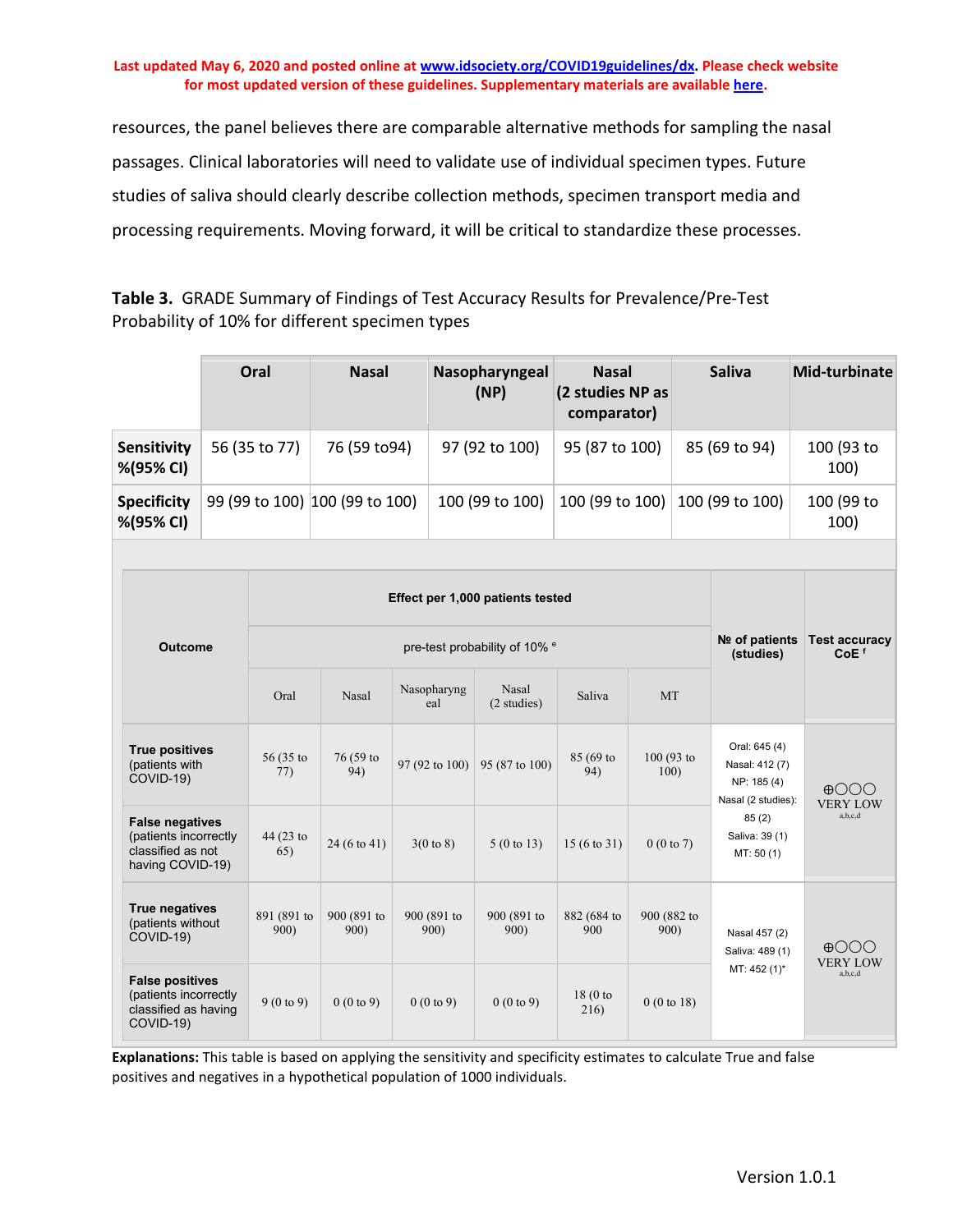resources, the panel believes there are comparable alternative methods for sampling the nasal passages. Clinical laboratories will need to validate use of individual specimen types. Future studies of saliva should clearly describe collection methods, specimen transport media and processing requirements. Moving forward, it will be critical to standardize these processes.

**Table 3.** GRADE Summary of Findings of Test Accuracy Results for Prevalence/Pre-Test Probability of 10% for different specimen types

| | Oral | Nasal | Nasopharyngeal (NP) | Nasal (2 studies NP as comparator) | Saliva | Mid-turbinate |
|---|---|---|---|---|---|---|
| **Sensitivity %(95% CI)** | 56 (35 to 77) | 76 (59 to94) | 97 (92 to 100) | 95 (87 to 100) | 85 (69 to 94) | 100 (93 to 100) |
| **Specificity %(95% CI)** | 99 (99 to 100) | 100 (99 to 100) | 100 (99 to 100) | 100 (99 to 100) | 100 (99 to 100) | 100 (99 to 100) |

| Outcome | Effect per 1,000 patients tested | | | | | | № of patients (studies) | Test accuracy CoE [f] |
|---|---|---|---|---|---|---|---|---|
| | pre-test probability of 10% [e] | | | | | | | |
| | Oral | Nasal | Nasopharyngeal | Nasal (2 studies) | Saliva | MT | | |
| **True positives** (patients with COVID-19) | 56 (35 to 77) | 76 (59 to 94) | 97 (92 to 100) | 95 (87 to 100) | 85 (69 to 94) | 100 (93 to 100) | Oral: 645 (4) Nasal: 412 (7) NP: 185 (4) Nasal (2 studies): 85 (2) Saliva: 39 (1) MT: 50 (1) | ⊕◯◯◯ VERY LOW [a,b,c,d] |
| **False negatives** (patients incorrectly classified as not having COVID-19) | 44 (23 to 65) | 24 (6 to 41) | 3(0 to 8) | 5 (0 to 13) | 15 (6 to 31) | 0 (0 to 7) | | |
| **True negatives** (patients without COVID-19) | 891 (891 to 900) | 900 (891 to 900) | 900 (891 to 900) | 900 (891 to 900) | 882 (684 to 900 | 900 (882 to 900) | Nasal 457 (2) Saliva: 489 (1) MT: 452 (1)* | ⊕◯◯◯ VERY LOW [a,b,c,d] |
| **False positives** (patients incorrectly classified as having COVID-19) | 9 (0 to 9) | 0 (0 to 9) | 0 (0 to 9) | 0 (0 to 9) | 18 (0 to 216) | 0 (0 to 18) | | |

**Explanations:** This table is based on applying the sensitivity and specificity estimates to calculate True and false positives and negatives in a hypothetical population of 1000 individuals.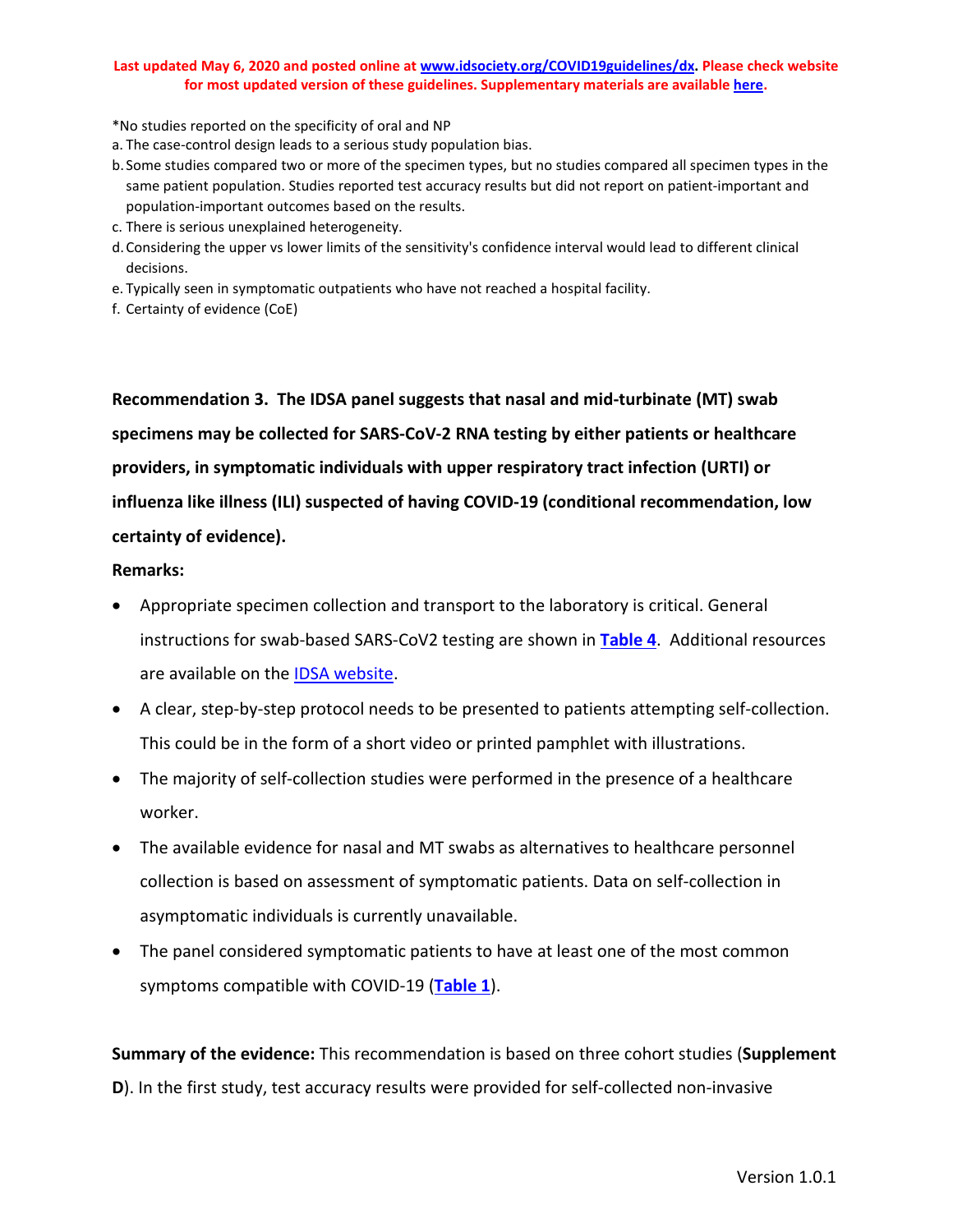*No studies reported on the specificity of oral and NP

a. The case-control design leads to a serious study population bias.

b. Some studies compared two or more of the specimen types, but no studies compared all specimen types in the same patient population. Studies reported test accuracy results but did not report on patient-important and population-important outcomes based on the results.

c. There is serious unexplained heterogeneity.

d. Considering the upper vs lower limits of the sensitivity's confidence interval would lead to different clinical decisions.

e. Typically seen in symptomatic outpatients who have not reached a hospital facility.

f. Certainty of evidence (CoE)

**Recommendation 3. The IDSA panel suggests that nasal and mid-turbinate (MT) swab specimens may be collected for SARS-CoV-2 RNA testing by either patients or healthcare providers, in symptomatic individuals with upper respiratory tract infection (URTI) or influenza like illness (ILI) suspected of having COVID-19 (conditional recommendation, low certainty of evidence).**

**Remarks:**

- Appropriate specimen collection and transport to the laboratory is critical. General instructions for swab-based SARS-CoV2 testing are shown in **Table 4**. Additional resources are available on the IDSA website.
- A clear, step-by-step protocol needs to be presented to patients attempting self-collection. This could be in the form of a short video or printed pamphlet with illustrations.
- The majority of self-collection studies were performed in the presence of a healthcare worker.
- The available evidence for nasal and MT swabs as alternatives to healthcare personnel collection is based on assessment of symptomatic patients. Data on self-collection in asymptomatic individuals is currently unavailable.
- The panel considered symptomatic patients to have at least one of the most common symptoms compatible with COVID-19 (**Table 1**).

**Summary of the evidence:** This recommendation is based on three cohort studies (**Supplement D**). In the first study, test accuracy results were provided for self-collected non-invasive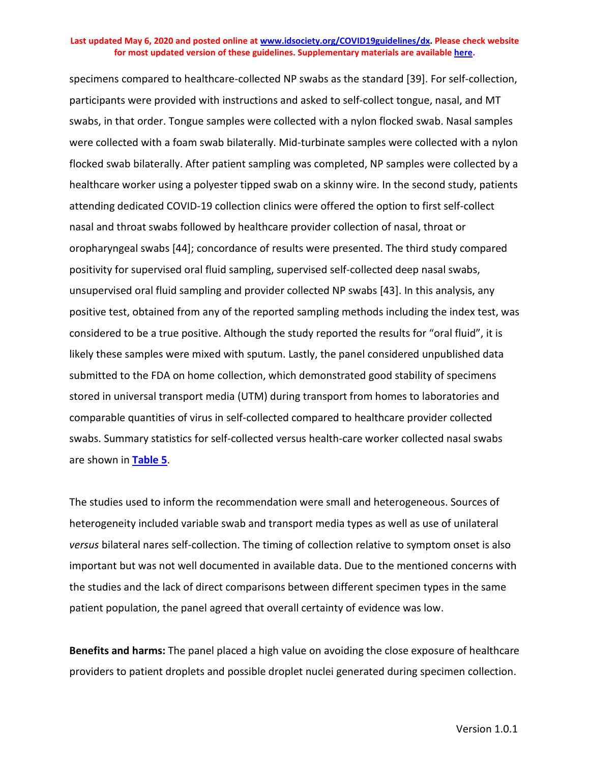specimens compared to healthcare-collected NP swabs as the standard [39]. For self-collection, participants were provided with instructions and asked to self-collect tongue, nasal, and MT swabs, in that order. Tongue samples were collected with a nylon flocked swab. Nasal samples were collected with a foam swab bilaterally. Mid-turbinate samples were collected with a nylon flocked swab bilaterally. After patient sampling was completed, NP samples were collected by a healthcare worker using a polyester tipped swab on a skinny wire. In the second study, patients attending dedicated COVID-19 collection clinics were offered the option to first self-collect nasal and throat swabs followed by healthcare provider collection of nasal, throat or oropharyngeal swabs [44]; concordance of results were presented. The third study compared positivity for supervised oral fluid sampling, supervised self-collected deep nasal swabs, unsupervised oral fluid sampling and provider collected NP swabs [43]. In this analysis, any positive test, obtained from any of the reported sampling methods including the index test, was considered to be a true positive. Although the study reported the results for "oral fluid", it is likely these samples were mixed with sputum. Lastly, the panel considered unpublished data submitted to the FDA on home collection, which demonstrated good stability of specimens stored in universal transport media (UTM) during transport from homes to laboratories and comparable quantities of virus in self-collected compared to healthcare provider collected swabs. Summary statistics for self-collected versus health-care worker collected nasal swabs are shown in **Table 5**.

The studies used to inform the recommendation were small and heterogeneous. Sources of heterogeneity included variable swab and transport media types as well as use of unilateral *versus* bilateral nares self-collection. The timing of collection relative to symptom onset is also important but was not well documented in available data. Due to the mentioned concerns with the studies and the lack of direct comparisons between different specimen types in the same patient population, the panel agreed that overall certainty of evidence was low.

**Benefits and harms:** The panel placed a high value on avoiding the close exposure of healthcare providers to patient droplets and possible droplet nuclei generated during specimen collection.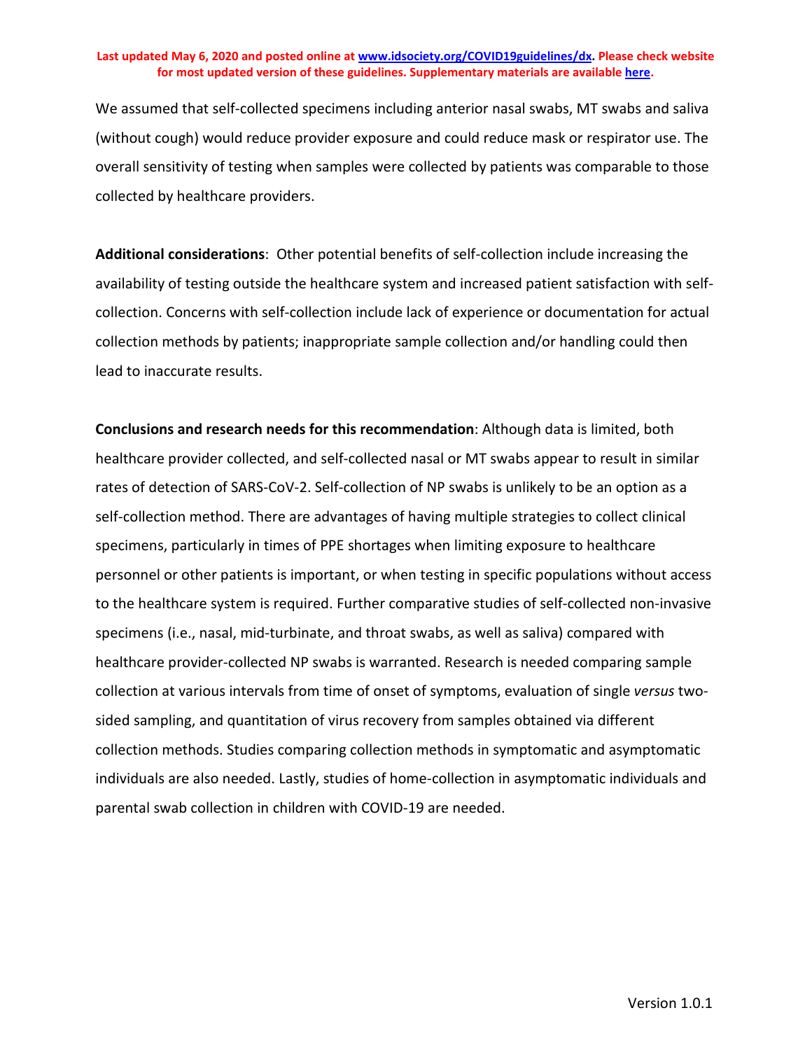We assumed that self-collected specimens including anterior nasal swabs, MT swabs and saliva (without cough) would reduce provider exposure and could reduce mask or respirator use. The overall sensitivity of testing when samples were collected by patients was comparable to those collected by healthcare providers.

**Additional considerations**: Other potential benefits of self-collection include increasing the availability of testing outside the healthcare system and increased patient satisfaction with self-collection. Concerns with self-collection include lack of experience or documentation for actual collection methods by patients; inappropriate sample collection and/or handling could then lead to inaccurate results.

**Conclusions and research needs for this recommendation**: Although data is limited, both healthcare provider collected, and self-collected nasal or MT swabs appear to result in similar rates of detection of SARS-CoV-2. Self-collection of NP swabs is unlikely to be an option as a self-collection method. There are advantages of having multiple strategies to collect clinical specimens, particularly in times of PPE shortages when limiting exposure to healthcare personnel or other patients is important, or when testing in specific populations without access to the healthcare system is required. Further comparative studies of self-collected non-invasive specimens (i.e., nasal, mid-turbinate, and throat swabs, as well as saliva) compared with healthcare provider-collected NP swabs is warranted. Research is needed comparing sample collection at various intervals from time of onset of symptoms, evaluation of single *versus* two-sided sampling, and quantitation of virus recovery from samples obtained via different collection methods. Studies comparing collection methods in symptomatic and asymptomatic individuals are also needed. Lastly, studies of home-collection in asymptomatic individuals and parental swab collection in children with COVID-19 are needed.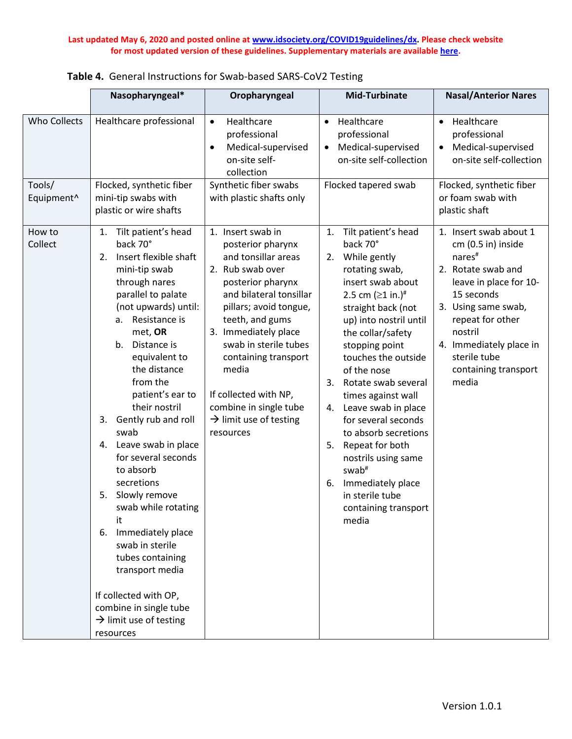**Last updated May 6, 2020 and posted online at [www.idsociety.org/COVID19guidelines/dx](www.idsociety.org/COVID19guidelines/dx). Please check website for most updated version of these guidelines. Supplementary materials are available here.**

**Table 4.** General Instructions for Swab-based SARS-CoV2 Testing

| | **Nasopharyngeal*** | **Oropharyngeal** | **Mid-Turbinate** | **Nasal/Anterior Nares** |
|---|---|---|---|---|
| Who Collects | Healthcare professional | • Healthcare professional<br>• Medical-supervised on-site self-collection | • Healthcare professional<br>• Medical-supervised on-site self-collection | • Healthcare professional<br>• Medical-supervised on-site self-collection |
| Tools/ Equipment^ | Flocked, synthetic fiber mini-tip swabs with plastic or wire shafts | Synthetic fiber swabs with plastic shafts only | Flocked tapered swab | Flocked, synthetic fiber or foam swab with plastic shaft |
| How to Collect | 1. Tilt patient's head back 70°<br>2. Insert flexible shaft mini-tip swab through nares parallel to palate (not upwards) until:<br>a. Resistance is met, **OR**<br>b. Distance is equivalent to the distance from the patient's ear to their nostril<br>3. Gently rub and roll swab<br>4. Leave swab in place for several seconds to absorb secretions<br>5. Slowly remove swab while rotating it<br>6. Immediately place swab in sterile tubes containing transport media<br><br>If collected with OP, combine in single tube → limit use of testing resources | 1. Insert swab in posterior pharynx and tonsillar areas<br>2. Rub swab over posterior pharynx and bilateral tonsillar pillars; avoid tongue, teeth, and gums<br>3. Immediately place swab in sterile tubes containing transport media<br><br>If collected with NP, combine in single tube → limit use of testing resources | 1. Tilt patient's head back 70°<br>2. While gently rotating swab, insert swab about 2.5 cm (≥1 in.)# straight back (not up) into nostril until the collar/safety stopping point touches the outside of the nose<br>3. Rotate swab several times against wall<br>4. Leave swab in place for several seconds to absorb secretions<br>5. Repeat for both nostrils using same swab#<br>6. Immediately place in sterile tube containing transport media | 1. Insert swab about 1 cm (0.5 in) inside nares#<br>2. Rotate swab and leave in place for 10-15 seconds<br>3. Using same swab, repeat for other nostril<br>4. Immediately place in sterile tube containing transport media |

Version 1.0.1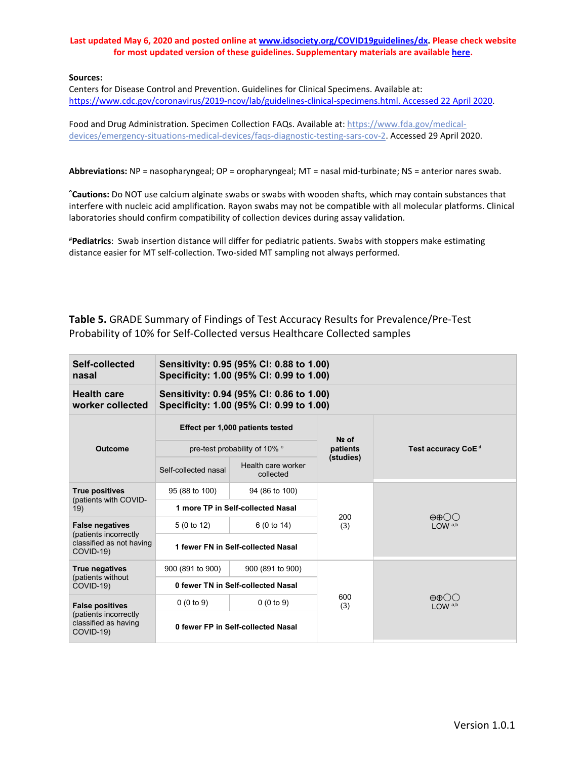**Last updated May 6, 2020 and posted online at www.idsociety.org/COVID19guidelines/dx. Please check website for most updated version of these guidelines. Supplementary materials are available here.**

**Sources:**

Centers for Disease Control and Prevention. Guidelines for Clinical Specimens. Available at: https://www.cdc.gov/coronavirus/2019-ncov/lab/guidelines-clinical-specimens.html. Accessed 22 April 2020.

Food and Drug Administration. Specimen Collection FAQs. Available at: https://www.fda.gov/medical-devices/emergency-situations-medical-devices/faqs-diagnostic-testing-sars-cov-2. Accessed 29 April 2020.

**Abbreviations:** NP = nasopharyngeal; OP = oropharyngeal; MT = nasal mid-turbinate; NS = anterior nares swab.

^**Cautions:** Do NOT use calcium alginate swabs or swabs with wooden shafts, which may contain substances that interfere with nucleic acid amplification. Rayon swabs may not be compatible with all molecular platforms. Clinical laboratories should confirm compatibility of collection devices during assay validation.

#**Pediatrics**: Swab insertion distance will differ for pediatric patients. Swabs with stoppers make estimating distance easier for MT self-collection. Two-sided MT sampling not always performed.

**Table 5.** GRADE Summary of Findings of Test Accuracy Results for Prevalence/Pre-Test Probability of 10% for Self-Collected versus Healthcare Collected samples

| **Self-collected nasal** | **Sensitivity: 0.95 (95% CI: 0.88 to 1.00)<br>Specificity: 1.00 (95% CI: 0.99 to 1.00)** | | | |
|---|---|---|---|---|
| **Health care worker collected** | **Sensitivity: 0.94 (95% CI: 0.86 to 1.00)<br>Specificity: 1.00 (95% CI: 0.99 to 1.00)** | | | |
| **Outcome** | **Effect per 1,000 patients tested**<br>pre-test probability of 10% [c] | | **№ of patients (studies)** | **Test accuracy CoE [d]** |
| | Self-collected nasal | Health care worker collected | | |
| **True positives** (patients with COVID-19) | 95 (88 to 100) | 94 (86 to 100) | 200 (3) | ⊕⊕◯◯ LOW [a,b] |
| | **1 more TP in Self-collected Nasal** | | | |
| **False negatives** (patients incorrectly classified as not having COVID-19) | 5 (0 to 12) | 6 (0 to 14) | | |
| | **1 fewer FN in Self-collected Nasal** | | | |
| **True negatives** (patients without COVID-19) | 900 (891 to 900) | 900 (891 to 900) | 600 (3) | ⊕⊕◯◯ LOW [a,b] |
| | **0 fewer TN in Self-collected Nasal** | | | |
| **False positives** (patients incorrectly classified as having COVID-19) | 0 (0 to 9) | 0 (0 to 9) | | |
| | **0 fewer FP in Self-collected Nasal** | | | |

Version 1.0.1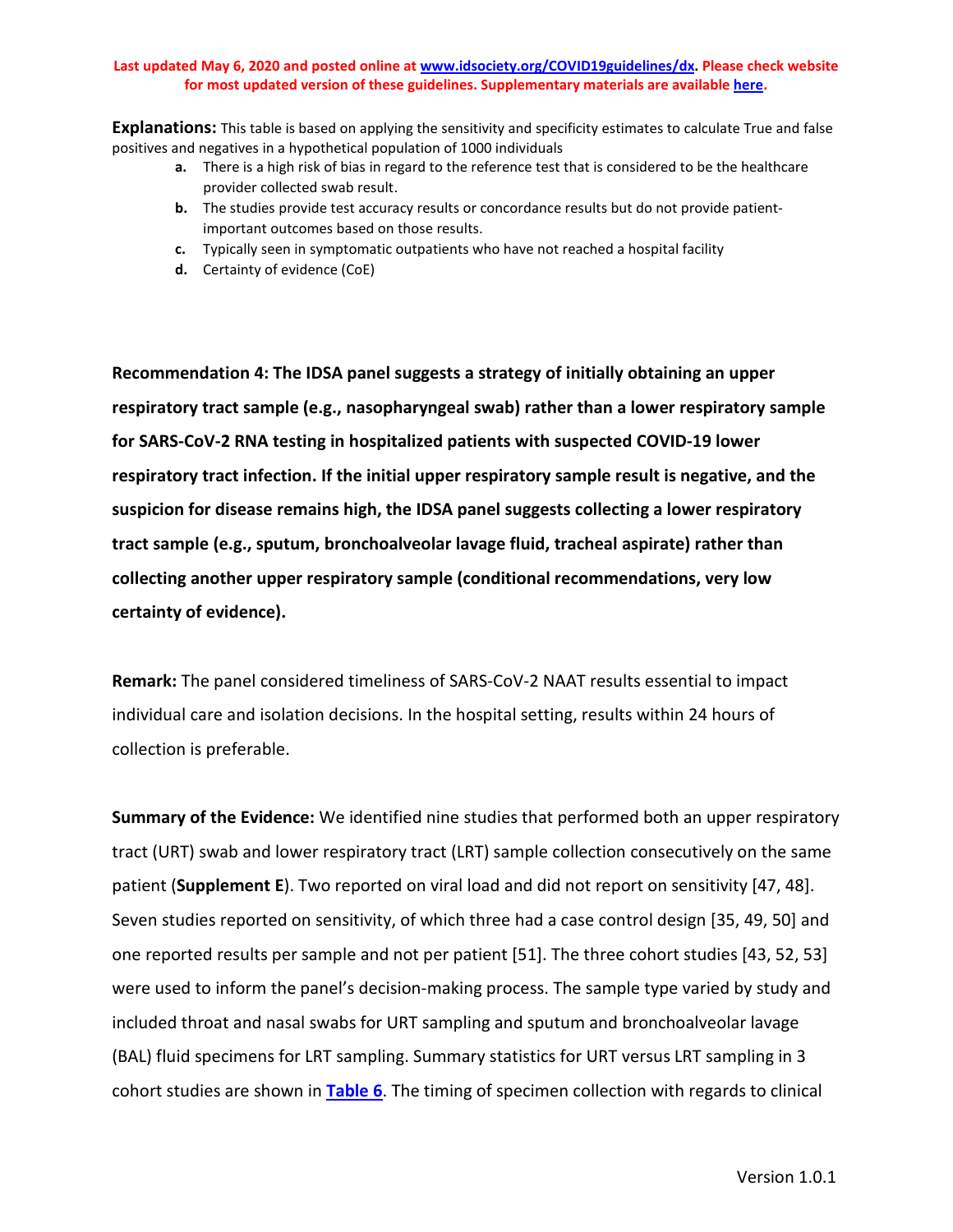**Explanations:** This table is based on applying the sensitivity and specificity estimates to calculate True and false positives and negatives in a hypothetical population of 1000 individuals

- **a.** There is a high risk of bias in regard to the reference test that is considered to be the healthcare provider collected swab result.
- **b.** The studies provide test accuracy results or concordance results but do not provide patient-important outcomes based on those results.
- **c.** Typically seen in symptomatic outpatients who have not reached a hospital facility
- **d.** Certainty of evidence (CoE)

**Recommendation 4: The IDSA panel suggests a strategy of initially obtaining an upper respiratory tract sample (e.g., nasopharyngeal swab) rather than a lower respiratory sample for SARS-CoV-2 RNA testing in hospitalized patients with suspected COVID-19 lower respiratory tract infection. If the initial upper respiratory sample result is negative, and the suspicion for disease remains high, the IDSA panel suggests collecting a lower respiratory tract sample (e.g., sputum, bronchoalveolar lavage fluid, tracheal aspirate) rather than collecting another upper respiratory sample (conditional recommendations, very low certainty of evidence).**

**Remark:** The panel considered timeliness of SARS-CoV-2 NAAT results essential to impact individual care and isolation decisions. In the hospital setting, results within 24 hours of collection is preferable.

**Summary of the Evidence:** We identified nine studies that performed both an upper respiratory tract (URT) swab and lower respiratory tract (LRT) sample collection consecutively on the same patient (**Supplement E**). Two reported on viral load and did not report on sensitivity [47, 48]. Seven studies reported on sensitivity, of which three had a case control design [35, 49, 50] and one reported results per sample and not per patient [51]. The three cohort studies [43, 52, 53] were used to inform the panel's decision-making process. The sample type varied by study and included throat and nasal swabs for URT sampling and sputum and bronchoalveolar lavage (BAL) fluid specimens for LRT sampling. Summary statistics for URT versus LRT sampling in 3 cohort studies are shown in **Table 6**. The timing of specimen collection with regards to clinical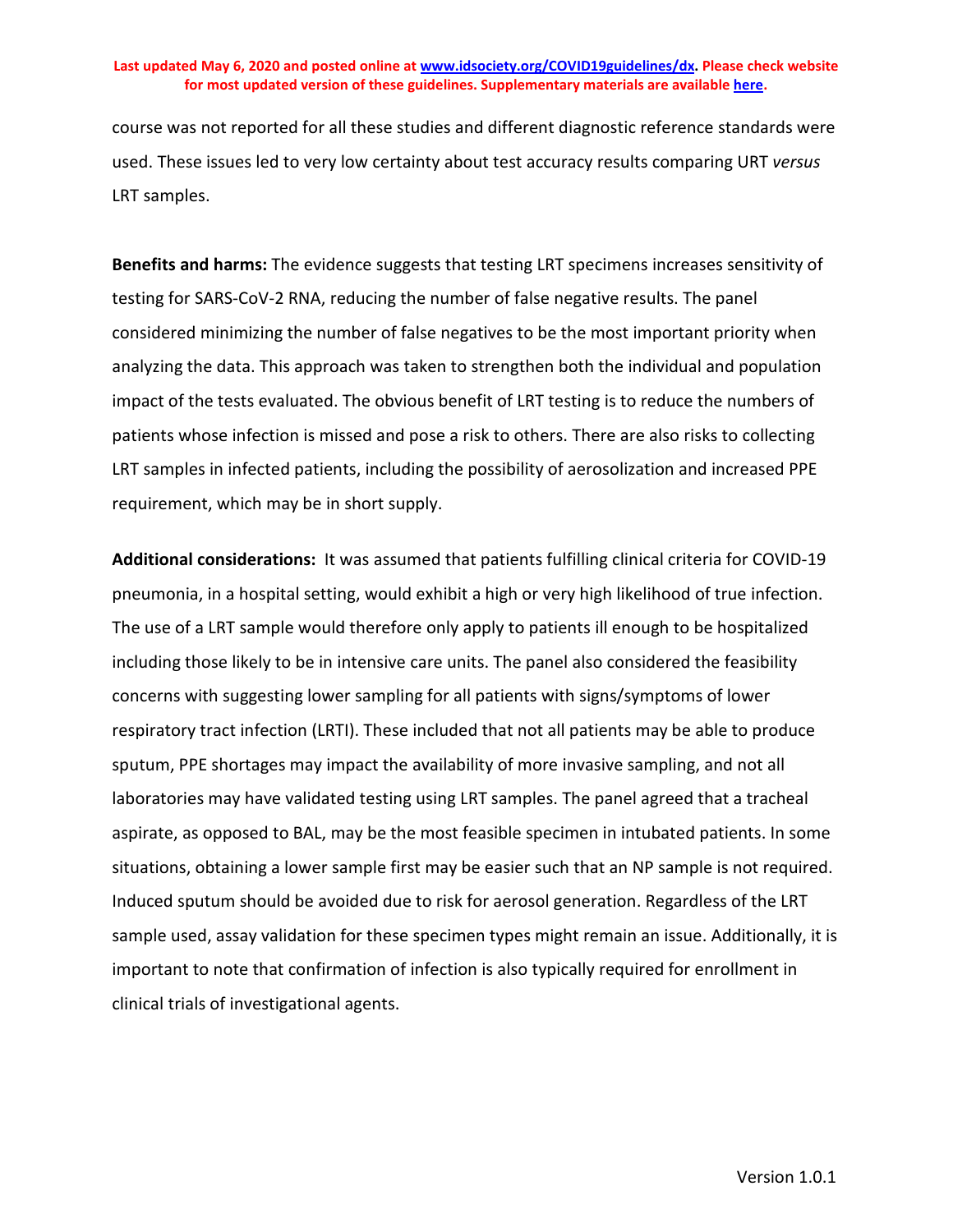course was not reported for all these studies and different diagnostic reference standards were used. These issues led to very low certainty about test accuracy results comparing URT *versus* LRT samples.

**Benefits and harms:** The evidence suggests that testing LRT specimens increases sensitivity of testing for SARS-CoV-2 RNA, reducing the number of false negative results. The panel considered minimizing the number of false negatives to be the most important priority when analyzing the data. This approach was taken to strengthen both the individual and population impact of the tests evaluated. The obvious benefit of LRT testing is to reduce the numbers of patients whose infection is missed and pose a risk to others. There are also risks to collecting LRT samples in infected patients, including the possibility of aerosolization and increased PPE requirement, which may be in short supply.

**Additional considerations:** It was assumed that patients fulfilling clinical criteria for COVID-19 pneumonia, in a hospital setting, would exhibit a high or very high likelihood of true infection. The use of a LRT sample would therefore only apply to patients ill enough to be hospitalized including those likely to be in intensive care units. The panel also considered the feasibility concerns with suggesting lower sampling for all patients with signs/symptoms of lower respiratory tract infection (LRTI). These included that not all patients may be able to produce sputum, PPE shortages may impact the availability of more invasive sampling, and not all laboratories may have validated testing using LRT samples. The panel agreed that a tracheal aspirate, as opposed to BAL, may be the most feasible specimen in intubated patients. In some situations, obtaining a lower sample first may be easier such that an NP sample is not required. Induced sputum should be avoided due to risk for aerosol generation. Regardless of the LRT sample used, assay validation for these specimen types might remain an issue. Additionally, it is important to note that confirmation of infection is also typically required for enrollment in clinical trials of investigational agents.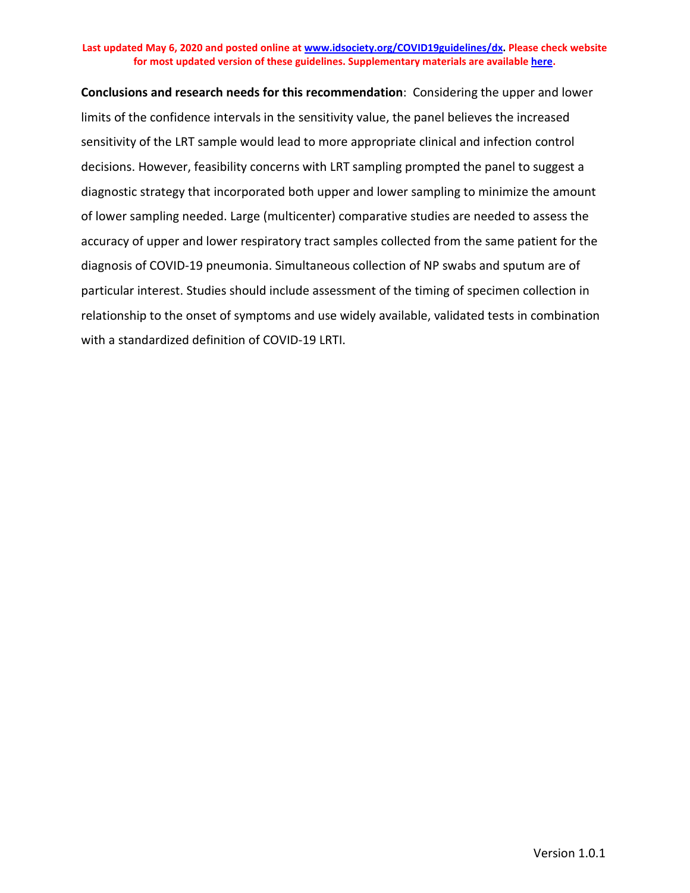**Conclusions and research needs for this recommendation**: Considering the upper and lower limits of the confidence intervals in the sensitivity value, the panel believes the increased sensitivity of the LRT sample would lead to more appropriate clinical and infection control decisions. However, feasibility concerns with LRT sampling prompted the panel to suggest a diagnostic strategy that incorporated both upper and lower sampling to minimize the amount of lower sampling needed. Large (multicenter) comparative studies are needed to assess the accuracy of upper and lower respiratory tract samples collected from the same patient for the diagnosis of COVID-19 pneumonia. Simultaneous collection of NP swabs and sputum are of particular interest. Studies should include assessment of the timing of specimen collection in relationship to the onset of symptoms and use widely available, validated tests in combination with a standardized definition of COVID-19 LRTI.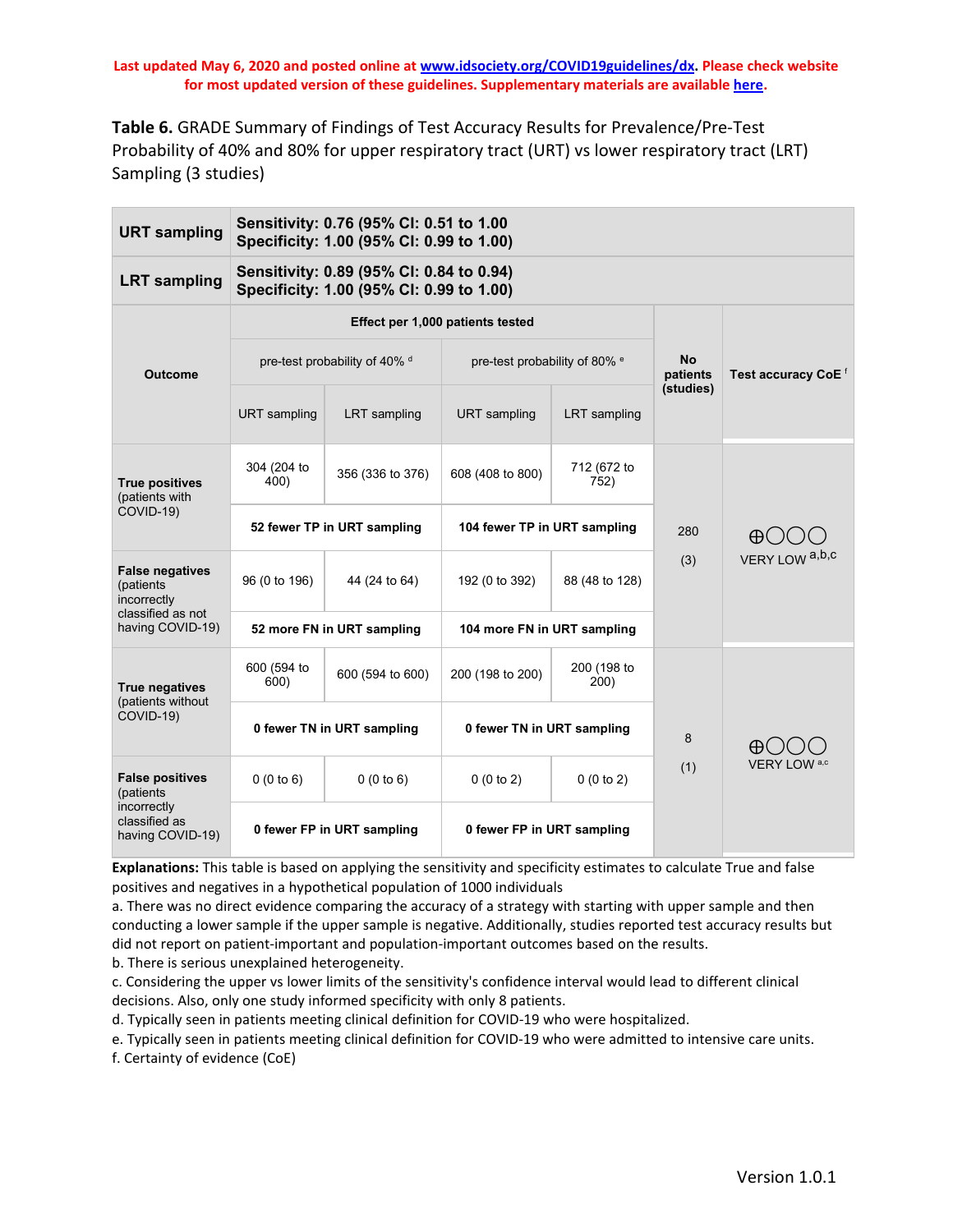Last updated May 6, 2020 and posted online at www.idsociety.org/COVID19guidelines/dx. Please check website for most updated version of these guidelines. Supplementary materials are available here.

**Table 6.** GRADE Summary of Findings of Test Accuracy Results for Prevalence/Pre-Test Probability of 40% and 80% for upper respiratory tract (URT) vs lower respiratory tract (LRT) Sampling (3 studies)

| **URT sampling** | **Sensitivity: 0.76 (95% CI: 0.51 to 1.00 Specificity: 1.00 (95% CI: 0.99 to 1.00)** | | | | | |
|---|---|---|---|---|---|---|
| **LRT sampling** | **Sensitivity: 0.89 (95% CI: 0.84 to 0.94) Specificity: 1.00 (95% CI: 0.99 to 1.00)** | | | | | |
| **Outcome** | **Effect per 1,000 patients tested** | | | | **No patients (studies)** | **Test accuracy CoE** [f] |
| | pre-test probability of 40% [d] | | pre-test probability of 80% [e] | | | |
| | URT sampling | LRT sampling | URT sampling | LRT sampling | | |
| **True positives** (patients with COVID-19) | 304 (204 to 400) | 356 (336 to 376) | 608 (408 to 800) | 712 (672 to 752) | 280 (3) | ⨁◯◯◯ VERY LOW [a,b,c] |
| | **52 fewer TP in URT sampling** | | **104 fewer TP in URT sampling** | | | |
| **False negatives** (patients incorrectly classified as not having COVID-19) | 96 (0 to 196) | 44 (24 to 64) | 192 (0 to 392) | 88 (48 to 128) | | |
| | **52 more FN in URT sampling** | | **104 more FN in URT sampling** | | | |
| **True negatives** (patients without COVID-19) | 600 (594 to 600) | 600 (594 to 600) | 200 (198 to 200) | 200 (198 to 200) | 8 (1) | ⨁◯◯◯ VERY LOW [a,c] |
| | **0 fewer TN in URT sampling** | | **0 fewer TN in URT sampling** | | | |
| **False positives** (patients incorrectly classified as having COVID-19) | 0 (0 to 6) | 0 (0 to 6) | 0 (0 to 2) | 0 (0 to 2) | | |
| | **0 fewer FP in URT sampling** | | **0 fewer FP in URT sampling** | | | |

**Explanations:** This table is based on applying the sensitivity and specificity estimates to calculate True and false positives and negatives in a hypothetical population of 1000 individuals

a. There was no direct evidence comparing the accuracy of a strategy with starting with upper sample and then conducting a lower sample if the upper sample is negative. Additionally, studies reported test accuracy results but did not report on patient-important and population-important outcomes based on the results.

b. There is serious unexplained heterogeneity.

c. Considering the upper vs lower limits of the sensitivity's confidence interval would lead to different clinical decisions. Also, only one study informed specificity with only 8 patients.

d. Typically seen in patients meeting clinical definition for COVID-19 who were hospitalized.

e. Typically seen in patients meeting clinical definition for COVID-19 who were admitted to intensive care units.

f. Certainty of evidence (CoE)

Version 1.0.1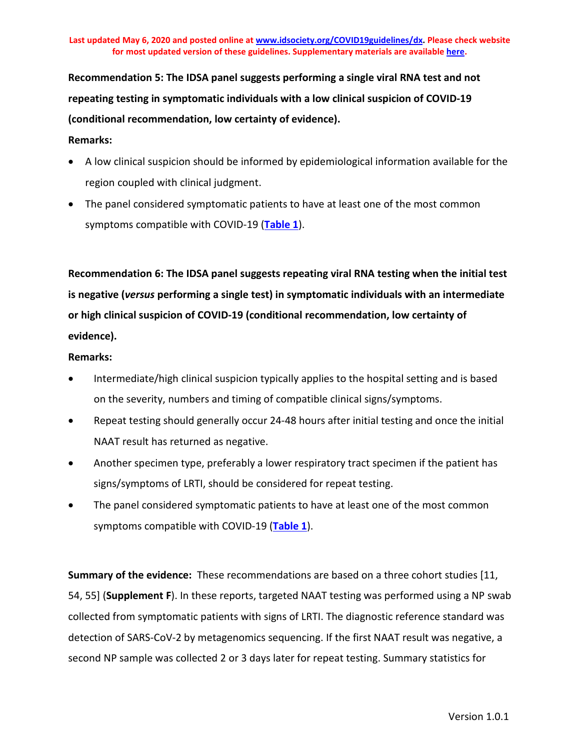**Recommendation 5: The IDSA panel suggests performing a single viral RNA test and not repeating testing in symptomatic individuals with a low clinical suspicion of COVID-19 (conditional recommendation, low certainty of evidence).**

**Remarks:**

- A low clinical suspicion should be informed by epidemiological information available for the region coupled with clinical judgment.
- The panel considered symptomatic patients to have at least one of the most common symptoms compatible with COVID-19 (**Table 1**).

**Recommendation 6: The IDSA panel suggests repeating viral RNA testing when the initial test is negative (*versus* performing a single test) in symptomatic individuals with an intermediate or high clinical suspicion of COVID-19 (conditional recommendation, low certainty of evidence).**

**Remarks:**

- Intermediate/high clinical suspicion typically applies to the hospital setting and is based on the severity, numbers and timing of compatible clinical signs/symptoms.
- Repeat testing should generally occur 24-48 hours after initial testing and once the initial NAAT result has returned as negative.
- Another specimen type, preferably a lower respiratory tract specimen if the patient has signs/symptoms of LRTI, should be considered for repeat testing.
- The panel considered symptomatic patients to have at least one of the most common symptoms compatible with COVID-19 (**Table 1**).

**Summary of the evidence:** These recommendations are based on a three cohort studies [11, 54, 55] (**Supplement F**). In these reports, targeted NAAT testing was performed using a NP swab collected from symptomatic patients with signs of LRTI. The diagnostic reference standard was detection of SARS-CoV-2 by metagenomics sequencing. If the first NAAT result was negative, a second NP sample was collected 2 or 3 days later for repeat testing. Summary statistics for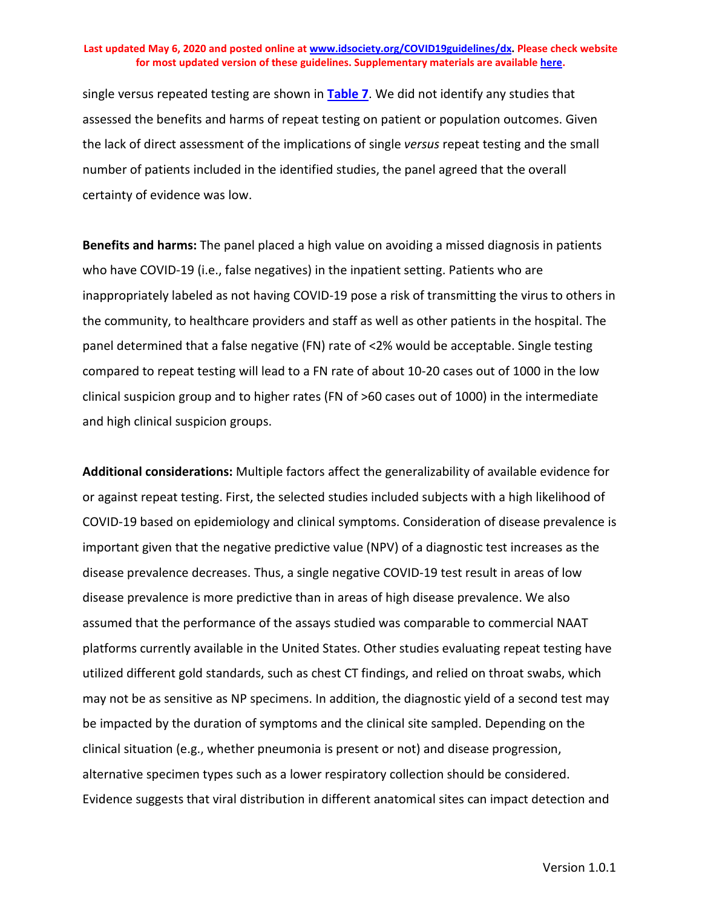single versus repeated testing are shown in **Table 7**. We did not identify any studies that assessed the benefits and harms of repeat testing on patient or population outcomes. Given the lack of direct assessment of the implications of single *versus* repeat testing and the small number of patients included in the identified studies, the panel agreed that the overall certainty of evidence was low.

**Benefits and harms:** The panel placed a high value on avoiding a missed diagnosis in patients who have COVID-19 (i.e., false negatives) in the inpatient setting. Patients who are inappropriately labeled as not having COVID-19 pose a risk of transmitting the virus to others in the community, to healthcare providers and staff as well as other patients in the hospital. The panel determined that a false negative (FN) rate of <2% would be acceptable. Single testing compared to repeat testing will lead to a FN rate of about 10-20 cases out of 1000 in the low clinical suspicion group and to higher rates (FN of >60 cases out of 1000) in the intermediate and high clinical suspicion groups.

**Additional considerations:** Multiple factors affect the generalizability of available evidence for or against repeat testing. First, the selected studies included subjects with a high likelihood of COVID-19 based on epidemiology and clinical symptoms. Consideration of disease prevalence is important given that the negative predictive value (NPV) of a diagnostic test increases as the disease prevalence decreases. Thus, a single negative COVID-19 test result in areas of low disease prevalence is more predictive than in areas of high disease prevalence. We also assumed that the performance of the assays studied was comparable to commercial NAAT platforms currently available in the United States. Other studies evaluating repeat testing have utilized different gold standards, such as chest CT findings, and relied on throat swabs, which may not be as sensitive as NP specimens. In addition, the diagnostic yield of a second test may be impacted by the duration of symptoms and the clinical site sampled. Depending on the clinical situation (e.g., whether pneumonia is present or not) and disease progression, alternative specimen types such as a lower respiratory collection should be considered. Evidence suggests that viral distribution in different anatomical sites can impact detection and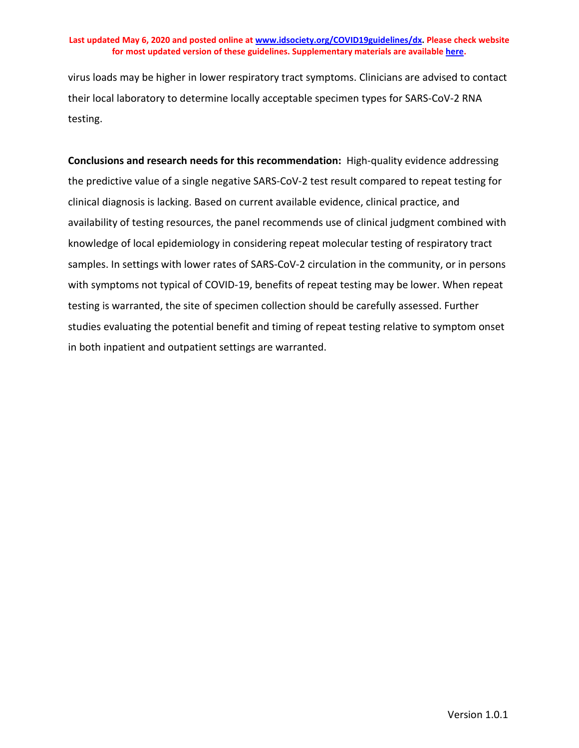virus loads may be higher in lower respiratory tract symptoms. Clinicians are advised to contact their local laboratory to determine locally acceptable specimen types for SARS-CoV-2 RNA testing.

**Conclusions and research needs for this recommendation:** High-quality evidence addressing the predictive value of a single negative SARS-CoV-2 test result compared to repeat testing for clinical diagnosis is lacking. Based on current available evidence, clinical practice, and availability of testing resources, the panel recommends use of clinical judgment combined with knowledge of local epidemiology in considering repeat molecular testing of respiratory tract samples. In settings with lower rates of SARS-CoV-2 circulation in the community, or in persons with symptoms not typical of COVID-19, benefits of repeat testing may be lower. When repeat testing is warranted, the site of specimen collection should be carefully assessed. Further studies evaluating the potential benefit and timing of repeat testing relative to symptom onset in both inpatient and outpatient settings are warranted.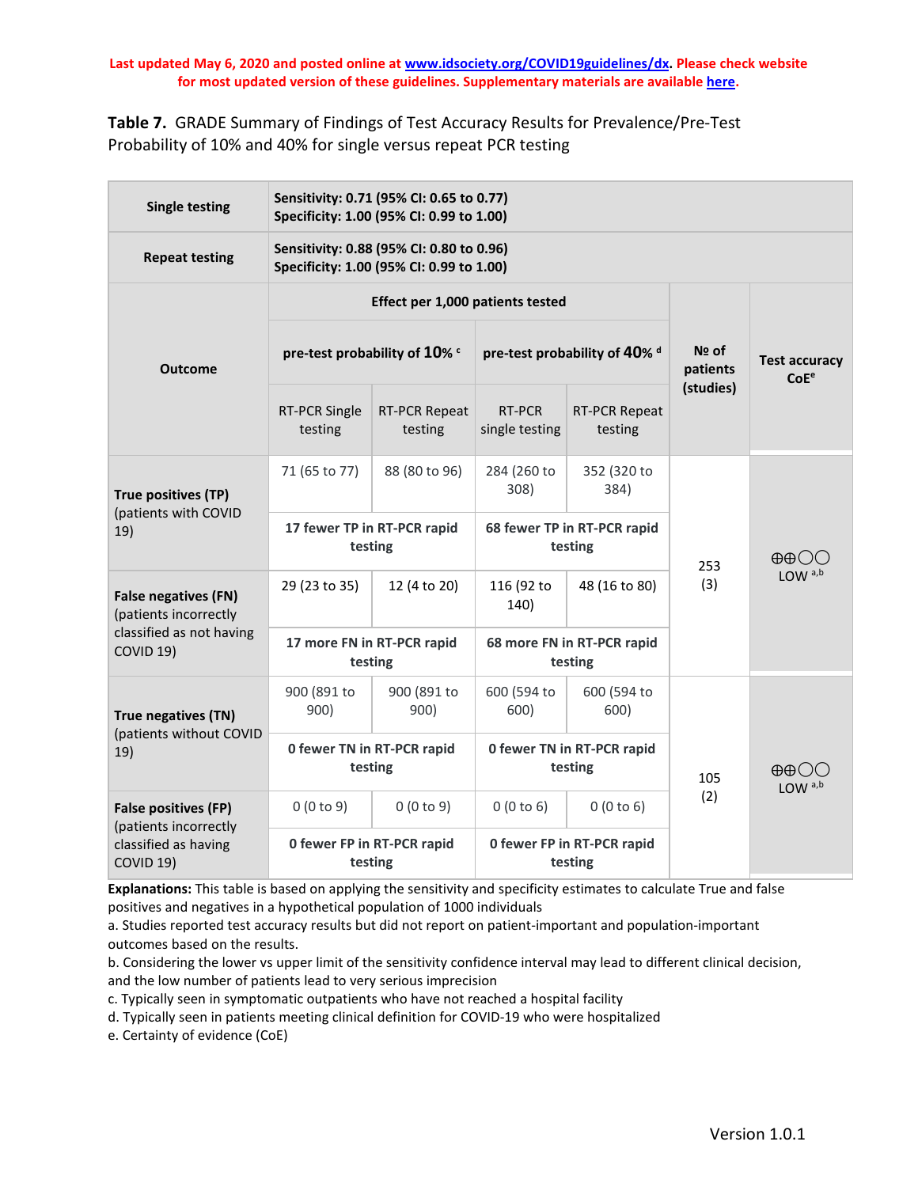**Last updated May 6, 2020 and posted online at www.idsociety.org/COVID19guidelines/dx. Please check website for most updated version of these guidelines. Supplementary materials are available here.**

**Table 7.** GRADE Summary of Findings of Test Accuracy Results for Prevalence/Pre-Test Probability of 10% and 40% for single versus repeat PCR testing

| **Single testing** | **Sensitivity: 0.71 (95% CI: 0.65 to 0.77)**<br>**Specificity: 1.00 (95% CI: 0.99 to 1.00)** | | | | | |
|---|---|---|---|---|---|---|
| **Repeat testing** | **Sensitivity: 0.88 (95% CI: 0.80 to 0.96)**<br>**Specificity: 1.00 (95% CI: 0.99 to 1.00)** | | | | | |
| **Outcome** | **Effect per 1,000 patients tested** | | | | **№ of patients (studies)** | **Test accuracy CoE[e]** |
| | **pre-test probability of 10%** [c] | | **pre-test probability of 40%** [d] | | | |
| | RT-PCR Single testing | RT-PCR Repeat testing | RT-PCR single testing | RT-PCR Repeat testing | | |
| **True positives (TP)** (patients with COVID 19) | 71 (65 to 77) | 88 (80 to 96) | 284 (260 to 308) | 352 (320 to 384) | 253 (3) | ⊕⊕◯◯ LOW [a,b] |
| | **17 fewer TP in RT-PCR rapid testing** | | **68 fewer TP in RT-PCR rapid testing** | | | |
| **False negatives (FN)** (patients incorrectly classified as not having COVID 19) | 29 (23 to 35) | 12 (4 to 20) | 116 (92 to 140) | 48 (16 to 80) | | |
| | **17 more FN in RT-PCR rapid testing** | | **68 more FN in RT-PCR rapid testing** | | | |
| **True negatives (TN)** (patients without COVID 19) | 900 (891 to 900) | 900 (891 to 900) | 600 (594 to 600) | 600 (594 to 600) | 105 (2) | ⊕⊕◯◯ LOW [a,b] |
| | **0 fewer TN in RT-PCR rapid testing** | | **0 fewer TN in RT-PCR rapid testing** | | | |
| **False positives (FP)** (patients incorrectly classified as having COVID 19) | 0 (0 to 9) | 0 (0 to 9) | 0 (0 to 6) | 0 (0 to 6) | | |
| | **0 fewer FP in RT-PCR rapid testing** | | **0 fewer FP in RT-PCR rapid testing** | | | |

**Explanations:** This table is based on applying the sensitivity and specificity estimates to calculate True and false positives and negatives in a hypothetical population of 1000 individuals

a. Studies reported test accuracy results but did not report on patient-important and population-important outcomes based on the results.

b. Considering the lower vs upper limit of the sensitivity confidence interval may lead to different clinical decision, and the low number of patients lead to very serious imprecision

c. Typically seen in symptomatic outpatients who have not reached a hospital facility

d. Typically seen in patients meeting clinical definition for COVID-19 who were hospitalized

e. Certainty of evidence (CoE)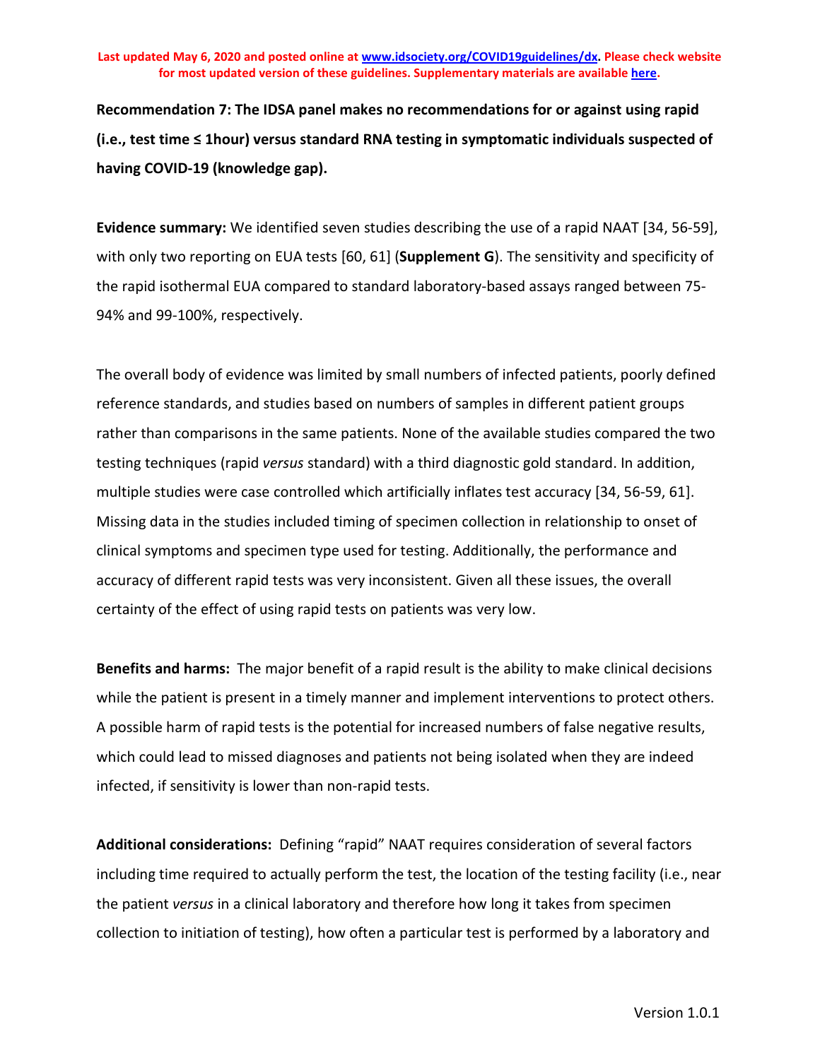**Recommendation 7: The IDSA panel makes no recommendations for or against using rapid (i.e., test time ≤ 1hour) versus standard RNA testing in symptomatic individuals suspected of having COVID-19 (knowledge gap).**

**Evidence summary:** We identified seven studies describing the use of a rapid NAAT [34, 56-59], with only two reporting on EUA tests [60, 61] (**Supplement G**). The sensitivity and specificity of the rapid isothermal EUA compared to standard laboratory-based assays ranged between 75-94% and 99-100%, respectively.

The overall body of evidence was limited by small numbers of infected patients, poorly defined reference standards, and studies based on numbers of samples in different patient groups rather than comparisons in the same patients. None of the available studies compared the two testing techniques (rapid *versus* standard) with a third diagnostic gold standard. In addition, multiple studies were case controlled which artificially inflates test accuracy [34, 56-59, 61]. Missing data in the studies included timing of specimen collection in relationship to onset of clinical symptoms and specimen type used for testing. Additionally, the performance and accuracy of different rapid tests was very inconsistent. Given all these issues, the overall certainty of the effect of using rapid tests on patients was very low.

**Benefits and harms:** The major benefit of a rapid result is the ability to make clinical decisions while the patient is present in a timely manner and implement interventions to protect others. A possible harm of rapid tests is the potential for increased numbers of false negative results, which could lead to missed diagnoses and patients not being isolated when they are indeed infected, if sensitivity is lower than non-rapid tests.

**Additional considerations:** Defining "rapid" NAAT requires consideration of several factors including time required to actually perform the test, the location of the testing facility (i.e., near the patient *versus* in a clinical laboratory and therefore how long it takes from specimen collection to initiation of testing), how often a particular test is performed by a laboratory and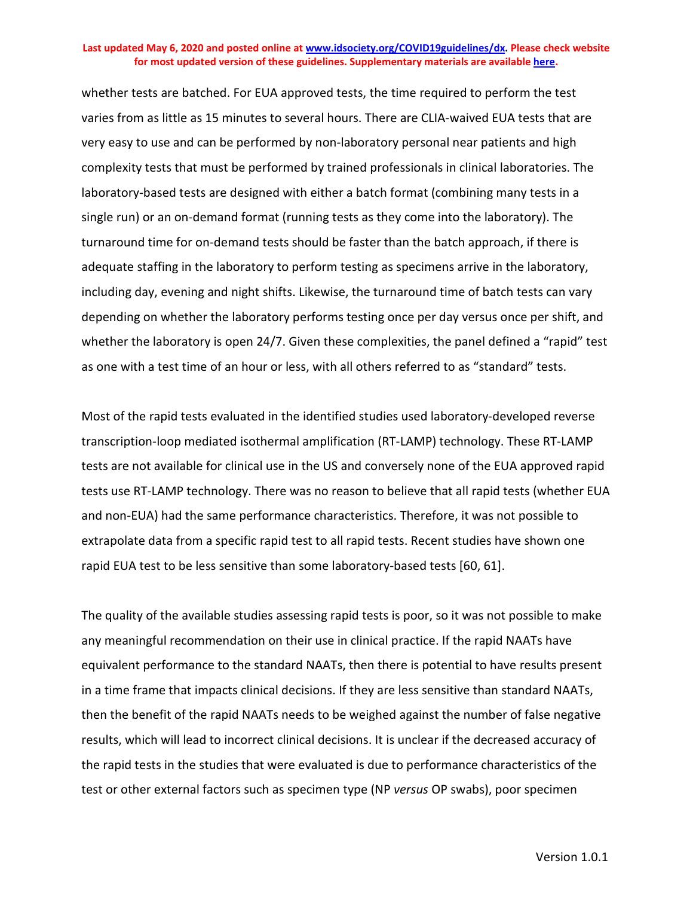whether tests are batched. For EUA approved tests, the time required to perform the test varies from as little as 15 minutes to several hours. There are CLIA-waived EUA tests that are very easy to use and can be performed by non-laboratory personal near patients and high complexity tests that must be performed by trained professionals in clinical laboratories. The laboratory-based tests are designed with either a batch format (combining many tests in a single run) or an on-demand format (running tests as they come into the laboratory). The turnaround time for on-demand tests should be faster than the batch approach, if there is adequate staffing in the laboratory to perform testing as specimens arrive in the laboratory, including day, evening and night shifts. Likewise, the turnaround time of batch tests can vary depending on whether the laboratory performs testing once per day versus once per shift, and whether the laboratory is open 24/7. Given these complexities, the panel defined a "rapid" test as one with a test time of an hour or less, with all others referred to as "standard" tests.

Most of the rapid tests evaluated in the identified studies used laboratory-developed reverse transcription-loop mediated isothermal amplification (RT-LAMP) technology. These RT-LAMP tests are not available for clinical use in the US and conversely none of the EUA approved rapid tests use RT-LAMP technology. There was no reason to believe that all rapid tests (whether EUA and non-EUA) had the same performance characteristics. Therefore, it was not possible to extrapolate data from a specific rapid test to all rapid tests. Recent studies have shown one rapid EUA test to be less sensitive than some laboratory-based tests [60, 61].

The quality of the available studies assessing rapid tests is poor, so it was not possible to make any meaningful recommendation on their use in clinical practice. If the rapid NAATs have equivalent performance to the standard NAATs, then there is potential to have results present in a time frame that impacts clinical decisions. If they are less sensitive than standard NAATs, then the benefit of the rapid NAATs needs to be weighed against the number of false negative results, which will lead to incorrect clinical decisions. It is unclear if the decreased accuracy of the rapid tests in the studies that were evaluated is due to performance characteristics of the test or other external factors such as specimen type (NP *versus* OP swabs), poor specimen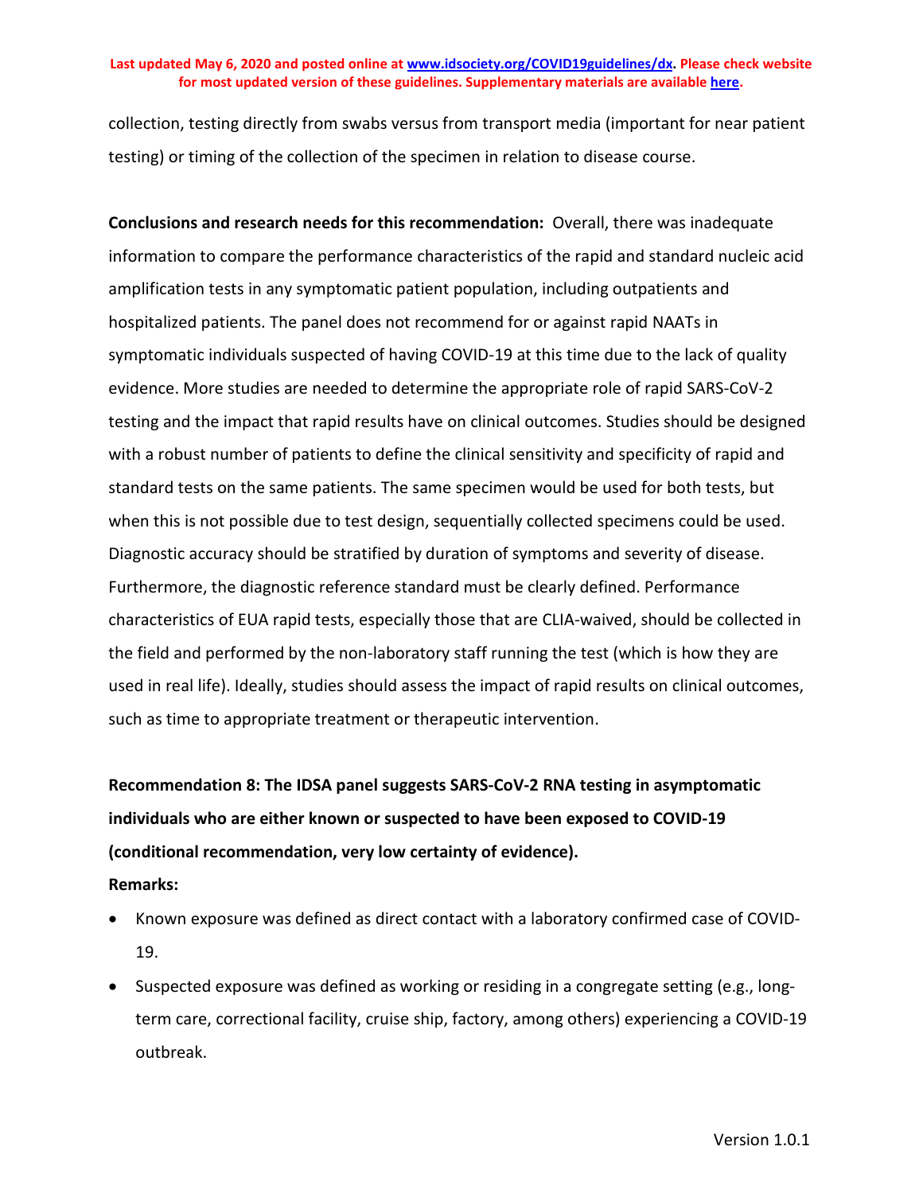collection, testing directly from swabs versus from transport media (important for near patient testing) or timing of the collection of the specimen in relation to disease course.

**Conclusions and research needs for this recommendation:** Overall, there was inadequate information to compare the performance characteristics of the rapid and standard nucleic acid amplification tests in any symptomatic patient population, including outpatients and hospitalized patients. The panel does not recommend for or against rapid NAATs in symptomatic individuals suspected of having COVID-19 at this time due to the lack of quality evidence. More studies are needed to determine the appropriate role of rapid SARS-CoV-2 testing and the impact that rapid results have on clinical outcomes. Studies should be designed with a robust number of patients to define the clinical sensitivity and specificity of rapid and standard tests on the same patients. The same specimen would be used for both tests, but when this is not possible due to test design, sequentially collected specimens could be used. Diagnostic accuracy should be stratified by duration of symptoms and severity of disease. Furthermore, the diagnostic reference standard must be clearly defined. Performance characteristics of EUA rapid tests, especially those that are CLIA-waived, should be collected in the field and performed by the non-laboratory staff running the test (which is how they are used in real life). Ideally, studies should assess the impact of rapid results on clinical outcomes, such as time to appropriate treatment or therapeutic intervention.

**Recommendation 8: The IDSA panel suggests SARS-CoV-2 RNA testing in asymptomatic individuals who are either known or suspected to have been exposed to COVID-19 (conditional recommendation, very low certainty of evidence).**

**Remarks:**

- Known exposure was defined as direct contact with a laboratory confirmed case of COVID-19.
- Suspected exposure was defined as working or residing in a congregate setting (e.g., long-term care, correctional facility, cruise ship, factory, among others) experiencing a COVID-19 outbreak.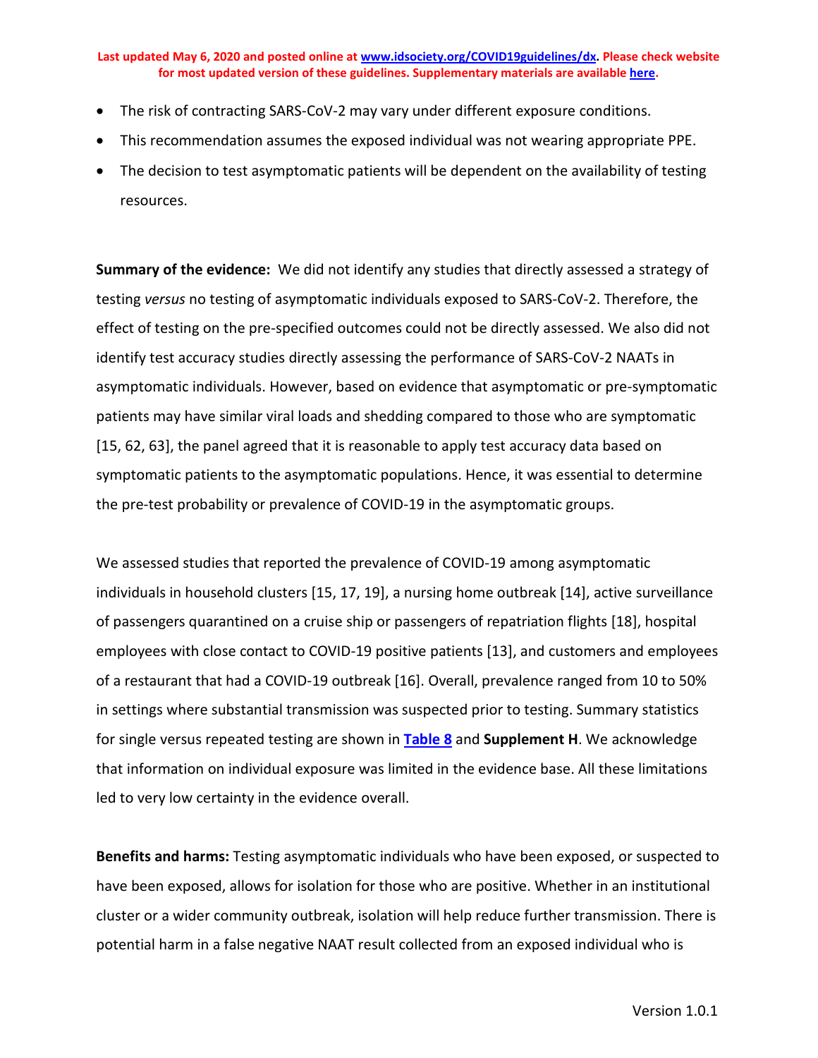- The risk of contracting SARS-CoV-2 may vary under different exposure conditions.
- This recommendation assumes the exposed individual was not wearing appropriate PPE.
- The decision to test asymptomatic patients will be dependent on the availability of testing resources.

**Summary of the evidence:** We did not identify any studies that directly assessed a strategy of testing *versus* no testing of asymptomatic individuals exposed to SARS-CoV-2. Therefore, the effect of testing on the pre-specified outcomes could not be directly assessed. We also did not identify test accuracy studies directly assessing the performance of SARS-CoV-2 NAATs in asymptomatic individuals. However, based on evidence that asymptomatic or pre-symptomatic patients may have similar viral loads and shedding compared to those who are symptomatic [15, 62, 63], the panel agreed that it is reasonable to apply test accuracy data based on symptomatic patients to the asymptomatic populations. Hence, it was essential to determine the pre-test probability or prevalence of COVID-19 in the asymptomatic groups.

We assessed studies that reported the prevalence of COVID-19 among asymptomatic individuals in household clusters [15, 17, 19], a nursing home outbreak [14], active surveillance of passengers quarantined on a cruise ship or passengers of repatriation flights [18], hospital employees with close contact to COVID-19 positive patients [13], and customers and employees of a restaurant that had a COVID-19 outbreak [16]. Overall, prevalence ranged from 10 to 50% in settings where substantial transmission was suspected prior to testing. Summary statistics for single versus repeated testing are shown in **Table 8** and **Supplement H**. We acknowledge that information on individual exposure was limited in the evidence base. All these limitations led to very low certainty in the evidence overall.

**Benefits and harms:** Testing asymptomatic individuals who have been exposed, or suspected to have been exposed, allows for isolation for those who are positive. Whether in an institutional cluster or a wider community outbreak, isolation will help reduce further transmission. There is potential harm in a false negative NAAT result collected from an exposed individual who is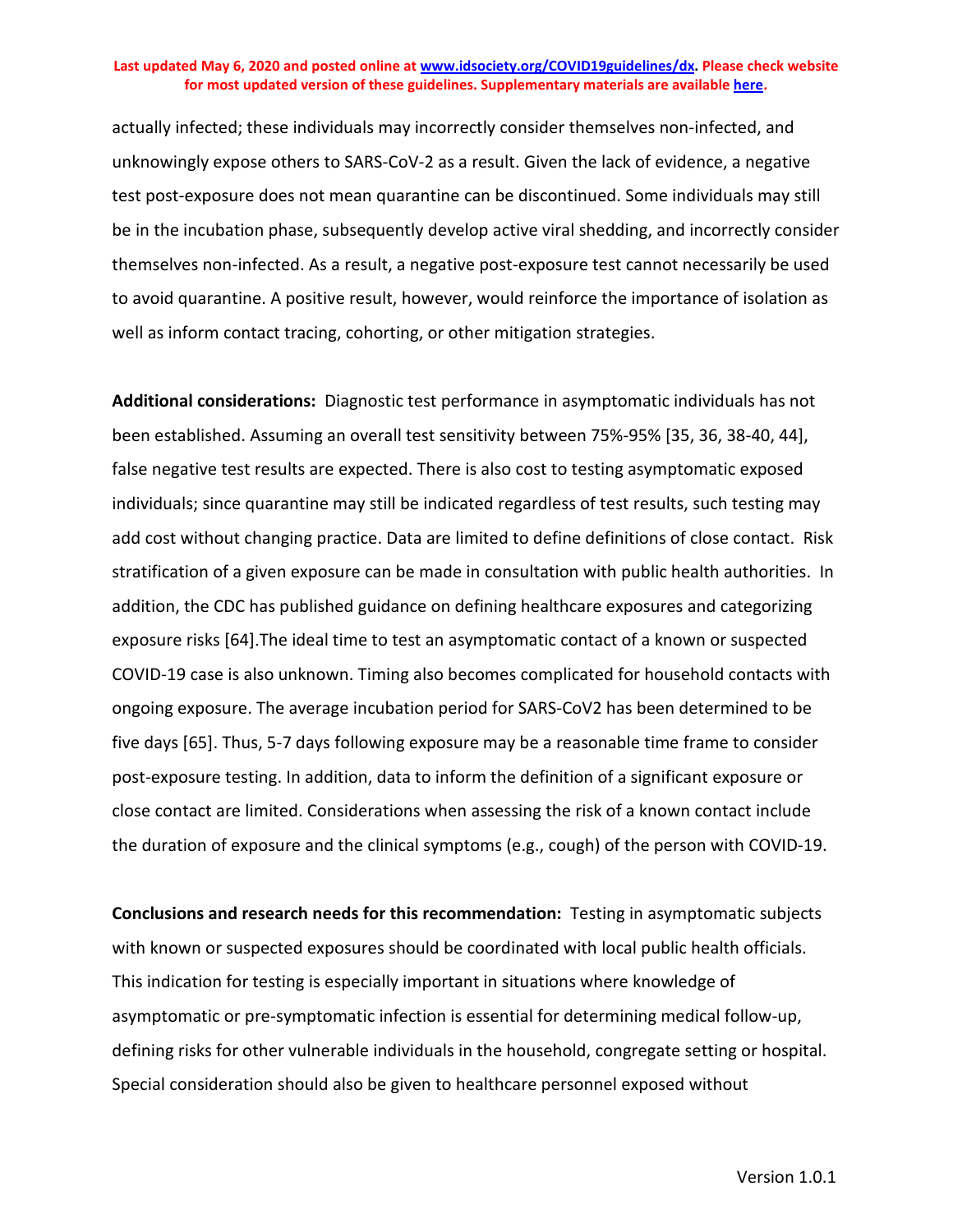actually infected; these individuals may incorrectly consider themselves non-infected, and unknowingly expose others to SARS-CoV-2 as a result. Given the lack of evidence, a negative test post-exposure does not mean quarantine can be discontinued. Some individuals may still be in the incubation phase, subsequently develop active viral shedding, and incorrectly consider themselves non-infected. As a result, a negative post-exposure test cannot necessarily be used to avoid quarantine. A positive result, however, would reinforce the importance of isolation as well as inform contact tracing, cohorting, or other mitigation strategies.

**Additional considerations:** Diagnostic test performance in asymptomatic individuals has not been established. Assuming an overall test sensitivity between 75%-95% [35, 36, 38-40, 44], false negative test results are expected. There is also cost to testing asymptomatic exposed individuals; since quarantine may still be indicated regardless of test results, such testing may add cost without changing practice. Data are limited to define definitions of close contact. Risk stratification of a given exposure can be made in consultation with public health authorities. In addition, the CDC has published guidance on defining healthcare exposures and categorizing exposure risks [64].The ideal time to test an asymptomatic contact of a known or suspected COVID-19 case is also unknown. Timing also becomes complicated for household contacts with ongoing exposure. The average incubation period for SARS-CoV2 has been determined to be five days [65]. Thus, 5-7 days following exposure may be a reasonable time frame to consider post-exposure testing. In addition, data to inform the definition of a significant exposure or close contact are limited. Considerations when assessing the risk of a known contact include the duration of exposure and the clinical symptoms (e.g., cough) of the person with COVID-19.

**Conclusions and research needs for this recommendation:** Testing in asymptomatic subjects with known or suspected exposures should be coordinated with local public health officials. This indication for testing is especially important in situations where knowledge of asymptomatic or pre-symptomatic infection is essential for determining medical follow-up, defining risks for other vulnerable individuals in the household, congregate setting or hospital. Special consideration should also be given to healthcare personnel exposed without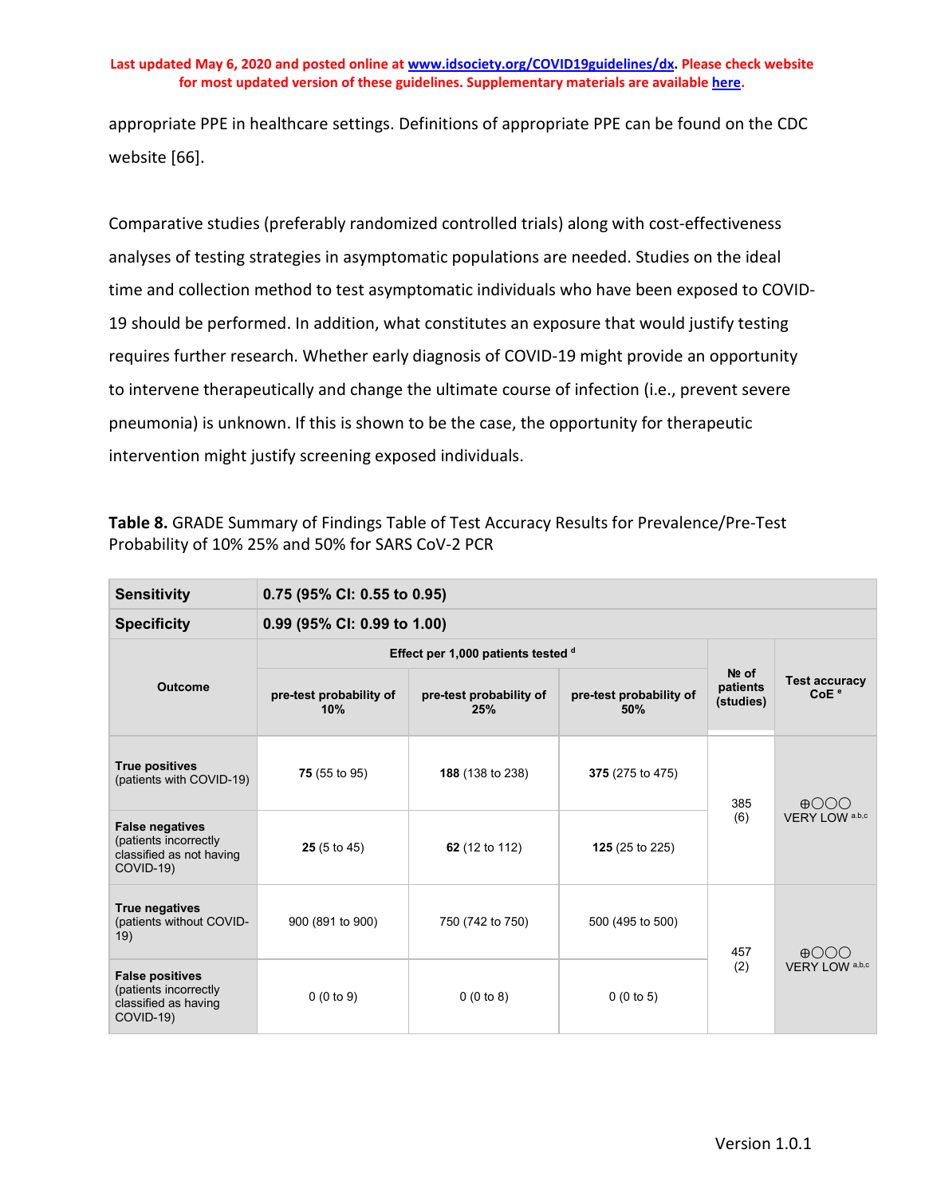appropriate PPE in healthcare settings. Definitions of appropriate PPE can be found on the CDC website [66].

Comparative studies (preferably randomized controlled trials) along with cost-effectiveness analyses of testing strategies in asymptomatic populations are needed. Studies on the ideal time and collection method to test asymptomatic individuals who have been exposed to COVID-19 should be performed. In addition, what constitutes an exposure that would justify testing requires further research. Whether early diagnosis of COVID-19 might provide an opportunity to intervene therapeutically and change the ultimate course of infection (i.e., prevent severe pneumonia) is unknown. If this is shown to be the case, the opportunity for therapeutic intervention might justify screening exposed individuals.

**Table 8.** GRADE Summary of Findings Table of Test Accuracy Results for Prevalence/Pre-Test Probability of 10% 25% and 50% for SARS CoV-2 PCR

| **Sensitivity** | **0.75 (95% CI: 0.55 to 0.95)** | | | | |
|---|---|---|---|---|---|
| **Specificity** | **0.99 (95% CI: 0.99 to 1.00)** | | | | |
| **Outcome** | **Effect per 1,000 patients tested** [d] | | | **№ of patients (studies)** | **Test accuracy CoE** [e] |
| | **pre-test probability of 10%** | **pre-test probability of 25%** | **pre-test probability of 50%** | | |
| **True positives** (patients with COVID-19) | **75** (55 to 95) | **188** (138 to 238) | **375** (275 to 475) | 385 (6) | ⊕◯◯◯ VERY LOW [a,b,c] |
| **False negatives** (patients incorrectly classified as not having COVID-19) | **25** (5 to 45) | **62** (12 to 112) | **125** (25 to 225) | | |
| **True negatives** (patients without COVID-19) | 900 (891 to 900) | 750 (742 to 750) | 500 (495 to 500) | 457 (2) | ⊕◯◯◯ VERY LOW [a,b,c] |
| **False positives** (patients incorrectly classified as having COVID-19) | 0 (0 to 9) | 0 (0 to 8) | 0 (0 to 5) | | |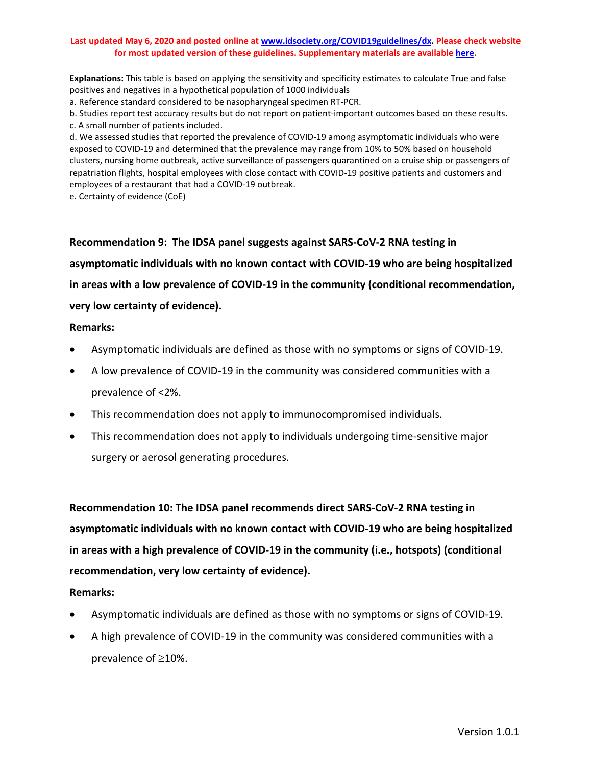**Explanations:** This table is based on applying the sensitivity and specificity estimates to calculate True and false positives and negatives in a hypothetical population of 1000 individuals

a. Reference standard considered to be nasopharyngeal specimen RT-PCR.

b. Studies report test accuracy results but do not report on patient-important outcomes based on these results.

c. A small number of patients included.

d. We assessed studies that reported the prevalence of COVID-19 among asymptomatic individuals who were exposed to COVID-19 and determined that the prevalence may range from 10% to 50% based on household clusters, nursing home outbreak, active surveillance of passengers quarantined on a cruise ship or passengers of repatriation flights, hospital employees with close contact with COVID-19 positive patients and customers and employees of a restaurant that had a COVID-19 outbreak.

e. Certainty of evidence (CoE)

**Recommendation 9: The IDSA panel suggests against SARS-CoV-2 RNA testing in asymptomatic individuals with no known contact with COVID-19 who are being hospitalized in areas with a low prevalence of COVID-19 in the community (conditional recommendation, very low certainty of evidence).**

**Remarks:**

- Asymptomatic individuals are defined as those with no symptoms or signs of COVID-19.
- A low prevalence of COVID-19 in the community was considered communities with a prevalence of <2%.
- This recommendation does not apply to immunocompromised individuals.
- This recommendation does not apply to individuals undergoing time-sensitive major surgery or aerosol generating procedures.

**Recommendation 10: The IDSA panel recommends direct SARS-CoV-2 RNA testing in asymptomatic individuals with no known contact with COVID-19 who are being hospitalized in areas with a high prevalence of COVID-19 in the community (i.e., hotspots) (conditional recommendation, very low certainty of evidence).**

**Remarks:**

- Asymptomatic individuals are defined as those with no symptoms or signs of COVID-19.
- A high prevalence of COVID-19 in the community was considered communities with a prevalence of ≥10%.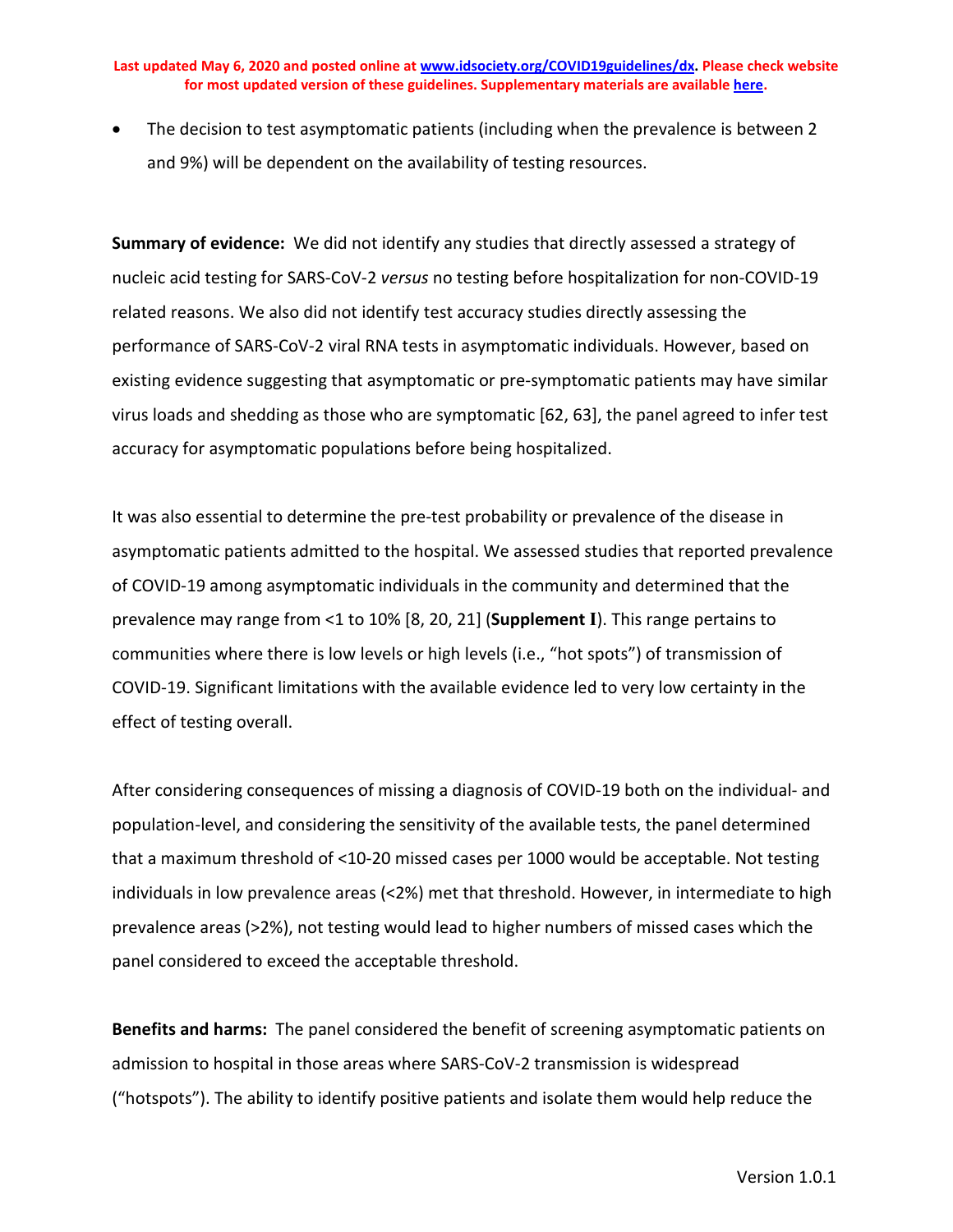- The decision to test asymptomatic patients (including when the prevalence is between 2 and 9%) will be dependent on the availability of testing resources.

**Summary of evidence:** We did not identify any studies that directly assessed a strategy of nucleic acid testing for SARS-CoV-2 *versus* no testing before hospitalization for non-COVID-19 related reasons. We also did not identify test accuracy studies directly assessing the performance of SARS-CoV-2 viral RNA tests in asymptomatic individuals. However, based on existing evidence suggesting that asymptomatic or pre-symptomatic patients may have similar virus loads and shedding as those who are symptomatic [62, 63], the panel agreed to infer test accuracy for asymptomatic populations before being hospitalized.

It was also essential to determine the pre-test probability or prevalence of the disease in asymptomatic patients admitted to the hospital. We assessed studies that reported prevalence of COVID-19 among asymptomatic individuals in the community and determined that the prevalence may range from <1 to 10% [8, 20, 21] (**Supplement I**). This range pertains to communities where there is low levels or high levels (i.e., "hot spots") of transmission of COVID-19. Significant limitations with the available evidence led to very low certainty in the effect of testing overall.

After considering consequences of missing a diagnosis of COVID-19 both on the individual- and population-level, and considering the sensitivity of the available tests, the panel determined that a maximum threshold of <10-20 missed cases per 1000 would be acceptable. Not testing individuals in low prevalence areas (<2%) met that threshold. However, in intermediate to high prevalence areas (>2%), not testing would lead to higher numbers of missed cases which the panel considered to exceed the acceptable threshold.

**Benefits and harms:** The panel considered the benefit of screening asymptomatic patients on admission to hospital in those areas where SARS-CoV-2 transmission is widespread ("hotspots"). The ability to identify positive patients and isolate them would help reduce the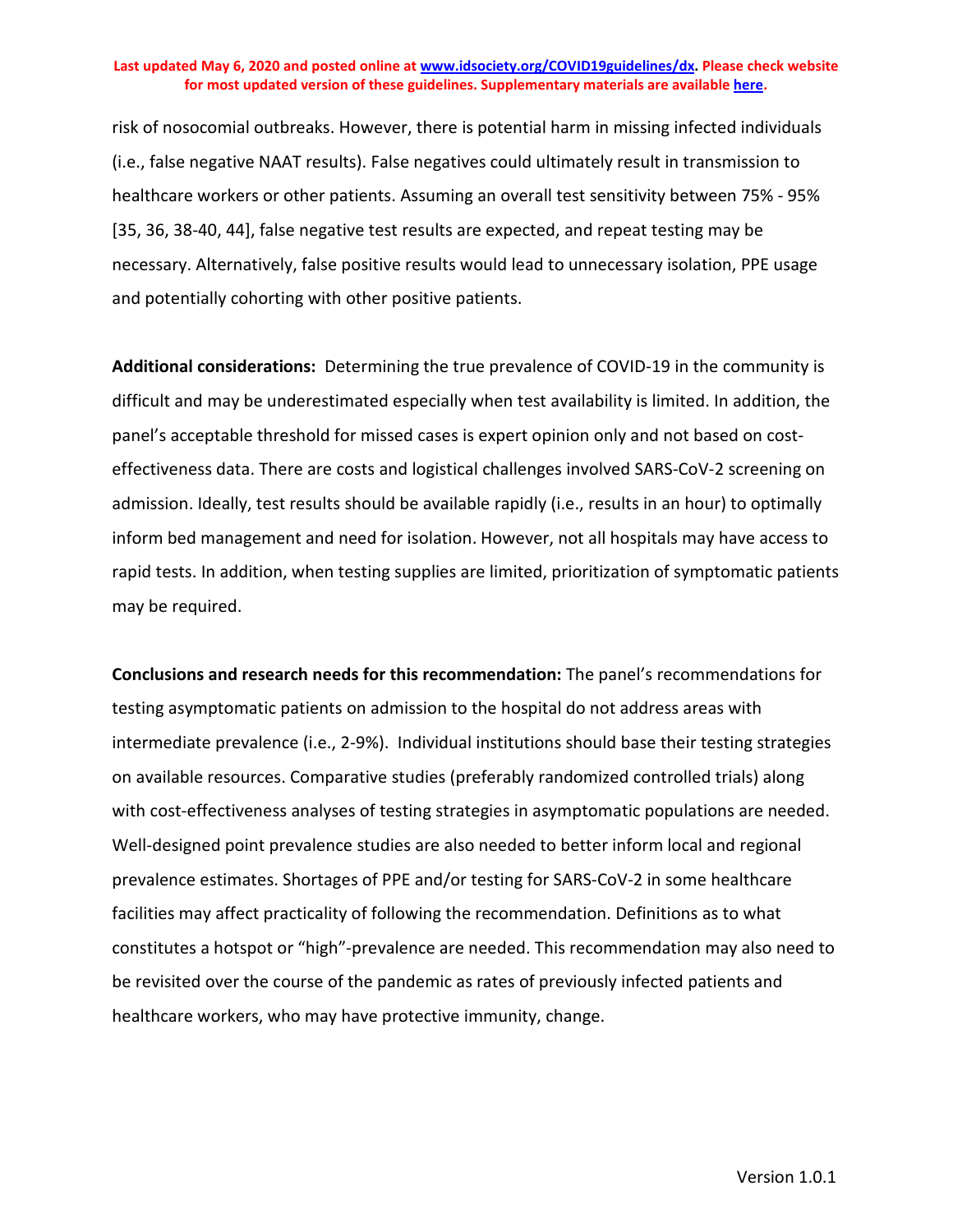risk of nosocomial outbreaks. However, there is potential harm in missing infected individuals (i.e., false negative NAAT results). False negatives could ultimately result in transmission to healthcare workers or other patients. Assuming an overall test sensitivity between 75% - 95% [35, 36, 38-40, 44], false negative test results are expected, and repeat testing may be necessary. Alternatively, false positive results would lead to unnecessary isolation, PPE usage and potentially cohorting with other positive patients.

**Additional considerations:** Determining the true prevalence of COVID-19 in the community is difficult and may be underestimated especially when test availability is limited. In addition, the panel's acceptable threshold for missed cases is expert opinion only and not based on cost-effectiveness data. There are costs and logistical challenges involved SARS-CoV-2 screening on admission. Ideally, test results should be available rapidly (i.e., results in an hour) to optimally inform bed management and need for isolation. However, not all hospitals may have access to rapid tests. In addition, when testing supplies are limited, prioritization of symptomatic patients may be required.

**Conclusions and research needs for this recommendation:** The panel's recommendations for testing asymptomatic patients on admission to the hospital do not address areas with intermediate prevalence (i.e., 2-9%). Individual institutions should base their testing strategies on available resources. Comparative studies (preferably randomized controlled trials) along with cost-effectiveness analyses of testing strategies in asymptomatic populations are needed. Well-designed point prevalence studies are also needed to better inform local and regional prevalence estimates. Shortages of PPE and/or testing for SARS-CoV-2 in some healthcare facilities may affect practicality of following the recommendation. Definitions as to what constitutes a hotspot or "high"-prevalence are needed. This recommendation may also need to be revisited over the course of the pandemic as rates of previously infected patients and healthcare workers, who may have protective immunity, change.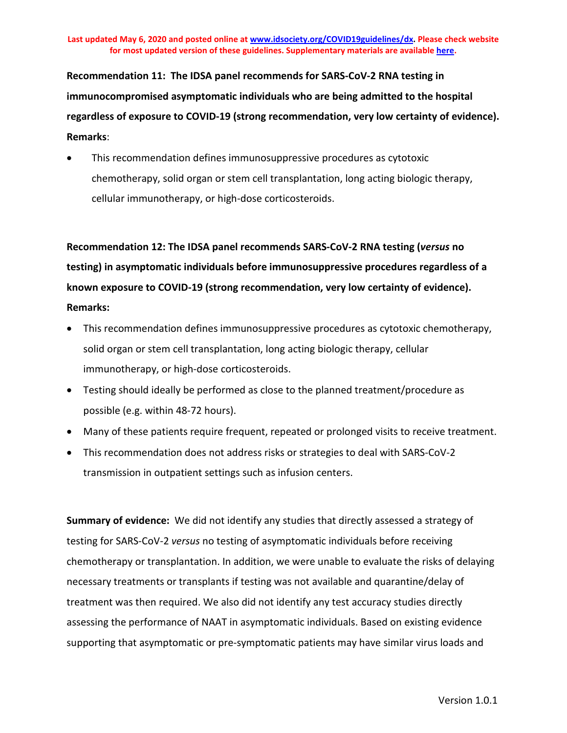**Recommendation 11: The IDSA panel recommends for SARS-CoV-2 RNA testing in immunocompromised asymptomatic individuals who are being admitted to the hospital regardless of exposure to COVID-19 (strong recommendation, very low certainty of evidence).**

**Remarks**:

- This recommendation defines immunosuppressive procedures as cytotoxic chemotherapy, solid organ or stem cell transplantation, long acting biologic therapy, cellular immunotherapy, or high-dose corticosteroids.

**Recommendation 12: The IDSA panel recommends SARS-CoV-2 RNA testing (*versus* no testing) in asymptomatic individuals before immunosuppressive procedures regardless of a known exposure to COVID-19 (strong recommendation, very low certainty of evidence).**

**Remarks:**

- This recommendation defines immunosuppressive procedures as cytotoxic chemotherapy, solid organ or stem cell transplantation, long acting biologic therapy, cellular immunotherapy, or high-dose corticosteroids.
- Testing should ideally be performed as close to the planned treatment/procedure as possible (e.g. within 48-72 hours).
- Many of these patients require frequent, repeated or prolonged visits to receive treatment.
- This recommendation does not address risks or strategies to deal with SARS-CoV-2 transmission in outpatient settings such as infusion centers.

**Summary of evidence:** We did not identify any studies that directly assessed a strategy of testing for SARS-CoV-2 *versus* no testing of asymptomatic individuals before receiving chemotherapy or transplantation. In addition, we were unable to evaluate the risks of delaying necessary treatments or transplants if testing was not available and quarantine/delay of treatment was then required. We also did not identify any test accuracy studies directly assessing the performance of NAAT in asymptomatic individuals. Based on existing evidence supporting that asymptomatic or pre-symptomatic patients may have similar virus loads and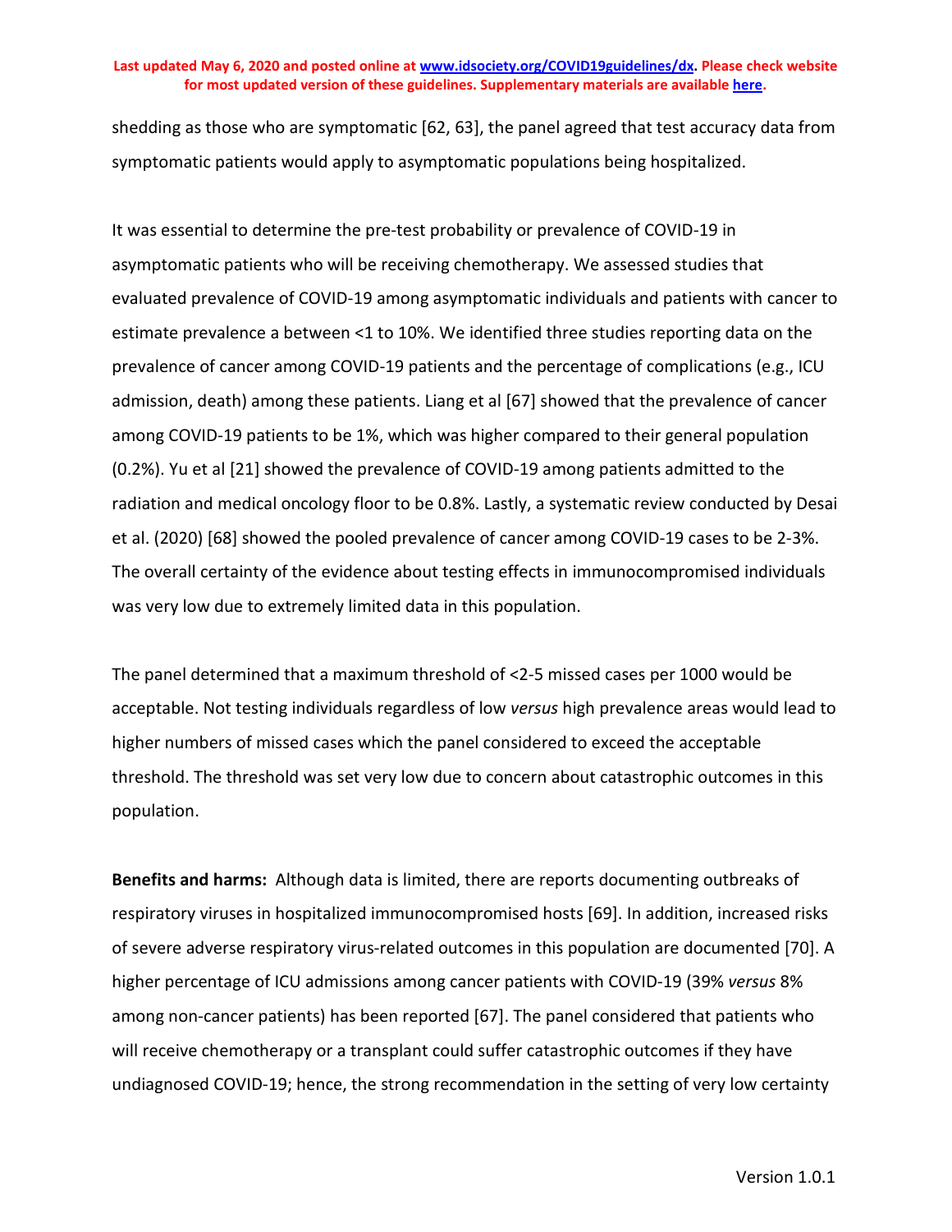shedding as those who are symptomatic [62, 63], the panel agreed that test accuracy data from symptomatic patients would apply to asymptomatic populations being hospitalized.

It was essential to determine the pre-test probability or prevalence of COVID-19 in asymptomatic patients who will be receiving chemotherapy. We assessed studies that evaluated prevalence of COVID-19 among asymptomatic individuals and patients with cancer to estimate prevalence a between <1 to 10%. We identified three studies reporting data on the prevalence of cancer among COVID-19 patients and the percentage of complications (e.g., ICU admission, death) among these patients. Liang et al [67] showed that the prevalence of cancer among COVID-19 patients to be 1%, which was higher compared to their general population (0.2%). Yu et al [21] showed the prevalence of COVID-19 among patients admitted to the radiation and medical oncology floor to be 0.8%. Lastly, a systematic review conducted by Desai et al. (2020) [68] showed the pooled prevalence of cancer among COVID-19 cases to be 2-3%. The overall certainty of the evidence about testing effects in immunocompromised individuals was very low due to extremely limited data in this population.

The panel determined that a maximum threshold of <2-5 missed cases per 1000 would be acceptable. Not testing individuals regardless of low *versus* high prevalence areas would lead to higher numbers of missed cases which the panel considered to exceed the acceptable threshold. The threshold was set very low due to concern about catastrophic outcomes in this population.

**Benefits and harms:** Although data is limited, there are reports documenting outbreaks of respiratory viruses in hospitalized immunocompromised hosts [69]. In addition, increased risks of severe adverse respiratory virus-related outcomes in this population are documented [70]. A higher percentage of ICU admissions among cancer patients with COVID-19 (39% *versus* 8% among non-cancer patients) has been reported [67]. The panel considered that patients who will receive chemotherapy or a transplant could suffer catastrophic outcomes if they have undiagnosed COVID-19; hence, the strong recommendation in the setting of very low certainty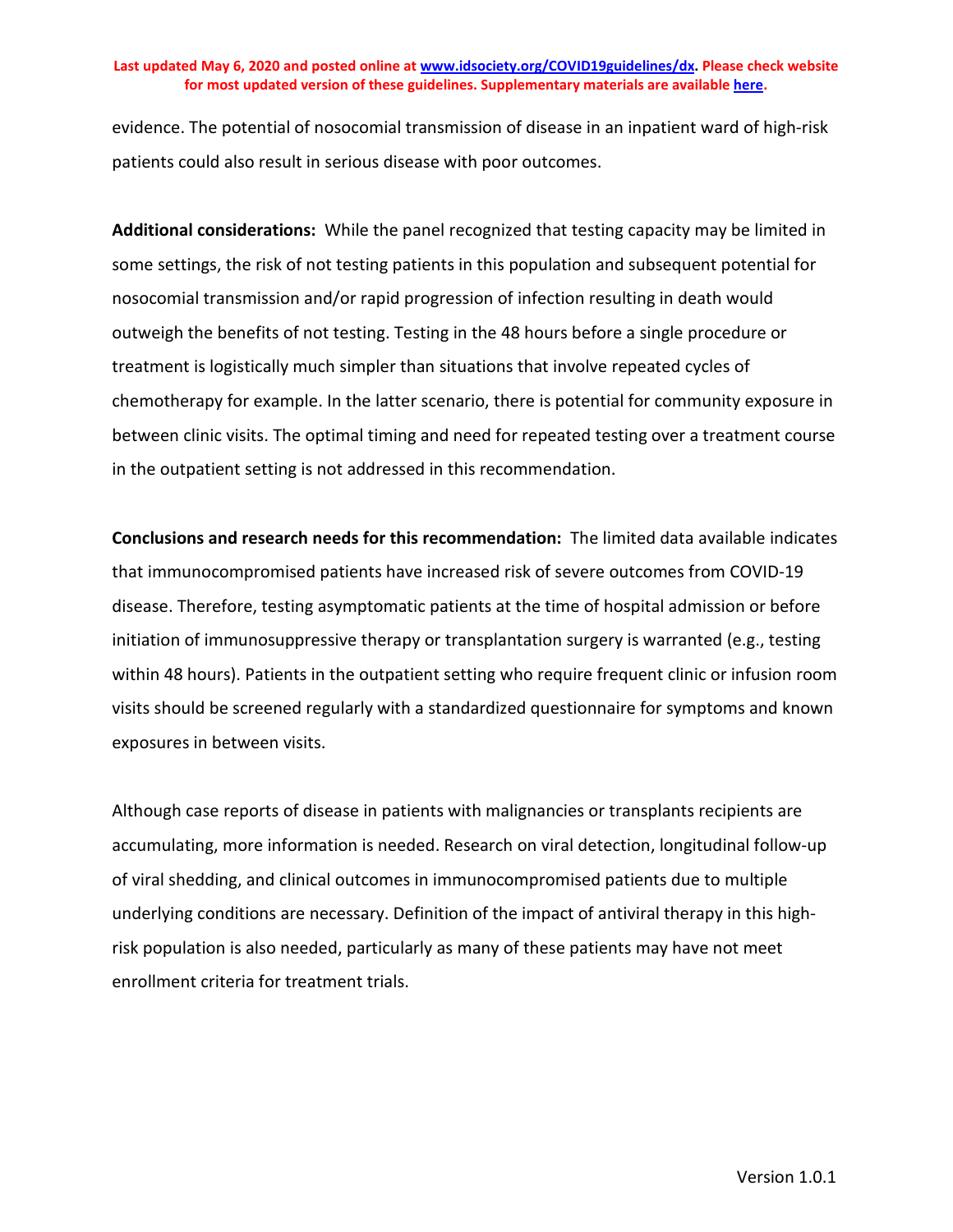evidence. The potential of nosocomial transmission of disease in an inpatient ward of high-risk patients could also result in serious disease with poor outcomes.

**Additional considerations:** While the panel recognized that testing capacity may be limited in some settings, the risk of not testing patients in this population and subsequent potential for nosocomial transmission and/or rapid progression of infection resulting in death would outweigh the benefits of not testing. Testing in the 48 hours before a single procedure or treatment is logistically much simpler than situations that involve repeated cycles of chemotherapy for example. In the latter scenario, there is potential for community exposure in between clinic visits. The optimal timing and need for repeated testing over a treatment course in the outpatient setting is not addressed in this recommendation.

**Conclusions and research needs for this recommendation:** The limited data available indicates that immunocompromised patients have increased risk of severe outcomes from COVID-19 disease. Therefore, testing asymptomatic patients at the time of hospital admission or before initiation of immunosuppressive therapy or transplantation surgery is warranted (e.g., testing within 48 hours). Patients in the outpatient setting who require frequent clinic or infusion room visits should be screened regularly with a standardized questionnaire for symptoms and known exposures in between visits.

Although case reports of disease in patients with malignancies or transplants recipients are accumulating, more information is needed. Research on viral detection, longitudinal follow-up of viral shedding, and clinical outcomes in immunocompromised patients due to multiple underlying conditions are necessary. Definition of the impact of antiviral therapy in this high-risk population is also needed, particularly as many of these patients may have not meet enrollment criteria for treatment trials.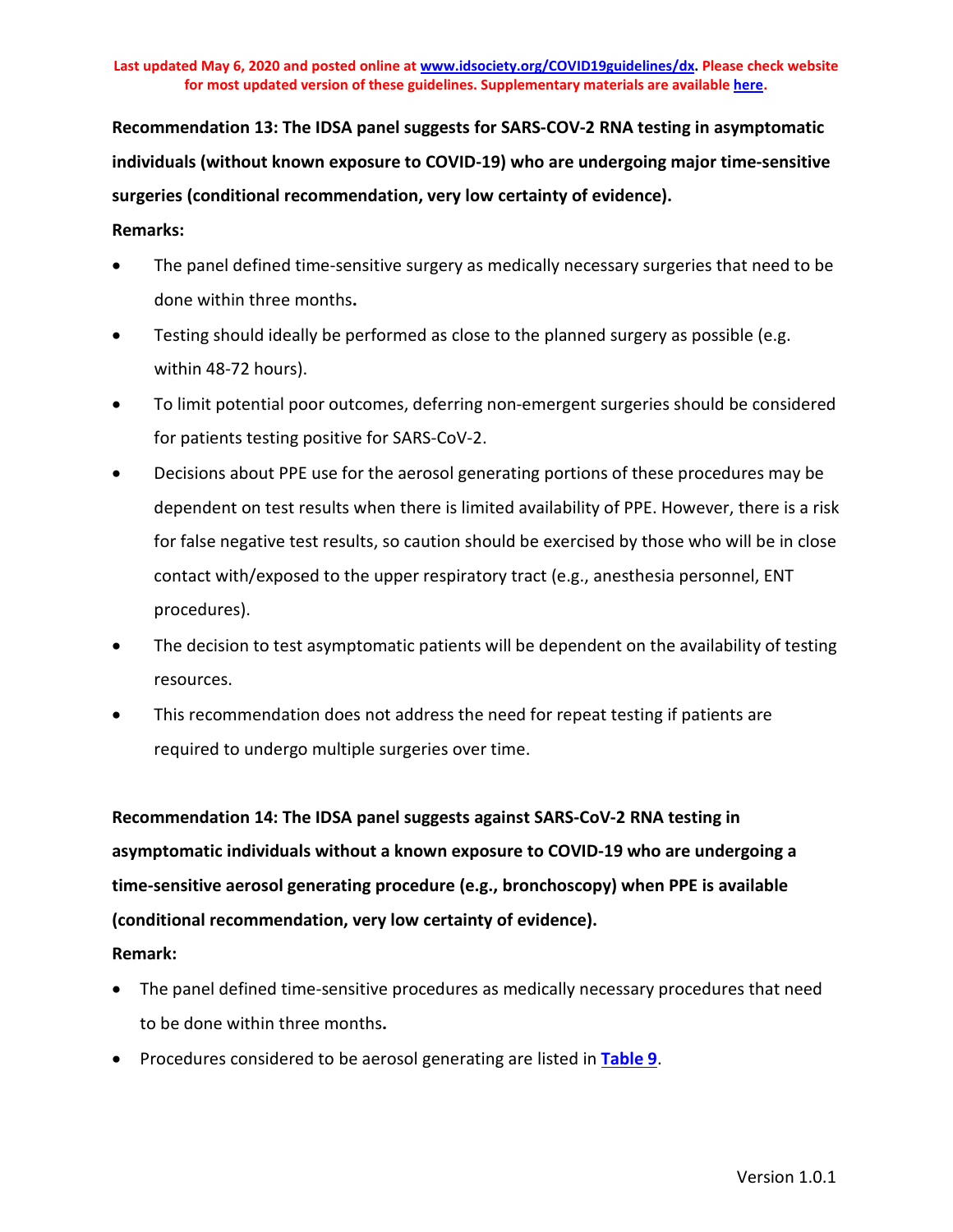**Recommendation 13: The IDSA panel suggests for SARS-COV-2 RNA testing in asymptomatic individuals (without known exposure to COVID-19) who are undergoing major time-sensitive surgeries (conditional recommendation, very low certainty of evidence).**

**Remarks:**

- The panel defined time-sensitive surgery as medically necessary surgeries that need to be done within three months**.**
- Testing should ideally be performed as close to the planned surgery as possible (e.g. within 48-72 hours).
- To limit potential poor outcomes, deferring non-emergent surgeries should be considered for patients testing positive for SARS-CoV-2.
- Decisions about PPE use for the aerosol generating portions of these procedures may be dependent on test results when there is limited availability of PPE. However, there is a risk for false negative test results, so caution should be exercised by those who will be in close contact with/exposed to the upper respiratory tract (e.g., anesthesia personnel, ENT procedures).
- The decision to test asymptomatic patients will be dependent on the availability of testing resources.
- This recommendation does not address the need for repeat testing if patients are required to undergo multiple surgeries over time.

**Recommendation 14: The IDSA panel suggests against SARS-CoV-2 RNA testing in asymptomatic individuals without a known exposure to COVID-19 who are undergoing a time-sensitive aerosol generating procedure (e.g., bronchoscopy) when PPE is available (conditional recommendation, very low certainty of evidence).**

**Remark:**

- The panel defined time-sensitive procedures as medically necessary procedures that need to be done within three months**.**
- Procedures considered to be aerosol generating are listed in **Table 9**.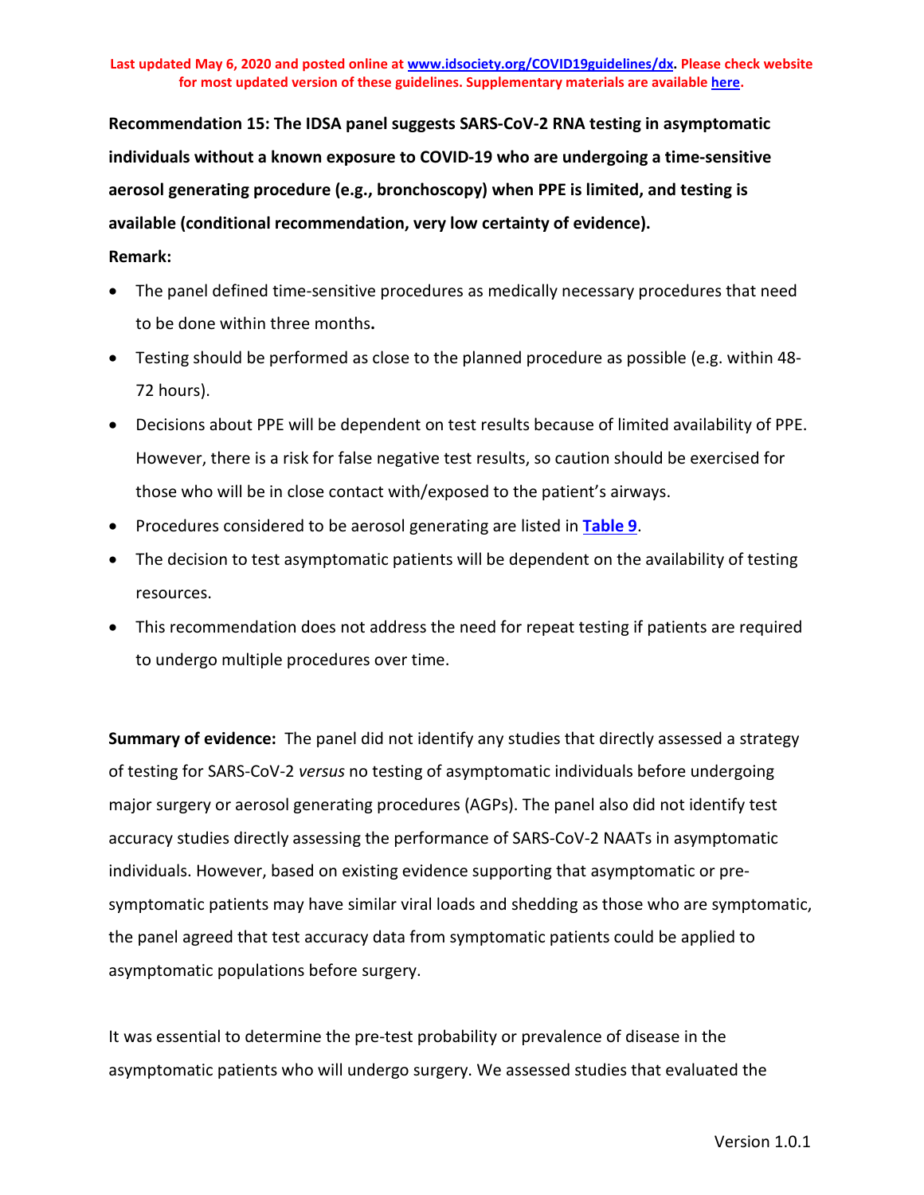**Recommendation 15: The IDSA panel suggests SARS-CoV-2 RNA testing in asymptomatic individuals without a known exposure to COVID-19 who are undergoing a time-sensitive aerosol generating procedure (e.g., bronchoscopy) when PPE is limited, and testing is available (conditional recommendation, very low certainty of evidence).**

**Remark:**

- The panel defined time-sensitive procedures as medically necessary procedures that need to be done within three months**.**
- Testing should be performed as close to the planned procedure as possible (e.g. within 48-72 hours).
- Decisions about PPE will be dependent on test results because of limited availability of PPE. However, there is a risk for false negative test results, so caution should be exercised for those who will be in close contact with/exposed to the patient's airways.
- Procedures considered to be aerosol generating are listed in **Table 9**.
- The decision to test asymptomatic patients will be dependent on the availability of testing resources.
- This recommendation does not address the need for repeat testing if patients are required to undergo multiple procedures over time.

**Summary of evidence:** The panel did not identify any studies that directly assessed a strategy of testing for SARS-CoV-2 *versus* no testing of asymptomatic individuals before undergoing major surgery or aerosol generating procedures (AGPs). The panel also did not identify test accuracy studies directly assessing the performance of SARS-CoV-2 NAATs in asymptomatic individuals. However, based on existing evidence supporting that asymptomatic or pre-symptomatic patients may have similar viral loads and shedding as those who are symptomatic, the panel agreed that test accuracy data from symptomatic patients could be applied to asymptomatic populations before surgery.

It was essential to determine the pre-test probability or prevalence of disease in the asymptomatic patients who will undergo surgery. We assessed studies that evaluated the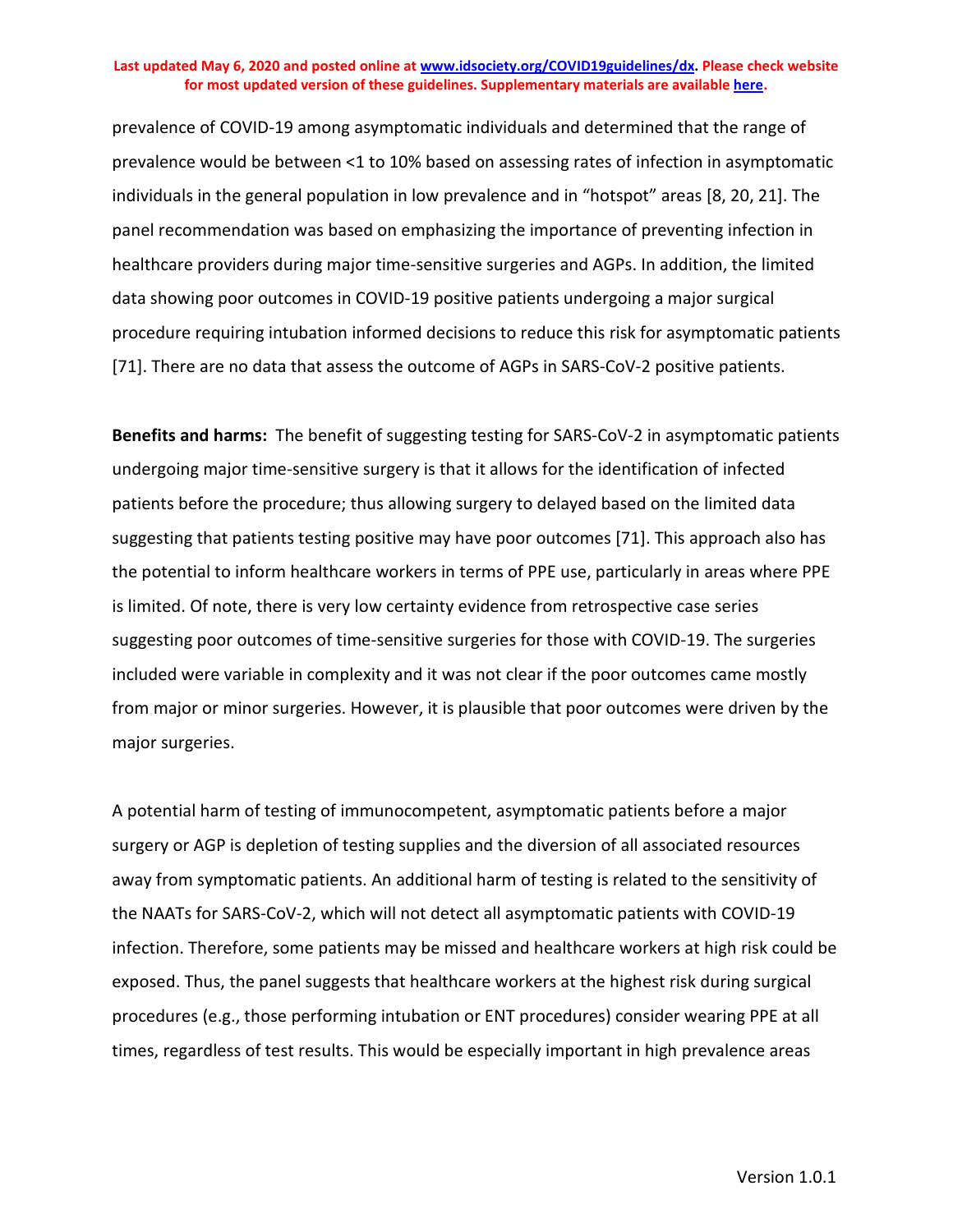prevalence of COVID-19 among asymptomatic individuals and determined that the range of prevalence would be between <1 to 10% based on assessing rates of infection in asymptomatic individuals in the general population in low prevalence and in "hotspot" areas [8, 20, 21]. The panel recommendation was based on emphasizing the importance of preventing infection in healthcare providers during major time-sensitive surgeries and AGPs. In addition, the limited data showing poor outcomes in COVID-19 positive patients undergoing a major surgical procedure requiring intubation informed decisions to reduce this risk for asymptomatic patients [71]. There are no data that assess the outcome of AGPs in SARS-CoV-2 positive patients.

**Benefits and harms:** The benefit of suggesting testing for SARS-CoV-2 in asymptomatic patients undergoing major time-sensitive surgery is that it allows for the identification of infected patients before the procedure; thus allowing surgery to delayed based on the limited data suggesting that patients testing positive may have poor outcomes [71]. This approach also has the potential to inform healthcare workers in terms of PPE use, particularly in areas where PPE is limited. Of note, there is very low certainty evidence from retrospective case series suggesting poor outcomes of time-sensitive surgeries for those with COVID-19. The surgeries included were variable in complexity and it was not clear if the poor outcomes came mostly from major or minor surgeries. However, it is plausible that poor outcomes were driven by the major surgeries.

A potential harm of testing of immunocompetent, asymptomatic patients before a major surgery or AGP is depletion of testing supplies and the diversion of all associated resources away from symptomatic patients. An additional harm of testing is related to the sensitivity of the NAATs for SARS-CoV-2, which will not detect all asymptomatic patients with COVID-19 infection. Therefore, some patients may be missed and healthcare workers at high risk could be exposed. Thus, the panel suggests that healthcare workers at the highest risk during surgical procedures (e.g., those performing intubation or ENT procedures) consider wearing PPE at all times, regardless of test results. This would be especially important in high prevalence areas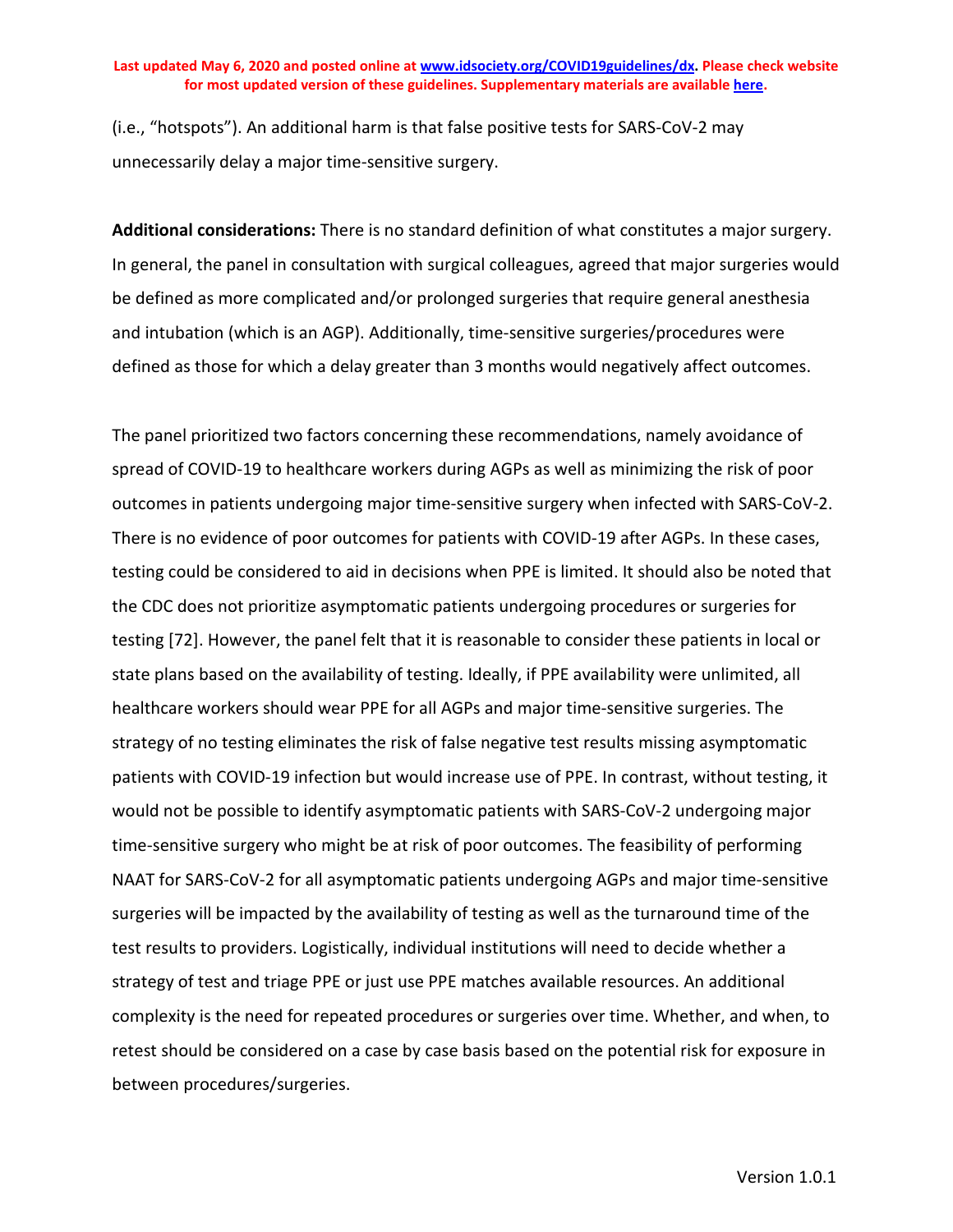(i.e., "hotspots"). An additional harm is that false positive tests for SARS-CoV-2 may unnecessarily delay a major time-sensitive surgery.

**Additional considerations:** There is no standard definition of what constitutes a major surgery. In general, the panel in consultation with surgical colleagues, agreed that major surgeries would be defined as more complicated and/or prolonged surgeries that require general anesthesia and intubation (which is an AGP). Additionally, time-sensitive surgeries/procedures were defined as those for which a delay greater than 3 months would negatively affect outcomes.

The panel prioritized two factors concerning these recommendations, namely avoidance of spread of COVID-19 to healthcare workers during AGPs as well as minimizing the risk of poor outcomes in patients undergoing major time-sensitive surgery when infected with SARS-CoV-2. There is no evidence of poor outcomes for patients with COVID-19 after AGPs. In these cases, testing could be considered to aid in decisions when PPE is limited. It should also be noted that the CDC does not prioritize asymptomatic patients undergoing procedures or surgeries for testing [72]. However, the panel felt that it is reasonable to consider these patients in local or state plans based on the availability of testing. Ideally, if PPE availability were unlimited, all healthcare workers should wear PPE for all AGPs and major time-sensitive surgeries. The strategy of no testing eliminates the risk of false negative test results missing asymptomatic patients with COVID-19 infection but would increase use of PPE. In contrast, without testing, it would not be possible to identify asymptomatic patients with SARS-CoV-2 undergoing major time-sensitive surgery who might be at risk of poor outcomes. The feasibility of performing NAAT for SARS-CoV-2 for all asymptomatic patients undergoing AGPs and major time-sensitive surgeries will be impacted by the availability of testing as well as the turnaround time of the test results to providers. Logistically, individual institutions will need to decide whether a strategy of test and triage PPE or just use PPE matches available resources. An additional complexity is the need for repeated procedures or surgeries over time. Whether, and when, to retest should be considered on a case by case basis based on the potential risk for exposure in between procedures/surgeries.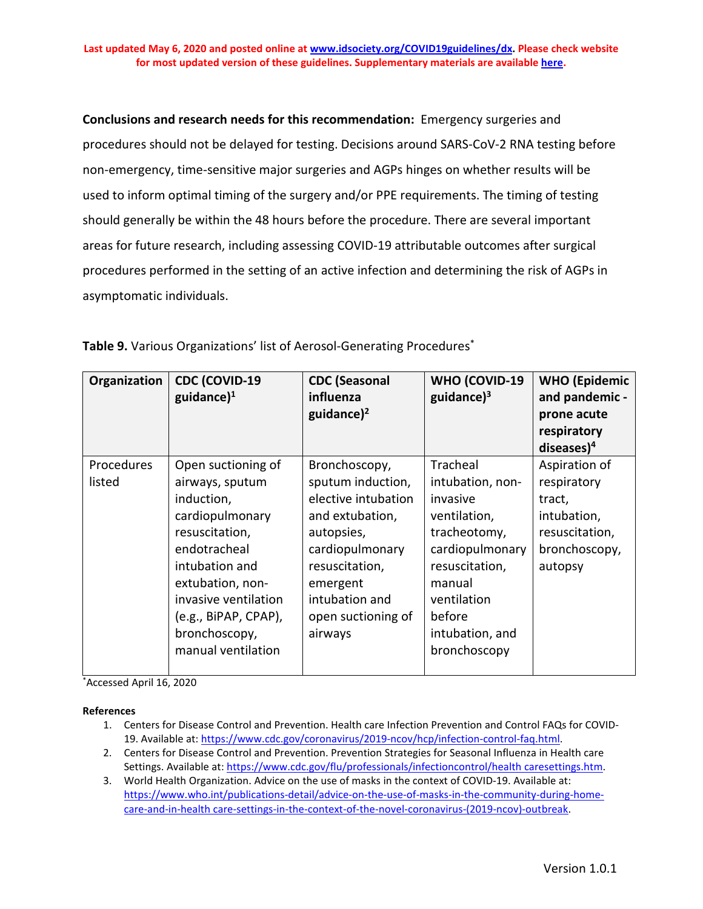**Conclusions and research needs for this recommendation:** Emergency surgeries and procedures should not be delayed for testing. Decisions around SARS-CoV-2 RNA testing before non-emergency, time-sensitive major surgeries and AGPs hinges on whether results will be used to inform optimal timing of the surgery and/or PPE requirements. The timing of testing should generally be within the 48 hours before the procedure. There are several important areas for future research, including assessing COVID-19 attributable outcomes after surgical procedures performed in the setting of an active infection and determining the risk of AGPs in asymptomatic individuals.

**Table 9.** Various Organizations' list of Aerosol-Generating Procedures*

| Organization | CDC (COVID-19 guidance)[1] | CDC (Seasonal influenza guidance)[2] | WHO (COVID-19 guidance)[3] | WHO (Epidemic and pandemic - prone acute respiratory diseases)[4] |
|---|---|---|---|---|
| Procedures listed | Open suctioning of airways, sputum induction, cardiopulmonary resuscitation, endotracheal intubation and extubation, non-invasive ventilation (e.g., BiPAP, CPAP), bronchoscopy, manual ventilation | Bronchoscopy, sputum induction, elective intubation and extubation, autopsies, cardiopulmonary resuscitation, emergent intubation and open suctioning of airways | Tracheal intubation, non-invasive ventilation, tracheotomy, cardiopulmonary resuscitation, manual ventilation before intubation, and bronchoscopy | Aspiration of respiratory tract, intubation, resuscitation, bronchoscopy, autopsy |

*Accessed April 16, 2020

**References**

1. Centers for Disease Control and Prevention. Health care Infection Prevention and Control FAQs for COVID-19. Available at: https://www.cdc.gov/coronavirus/2019-ncov/hcp/infection-control-faq.html.
2. Centers for Disease Control and Prevention. Prevention Strategies for Seasonal Influenza in Health care Settings. Available at: https://www.cdc.gov/flu/professionals/infectioncontrol/health caresettings.htm.
3. World Health Organization. Advice on the use of masks in the context of COVID-19. Available at: https://www.who.int/publications-detail/advice-on-the-use-of-masks-in-the-community-during-home-care-and-in-health care-settings-in-the-context-of-the-novel-coronavirus-(2019-ncov)-outbreak.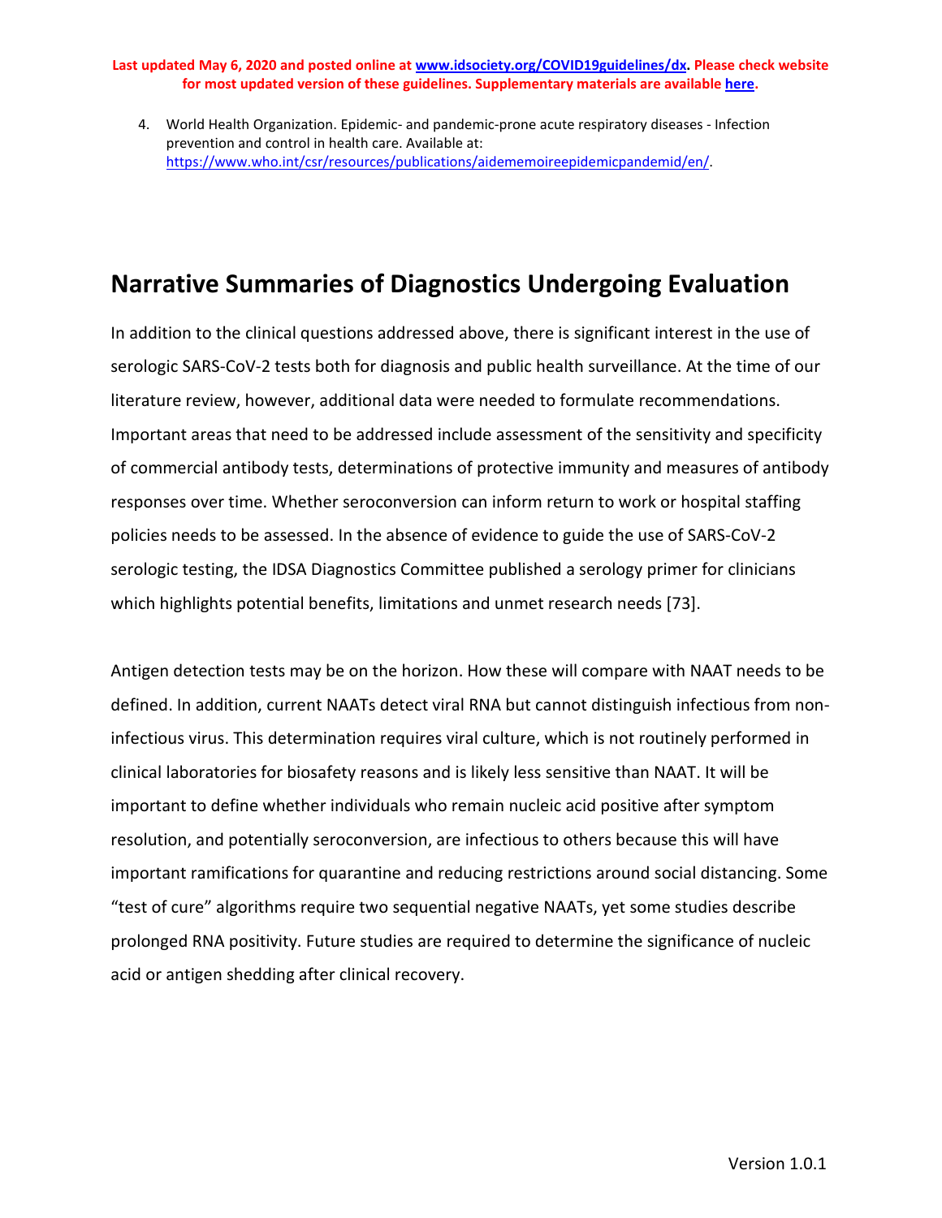4. World Health Organization. Epidemic- and pandemic-prone acute respiratory diseases - Infection prevention and control in health care. Available at: https://www.who.int/csr/resources/publications/aidememoireepidemicpandemid/en/.

# Narrative Summaries of Diagnostics Undergoing Evaluation

In addition to the clinical questions addressed above, there is significant interest in the use of serologic SARS-CoV-2 tests both for diagnosis and public health surveillance. At the time of our literature review, however, additional data were needed to formulate recommendations. Important areas that need to be addressed include assessment of the sensitivity and specificity of commercial antibody tests, determinations of protective immunity and measures of antibody responses over time. Whether seroconversion can inform return to work or hospital staffing policies needs to be assessed. In the absence of evidence to guide the use of SARS-CoV-2 serologic testing, the IDSA Diagnostics Committee published a serology primer for clinicians which highlights potential benefits, limitations and unmet research needs [73].

Antigen detection tests may be on the horizon. How these will compare with NAAT needs to be defined. In addition, current NAATs detect viral RNA but cannot distinguish infectious from non-infectious virus. This determination requires viral culture, which is not routinely performed in clinical laboratories for biosafety reasons and is likely less sensitive than NAAT. It will be important to define whether individuals who remain nucleic acid positive after symptom resolution, and potentially seroconversion, are infectious to others because this will have important ramifications for quarantine and reducing restrictions around social distancing. Some "test of cure" algorithms require two sequential negative NAATs, yet some studies describe prolonged RNA positivity. Future studies are required to determine the significance of nucleic acid or antigen shedding after clinical recovery.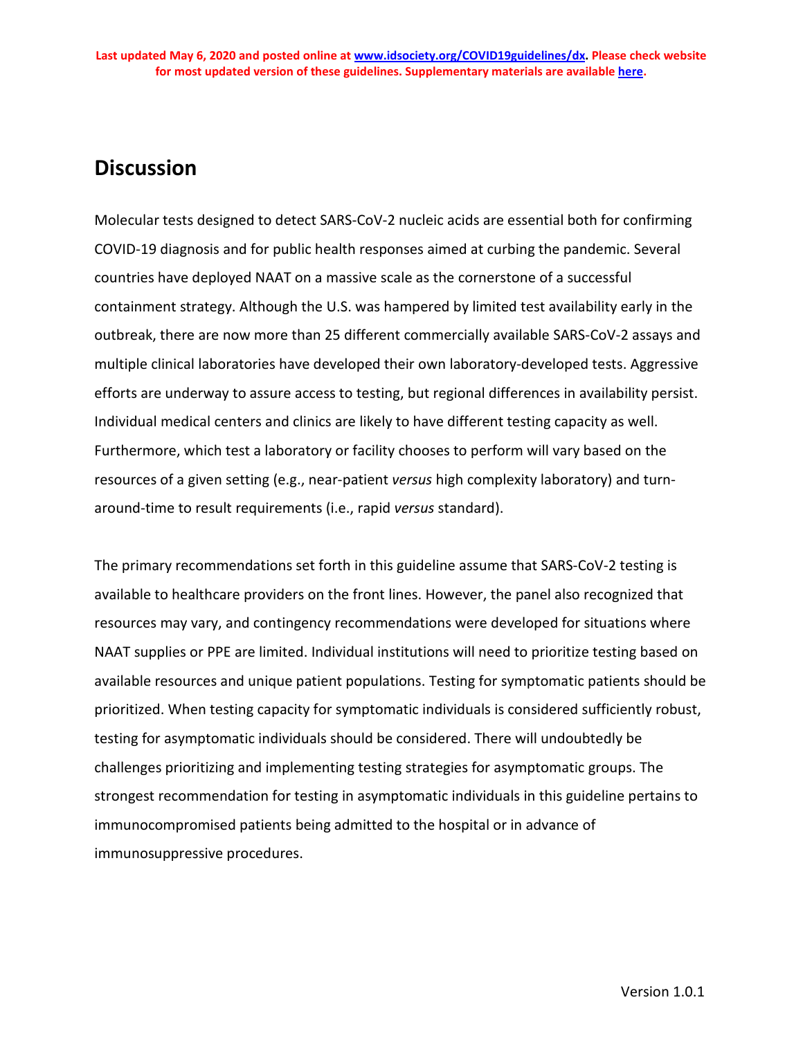## Discussion

Molecular tests designed to detect SARS-CoV-2 nucleic acids are essential both for confirming COVID-19 diagnosis and for public health responses aimed at curbing the pandemic. Several countries have deployed NAAT on a massive scale as the cornerstone of a successful containment strategy. Although the U.S. was hampered by limited test availability early in the outbreak, there are now more than 25 different commercially available SARS-CoV-2 assays and multiple clinical laboratories have developed their own laboratory-developed tests. Aggressive efforts are underway to assure access to testing, but regional differences in availability persist. Individual medical centers and clinics are likely to have different testing capacity as well. Furthermore, which test a laboratory or facility chooses to perform will vary based on the resources of a given setting (e.g., near-patient *versus* high complexity laboratory) and turn-around-time to result requirements (i.e., rapid *versus* standard).

The primary recommendations set forth in this guideline assume that SARS-CoV-2 testing is available to healthcare providers on the front lines. However, the panel also recognized that resources may vary, and contingency recommendations were developed for situations where NAAT supplies or PPE are limited. Individual institutions will need to prioritize testing based on available resources and unique patient populations. Testing for symptomatic patients should be prioritized. When testing capacity for symptomatic individuals is considered sufficiently robust, testing for asymptomatic individuals should be considered. There will undoubtedly be challenges prioritizing and implementing testing strategies for asymptomatic groups. The strongest recommendation for testing in asymptomatic individuals in this guideline pertains to immunocompromised patients being admitted to the hospital or in advance of immunosuppressive procedures.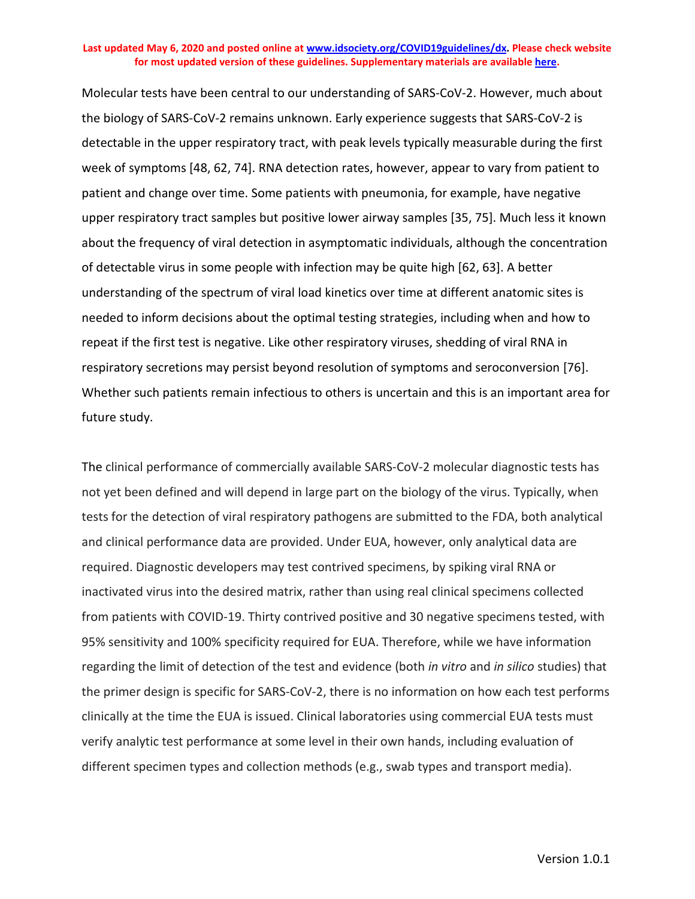Molecular tests have been central to our understanding of SARS-CoV-2. However, much about the biology of SARS-CoV-2 remains unknown. Early experience suggests that SARS-CoV-2 is detectable in the upper respiratory tract, with peak levels typically measurable during the first week of symptoms [48, 62, 74]. RNA detection rates, however, appear to vary from patient to patient and change over time. Some patients with pneumonia, for example, have negative upper respiratory tract samples but positive lower airway samples [35, 75]. Much less it known about the frequency of viral detection in asymptomatic individuals, although the concentration of detectable virus in some people with infection may be quite high [62, 63]. A better understanding of the spectrum of viral load kinetics over time at different anatomic sites is needed to inform decisions about the optimal testing strategies, including when and how to repeat if the first test is negative. Like other respiratory viruses, shedding of viral RNA in respiratory secretions may persist beyond resolution of symptoms and seroconversion [76]. Whether such patients remain infectious to others is uncertain and this is an important area for future study.

The clinical performance of commercially available SARS-CoV-2 molecular diagnostic tests has not yet been defined and will depend in large part on the biology of the virus. Typically, when tests for the detection of viral respiratory pathogens are submitted to the FDA, both analytical and clinical performance data are provided. Under EUA, however, only analytical data are required. Diagnostic developers may test contrived specimens, by spiking viral RNA or inactivated virus into the desired matrix, rather than using real clinical specimens collected from patients with COVID-19. Thirty contrived positive and 30 negative specimens tested, with 95% sensitivity and 100% specificity required for EUA. Therefore, while we have information regarding the limit of detection of the test and evidence (both *in vitro* and *in silico* studies) that the primer design is specific for SARS-CoV-2, there is no information on how each test performs clinically at the time the EUA is issued. Clinical laboratories using commercial EUA tests must verify analytic test performance at some level in their own hands, including evaluation of different specimen types and collection methods (e.g., swab types and transport media).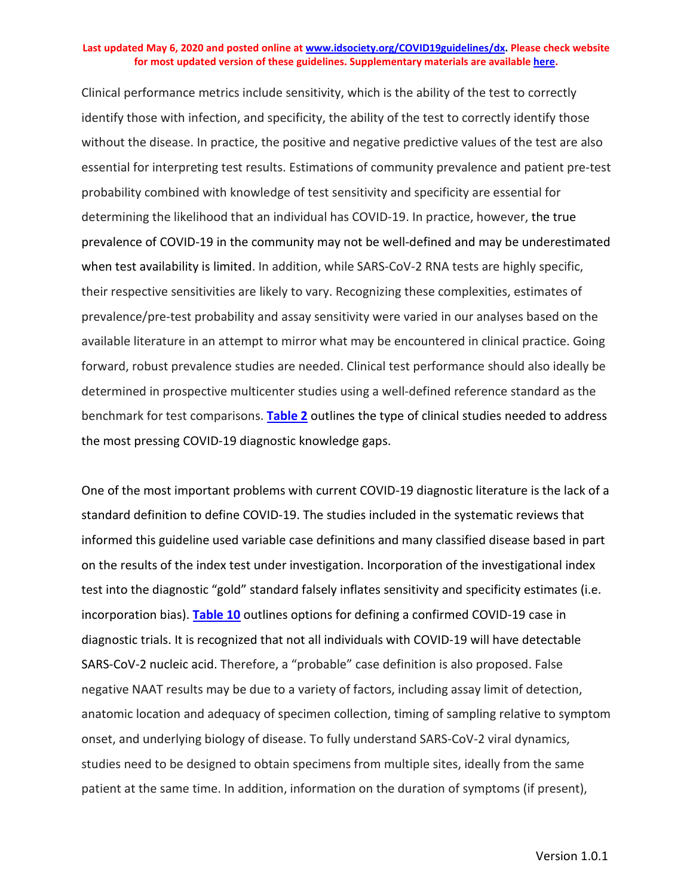Clinical performance metrics include sensitivity, which is the ability of the test to correctly identify those with infection, and specificity, the ability of the test to correctly identify those without the disease. In practice, the positive and negative predictive values of the test are also essential for interpreting test results. Estimations of community prevalence and patient pre-test probability combined with knowledge of test sensitivity and specificity are essential for determining the likelihood that an individual has COVID-19. In practice, however, the true prevalence of COVID-19 in the community may not be well-defined and may be underestimated when test availability is limited. In addition, while SARS-CoV-2 RNA tests are highly specific, their respective sensitivities are likely to vary. Recognizing these complexities, estimates of prevalence/pre-test probability and assay sensitivity were varied in our analyses based on the available literature in an attempt to mirror what may be encountered in clinical practice. Going forward, robust prevalence studies are needed. Clinical test performance should also ideally be determined in prospective multicenter studies using a well-defined reference standard as the benchmark for test comparisons. **Table 2** outlines the type of clinical studies needed to address the most pressing COVID-19 diagnostic knowledge gaps.

One of the most important problems with current COVID-19 diagnostic literature is the lack of a standard definition to define COVID-19. The studies included in the systematic reviews that informed this guideline used variable case definitions and many classified disease based in part on the results of the index test under investigation. Incorporation of the investigational index test into the diagnostic "gold" standard falsely inflates sensitivity and specificity estimates (i.e. incorporation bias). **Table 10** outlines options for defining a confirmed COVID-19 case in diagnostic trials. It is recognized that not all individuals with COVID-19 will have detectable SARS-CoV-2 nucleic acid. Therefore, a "probable" case definition is also proposed. False negative NAAT results may be due to a variety of factors, including assay limit of detection, anatomic location and adequacy of specimen collection, timing of sampling relative to symptom onset, and underlying biology of disease. To fully understand SARS-CoV-2 viral dynamics, studies need to be designed to obtain specimens from multiple sites, ideally from the same patient at the same time. In addition, information on the duration of symptoms (if present),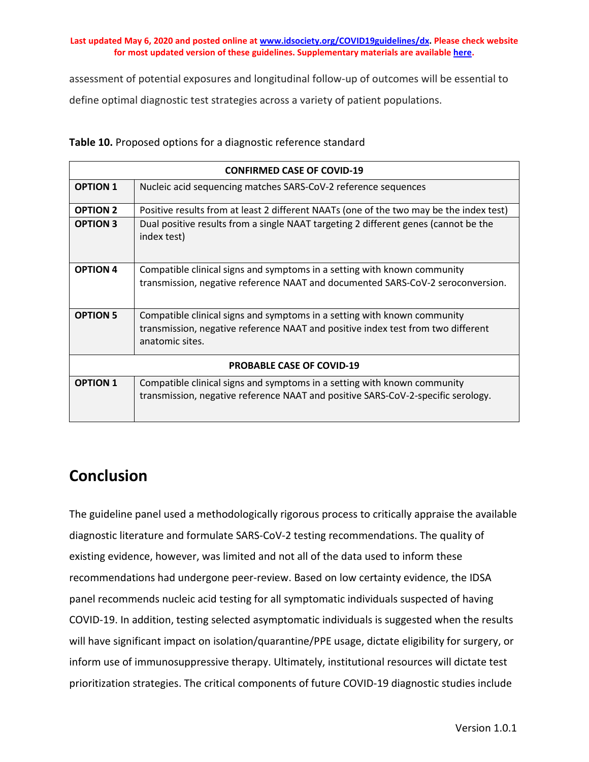assessment of potential exposures and longitudinal follow-up of outcomes will be essential to define optimal diagnostic test strategies across a variety of patient populations.

**Table 10.** Proposed options for a diagnostic reference standard

| **CONFIRMED CASE OF COVID-19** | |
|---|---|
| **OPTION 1** | Nucleic acid sequencing matches SARS-CoV-2 reference sequences |
| **OPTION 2** | Positive results from at least 2 different NAATs (one of the two may be the index test) |
| **OPTION 3** | Dual positive results from a single NAAT targeting 2 different genes (cannot be the index test) |
| **OPTION 4** | Compatible clinical signs and symptoms in a setting with known community transmission, negative reference NAAT and documented SARS-CoV-2 seroconversion. |
| **OPTION 5** | Compatible clinical signs and symptoms in a setting with known community transmission, negative reference NAAT and positive index test from two different anatomic sites. |
| **PROBABLE CASE OF COVID-19** | |
| **OPTION 1** | Compatible clinical signs and symptoms in a setting with known community transmission, negative reference NAAT and positive SARS-CoV-2-specific serology. |

## Conclusion

The guideline panel used a methodologically rigorous process to critically appraise the available diagnostic literature and formulate SARS-CoV-2 testing recommendations. The quality of existing evidence, however, was limited and not all of the data used to inform these recommendations had undergone peer-review. Based on low certainty evidence, the IDSA panel recommends nucleic acid testing for all symptomatic individuals suspected of having COVID-19. In addition, testing selected asymptomatic individuals is suggested when the results will have significant impact on isolation/quarantine/PPE usage, dictate eligibility for surgery, or inform use of immunosuppressive therapy. Ultimately, institutional resources will dictate test prioritization strategies. The critical components of future COVID-19 diagnostic studies include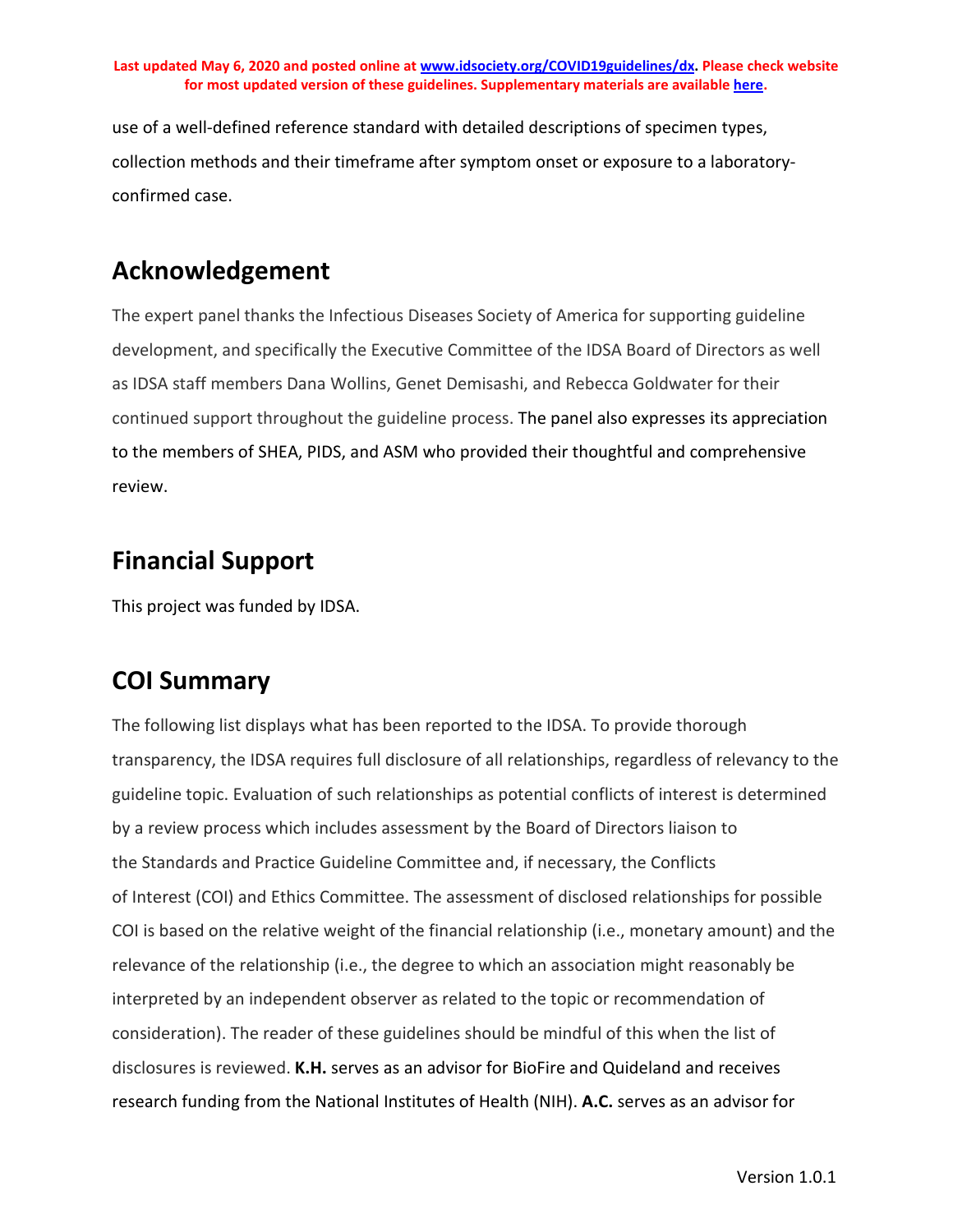use of a well-defined reference standard with detailed descriptions of specimen types, collection methods and their timeframe after symptom onset or exposure to a laboratory-confirmed case.

## Acknowledgement

The expert panel thanks the Infectious Diseases Society of America for supporting guideline development, and specifically the Executive Committee of the IDSA Board of Directors as well as IDSA staff members Dana Wollins, Genet Demisashi, and Rebecca Goldwater for their continued support throughout the guideline process. The panel also expresses its appreciation to the members of SHEA, PIDS, and ASM who provided their thoughtful and comprehensive review.

## Financial Support

This project was funded by IDSA.

## COI Summary

The following list displays what has been reported to the IDSA. To provide thorough transparency, the IDSA requires full disclosure of all relationships, regardless of relevancy to the guideline topic. Evaluation of such relationships as potential conflicts of interest is determined by a review process which includes assessment by the Board of Directors liaison to the Standards and Practice Guideline Committee and, if necessary, the Conflicts of Interest (COI) and Ethics Committee. The assessment of disclosed relationships for possible COI is based on the relative weight of the financial relationship (i.e., monetary amount) and the relevance of the relationship (i.e., the degree to which an association might reasonably be interpreted by an independent observer as related to the topic or recommendation of consideration). The reader of these guidelines should be mindful of this when the list of disclosures is reviewed. **K.H.** serves as an advisor for BioFire and Quideland and receives research funding from the National Institutes of Health (NIH). **A.C.** serves as an advisor for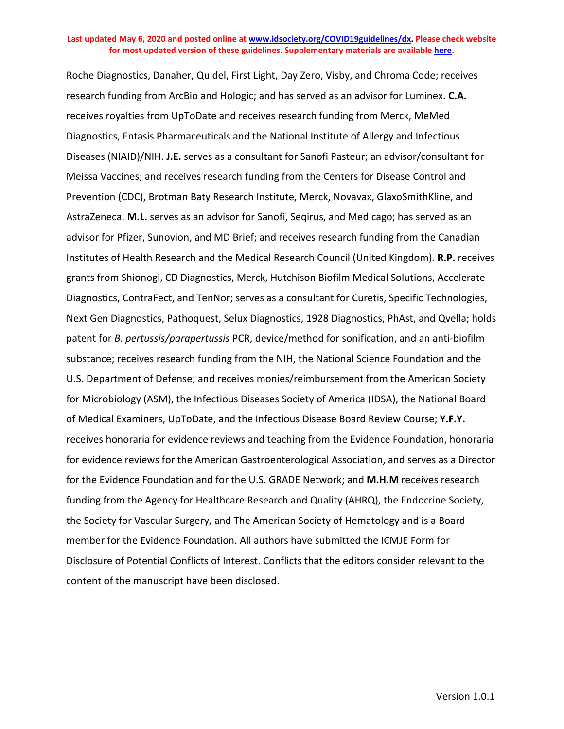Roche Diagnostics, Danaher, Quidel, First Light, Day Zero, Visby, and Chroma Code; receives research funding from ArcBio and Hologic; and has served as an advisor for Luminex. **C.A.** receives royalties from UpToDate and receives research funding from Merck, MeMed Diagnostics, Entasis Pharmaceuticals and the National Institute of Allergy and Infectious Diseases (NIAID)/NIH. **J.E.** serves as a consultant for Sanofi Pasteur; an advisor/consultant for Meissa Vaccines; and receives research funding from the Centers for Disease Control and Prevention (CDC), Brotman Baty Research Institute, Merck, Novavax, GlaxoSmithKline, and AstraZeneca. **M.L.** serves as an advisor for Sanofi, Seqirus, and Medicago; has served as an advisor for Pfizer, Sunovion, and MD Brief; and receives research funding from the Canadian Institutes of Health Research and the Medical Research Council (United Kingdom). **R.P.** receives grants from Shionogi, CD Diagnostics, Merck, Hutchison Biofilm Medical Solutions, Accelerate Diagnostics, ContraFect, and TenNor; serves as a consultant for Curetis, Specific Technologies, Next Gen Diagnostics, Pathoquest, Selux Diagnostics, 1928 Diagnostics, PhAst, and Qvella; holds patent for *B. pertussis/parapertussis* PCR, device/method for sonification, and an anti-biofilm substance; receives research funding from the NIH, the National Science Foundation and the U.S. Department of Defense; and receives monies/reimbursement from the American Society for Microbiology (ASM), the Infectious Diseases Society of America (IDSA), the National Board of Medical Examiners, UpToDate, and the Infectious Disease Board Review Course; **Y.F.Y.** receives honoraria for evidence reviews and teaching from the Evidence Foundation, honoraria for evidence reviews for the American Gastroenterological Association, and serves as a Director for the Evidence Foundation and for the U.S. GRADE Network; and **M.H.M** receives research funding from the Agency for Healthcare Research and Quality (AHRQ), the Endocrine Society, the Society for Vascular Surgery, and The American Society of Hematology and is a Board member for the Evidence Foundation. All authors have submitted the ICMJE Form for Disclosure of Potential Conflicts of Interest. Conflicts that the editors consider relevant to the content of the manuscript have been disclosed.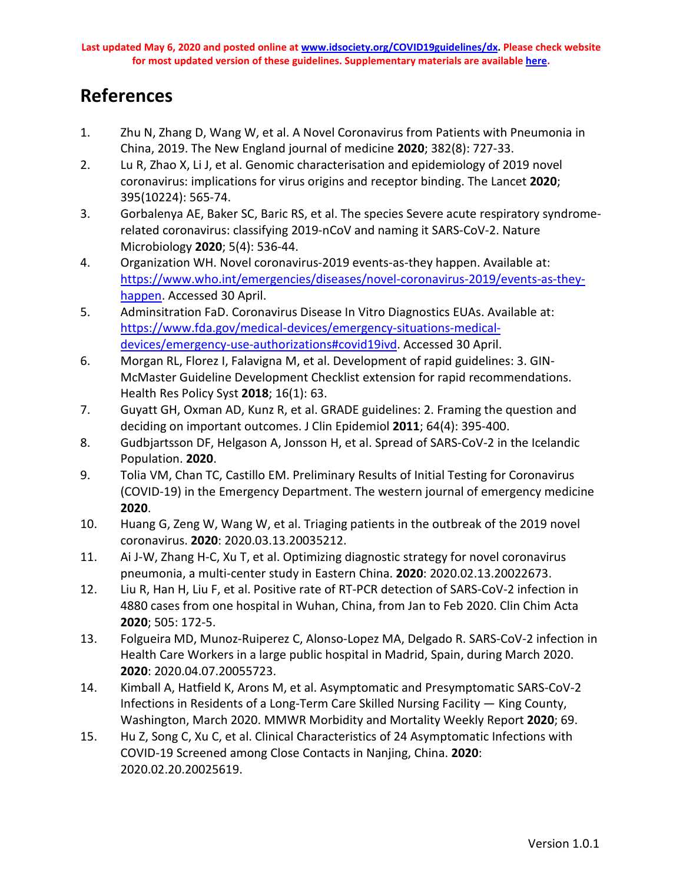# References

1. Zhu N, Zhang D, Wang W, et al. A Novel Coronavirus from Patients with Pneumonia in China, 2019. The New England journal of medicine **2020**; 382(8): 727-33.
2. Lu R, Zhao X, Li J, et al. Genomic characterisation and epidemiology of 2019 novel coronavirus: implications for virus origins and receptor binding. The Lancet **2020**; 395(10224): 565-74.
3. Gorbalenya AE, Baker SC, Baric RS, et al. The species Severe acute respiratory syndrome-related coronavirus: classifying 2019-nCoV and naming it SARS-CoV-2. Nature Microbiology **2020**; 5(4): 536-44.
4. Organization WH. Novel coronavirus-2019 events-as-they happen. Available at: https://www.who.int/emergencies/diseases/novel-coronavirus-2019/events-as-they-happen. Accessed 30 April.
5. Adminsitration FaD. Coronavirus Disease In Vitro Diagnostics EUAs. Available at: https://www.fda.gov/medical-devices/emergency-situations-medical-devices/emergency-use-authorizations#covid19ivd. Accessed 30 April.
6. Morgan RL, Florez I, Falavigna M, et al. Development of rapid guidelines: 3. GIN-McMaster Guideline Development Checklist extension for rapid recommendations. Health Res Policy Syst **2018**; 16(1): 63.
7. Guyatt GH, Oxman AD, Kunz R, et al. GRADE guidelines: 2. Framing the question and deciding on important outcomes. J Clin Epidemiol **2011**; 64(4): 395-400.
8. Gudbjartsson DF, Helgason A, Jonsson H, et al. Spread of SARS-CoV-2 in the Icelandic Population. **2020**.
9. Tolia VM, Chan TC, Castillo EM. Preliminary Results of Initial Testing for Coronavirus (COVID-19) in the Emergency Department. The western journal of emergency medicine **2020**.
10. Huang G, Zeng W, Wang W, et al. Triaging patients in the outbreak of the 2019 novel coronavirus. **2020**: 2020.03.13.20035212.
11. Ai J-W, Zhang H-C, Xu T, et al. Optimizing diagnostic strategy for novel coronavirus pneumonia, a multi-center study in Eastern China. **2020**: 2020.02.13.20022673.
12. Liu R, Han H, Liu F, et al. Positive rate of RT-PCR detection of SARS-CoV-2 infection in 4880 cases from one hospital in Wuhan, China, from Jan to Feb 2020. Clin Chim Acta **2020**; 505: 172-5.
13. Folgueira MD, Munoz-Ruiperez C, Alonso-Lopez MA, Delgado R. SARS-CoV-2 infection in Health Care Workers in a large public hospital in Madrid, Spain, during March 2020. **2020**: 2020.04.07.20055723.
14. Kimball A, Hatfield K, Arons M, et al. Asymptomatic and Presymptomatic SARS-CoV-2 Infections in Residents of a Long-Term Care Skilled Nursing Facility — King County, Washington, March 2020. MMWR Morbidity and Mortality Weekly Report **2020**; 69.
15. Hu Z, Song C, Xu C, et al. Clinical Characteristics of 24 Asymptomatic Infections with COVID-19 Screened among Close Contacts in Nanjing, China. **2020**: 2020.02.20.20025619.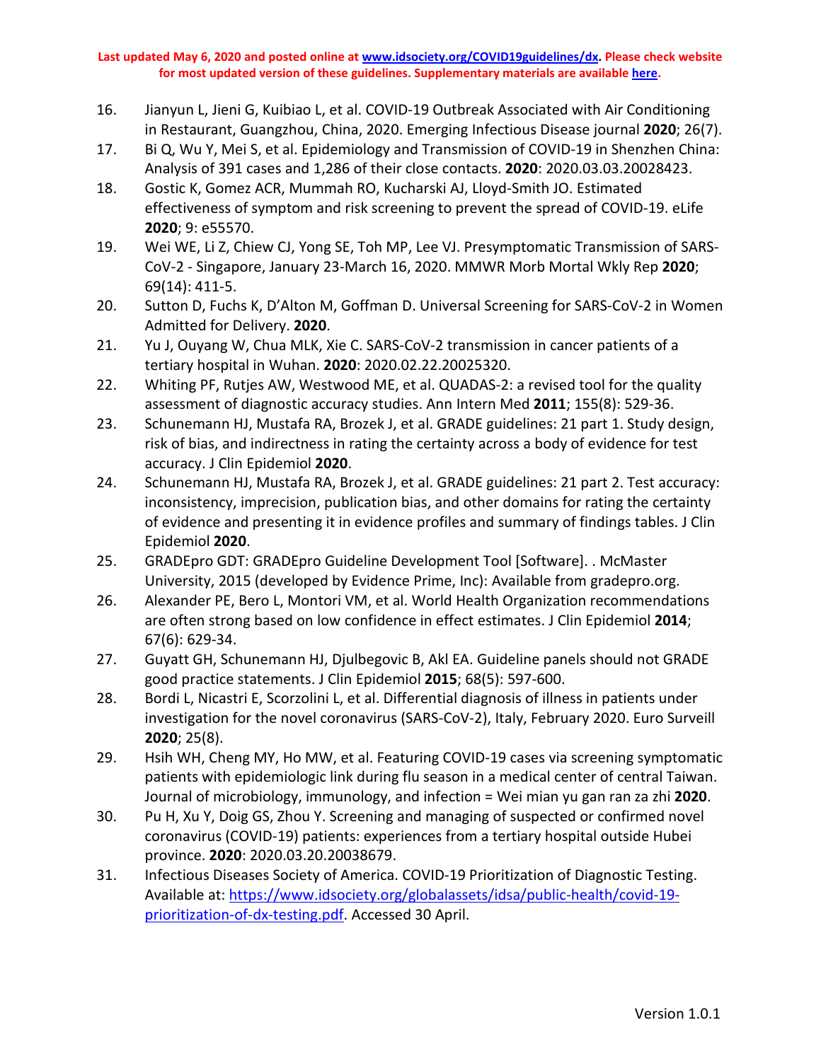16. Jianyun L, Jieni G, Kuibiao L, et al. COVID-19 Outbreak Associated with Air Conditioning in Restaurant, Guangzhou, China, 2020. Emerging Infectious Disease journal **2020**; 26(7).
17. Bi Q, Wu Y, Mei S, et al. Epidemiology and Transmission of COVID-19 in Shenzhen China: Analysis of 391 cases and 1,286 of their close contacts. **2020**: 2020.03.03.20028423.
18. Gostic K, Gomez ACR, Mummah RO, Kucharski AJ, Lloyd-Smith JO. Estimated effectiveness of symptom and risk screening to prevent the spread of COVID-19. eLife **2020**; 9: e55570.
19. Wei WE, Li Z, Chiew CJ, Yong SE, Toh MP, Lee VJ. Presymptomatic Transmission of SARS-CoV-2 - Singapore, January 23-March 16, 2020. MMWR Morb Mortal Wkly Rep **2020**; 69(14): 411-5.
20. Sutton D, Fuchs K, D'Alton M, Goffman D. Universal Screening for SARS-CoV-2 in Women Admitted for Delivery. **2020**.
21. Yu J, Ouyang W, Chua MLK, Xie C. SARS-CoV-2 transmission in cancer patients of a tertiary hospital in Wuhan. **2020**: 2020.02.22.20025320.
22. Whiting PF, Rutjes AW, Westwood ME, et al. QUADAS-2: a revised tool for the quality assessment of diagnostic accuracy studies. Ann Intern Med **2011**; 155(8): 529-36.
23. Schunemann HJ, Mustafa RA, Brozek J, et al. GRADE guidelines: 21 part 1. Study design, risk of bias, and indirectness in rating the certainty across a body of evidence for test accuracy. J Clin Epidemiol **2020**.
24. Schunemann HJ, Mustafa RA, Brozek J, et al. GRADE guidelines: 21 part 2. Test accuracy: inconsistency, imprecision, publication bias, and other domains for rating the certainty of evidence and presenting it in evidence profiles and summary of findings tables. J Clin Epidemiol **2020**.
25. GRADEpro GDT: GRADEpro Guideline Development Tool [Software]. . McMaster University, 2015 (developed by Evidence Prime, Inc): Available from gradepro.org.
26. Alexander PE, Bero L, Montori VM, et al. World Health Organization recommendations are often strong based on low confidence in effect estimates. J Clin Epidemiol **2014**; 67(6): 629-34.
27. Guyatt GH, Schunemann HJ, Djulbegovic B, Akl EA. Guideline panels should not GRADE good practice statements. J Clin Epidemiol **2015**; 68(5): 597-600.
28. Bordi L, Nicastri E, Scorzolini L, et al. Differential diagnosis of illness in patients under investigation for the novel coronavirus (SARS-CoV-2), Italy, February 2020. Euro Surveill **2020**; 25(8).
29. Hsih WH, Cheng MY, Ho MW, et al. Featuring COVID-19 cases via screening symptomatic patients with epidemiologic link during flu season in a medical center of central Taiwan. Journal of microbiology, immunology, and infection = Wei mian yu gan ran za zhi **2020**.
30. Pu H, Xu Y, Doig GS, Zhou Y. Screening and managing of suspected or confirmed novel coronavirus (COVID-19) patients: experiences from a tertiary hospital outside Hubei province. **2020**: 2020.03.20.20038679.
31. Infectious Diseases Society of America. COVID-19 Prioritization of Diagnostic Testing. Available at: [https://www.idsociety.org/globalassets/idsa/public-health/covid-19-prioritization-of-dx-testing.pdf](https://www.idsociety.org/globalassets/idsa/public-health/covid-19-prioritization-of-dx-testing.pdf). Accessed 30 April.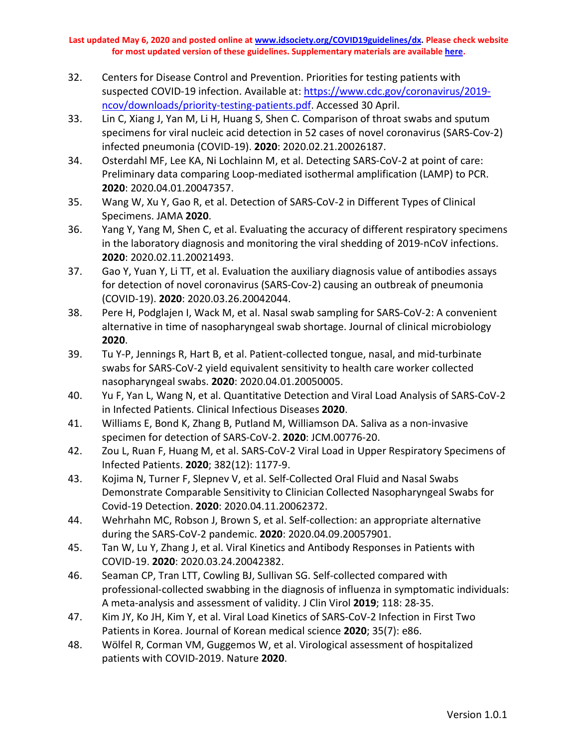32. Centers for Disease Control and Prevention. Priorities for testing patients with suspected COVID-19 infection. Available at: https://www.cdc.gov/coronavirus/2019-ncov/downloads/priority-testing-patients.pdf. Accessed 30 April.
33. Lin C, Xiang J, Yan M, Li H, Huang S, Shen C. Comparison of throat swabs and sputum specimens for viral nucleic acid detection in 52 cases of novel coronavirus (SARS-Cov-2) infected pneumonia (COVID-19). **2020**: 2020.02.21.20026187.
34. Osterdahl MF, Lee KA, Ni Lochlainn M, et al. Detecting SARS-CoV-2 at point of care: Preliminary data comparing Loop-mediated isothermal amplification (LAMP) to PCR. **2020**: 2020.04.01.20047357.
35. Wang W, Xu Y, Gao R, et al. Detection of SARS-CoV-2 in Different Types of Clinical Specimens. JAMA **2020**.
36. Yang Y, Yang M, Shen C, et al. Evaluating the accuracy of different respiratory specimens in the laboratory diagnosis and monitoring the viral shedding of 2019-nCoV infections. **2020**: 2020.02.11.20021493.
37. Gao Y, Yuan Y, Li TT, et al. Evaluation the auxiliary diagnosis value of antibodies assays for detection of novel coronavirus (SARS-Cov-2) causing an outbreak of pneumonia (COVID-19). **2020**: 2020.03.26.20042044.
38. Pere H, Podglajen I, Wack M, et al. Nasal swab sampling for SARS-CoV-2: A convenient alternative in time of nasopharyngeal swab shortage. Journal of clinical microbiology **2020**.
39. Tu Y-P, Jennings R, Hart B, et al. Patient-collected tongue, nasal, and mid-turbinate swabs for SARS-CoV-2 yield equivalent sensitivity to health care worker collected nasopharyngeal swabs. **2020**: 2020.04.01.20050005.
40. Yu F, Yan L, Wang N, et al. Quantitative Detection and Viral Load Analysis of SARS-CoV-2 in Infected Patients. Clinical Infectious Diseases **2020**.
41. Williams E, Bond K, Zhang B, Putland M, Williamson DA. Saliva as a non-invasive specimen for detection of SARS-CoV-2. **2020**: JCM.00776-20.
42. Zou L, Ruan F, Huang M, et al. SARS-CoV-2 Viral Load in Upper Respiratory Specimens of Infected Patients. **2020**; 382(12): 1177-9.
43. Kojima N, Turner F, Slepnev V, et al. Self-Collected Oral Fluid and Nasal Swabs Demonstrate Comparable Sensitivity to Clinician Collected Nasopharyngeal Swabs for Covid-19 Detection. **2020**: 2020.04.11.20062372.
44. Wehrhahn MC, Robson J, Brown S, et al. Self-collection: an appropriate alternative during the SARS-CoV-2 pandemic. **2020**: 2020.04.09.20057901.
45. Tan W, Lu Y, Zhang J, et al. Viral Kinetics and Antibody Responses in Patients with COVID-19. **2020**: 2020.03.24.20042382.
46. Seaman CP, Tran LTT, Cowling BJ, Sullivan SG. Self-collected compared with professional-collected swabbing in the diagnosis of influenza in symptomatic individuals: A meta-analysis and assessment of validity. J Clin Virol **2019**; 118: 28-35.
47. Kim JY, Ko JH, Kim Y, et al. Viral Load Kinetics of SARS-CoV-2 Infection in First Two Patients in Korea. Journal of Korean medical science **2020**; 35(7): e86.
48. Wölfel R, Corman VM, Guggemos W, et al. Virological assessment of hospitalized patients with COVID-2019. Nature **2020**.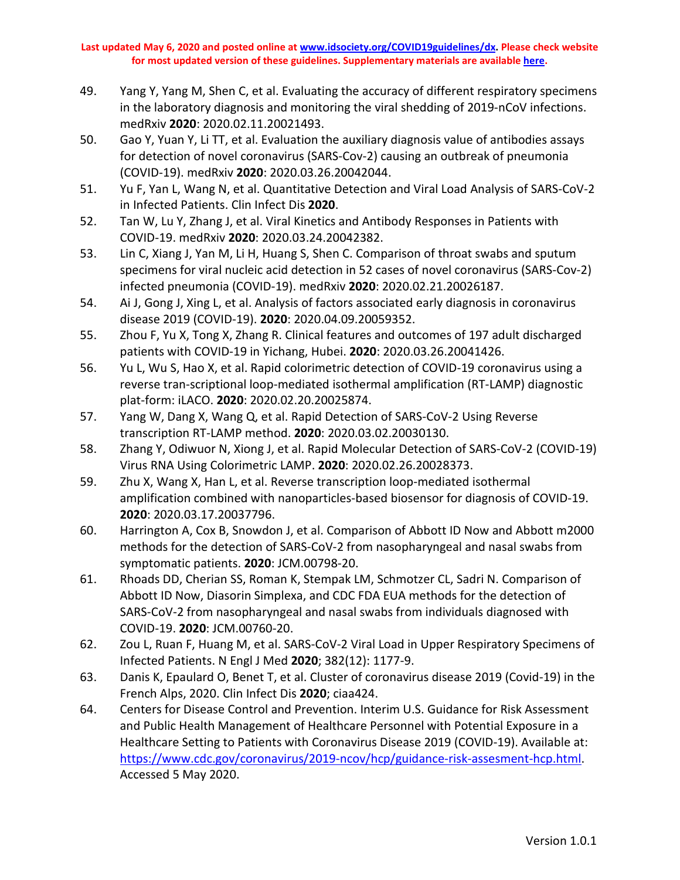49. Yang Y, Yang M, Shen C, et al. Evaluating the accuracy of different respiratory specimens in the laboratory diagnosis and monitoring the viral shedding of 2019-nCoV infections. medRxiv **2020**: 2020.02.11.20021493.
50. Gao Y, Yuan Y, Li TT, et al. Evaluation the auxiliary diagnosis value of antibodies assays for detection of novel coronavirus (SARS-Cov-2) causing an outbreak of pneumonia (COVID-19). medRxiv **2020**: 2020.03.26.20042044.
51. Yu F, Yan L, Wang N, et al. Quantitative Detection and Viral Load Analysis of SARS-CoV-2 in Infected Patients. Clin Infect Dis **2020**.
52. Tan W, Lu Y, Zhang J, et al. Viral Kinetics and Antibody Responses in Patients with COVID-19. medRxiv **2020**: 2020.03.24.20042382.
53. Lin C, Xiang J, Yan M, Li H, Huang S, Shen C. Comparison of throat swabs and sputum specimens for viral nucleic acid detection in 52 cases of novel coronavirus (SARS-Cov-2) infected pneumonia (COVID-19). medRxiv **2020**: 2020.02.21.20026187.
54. Ai J, Gong J, Xing L, et al. Analysis of factors associated early diagnosis in coronavirus disease 2019 (COVID-19). **2020**: 2020.04.09.20059352.
55. Zhou F, Yu X, Tong X, Zhang R. Clinical features and outcomes of 197 adult discharged patients with COVID-19 in Yichang, Hubei. **2020**: 2020.03.26.20041426.
56. Yu L, Wu S, Hao X, et al. Rapid colorimetric detection of COVID-19 coronavirus using a reverse tran-scriptional loop-mediated isothermal amplification (RT-LAMP) diagnostic plat-form: iLACO. **2020**: 2020.02.20.20025874.
57. Yang W, Dang X, Wang Q, et al. Rapid Detection of SARS-CoV-2 Using Reverse transcription RT-LAMP method. **2020**: 2020.03.02.20030130.
58. Zhang Y, Odiwuor N, Xiong J, et al. Rapid Molecular Detection of SARS-CoV-2 (COVID-19) Virus RNA Using Colorimetric LAMP. **2020**: 2020.02.26.20028373.
59. Zhu X, Wang X, Han L, et al. Reverse transcription loop-mediated isothermal amplification combined with nanoparticles-based biosensor for diagnosis of COVID-19. **2020**: 2020.03.17.20037796.
60. Harrington A, Cox B, Snowdon J, et al. Comparison of Abbott ID Now and Abbott m2000 methods for the detection of SARS-CoV-2 from nasopharyngeal and nasal swabs from symptomatic patients. **2020**: JCM.00798-20.
61. Rhoads DD, Cherian SS, Roman K, Stempak LM, Schmotzer CL, Sadri N. Comparison of Abbott ID Now, Diasorin Simplexa, and CDC FDA EUA methods for the detection of SARS-CoV-2 from nasopharyngeal and nasal swabs from individuals diagnosed with COVID-19. **2020**: JCM.00760-20.
62. Zou L, Ruan F, Huang M, et al. SARS-CoV-2 Viral Load in Upper Respiratory Specimens of Infected Patients. N Engl J Med **2020**; 382(12): 1177-9.
63. Danis K, Epaulard O, Benet T, et al. Cluster of coronavirus disease 2019 (Covid-19) in the French Alps, 2020. Clin Infect Dis **2020**; ciaa424.
64. Centers for Disease Control and Prevention. Interim U.S. Guidance for Risk Assessment and Public Health Management of Healthcare Personnel with Potential Exposure in a Healthcare Setting to Patients with Coronavirus Disease 2019 (COVID-19). Available at: https://www.cdc.gov/coronavirus/2019-ncov/hcp/guidance-risk-assesment-hcp.html. Accessed 5 May 2020.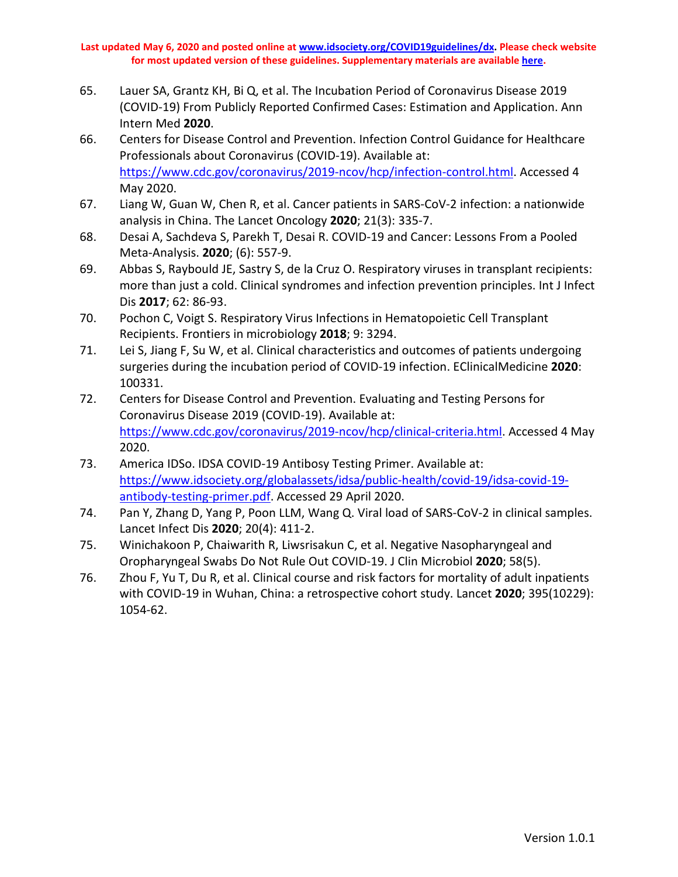65. Lauer SA, Grantz KH, Bi Q, et al. The Incubation Period of Coronavirus Disease 2019 (COVID-19) From Publicly Reported Confirmed Cases: Estimation and Application. Ann Intern Med **2020**.
66. Centers for Disease Control and Prevention. Infection Control Guidance for Healthcare Professionals about Coronavirus (COVID-19). Available at: https://www.cdc.gov/coronavirus/2019-ncov/hcp/infection-control.html. Accessed 4 May 2020.
67. Liang W, Guan W, Chen R, et al. Cancer patients in SARS-CoV-2 infection: a nationwide analysis in China. The Lancet Oncology **2020**; 21(3): 335-7.
68. Desai A, Sachdeva S, Parekh T, Desai R. COVID-19 and Cancer: Lessons From a Pooled Meta-Analysis. **2020**; (6): 557-9.
69. Abbas S, Raybould JE, Sastry S, de la Cruz O. Respiratory viruses in transplant recipients: more than just a cold. Clinical syndromes and infection prevention principles. Int J Infect Dis **2017**; 62: 86-93.
70. Pochon C, Voigt S. Respiratory Virus Infections in Hematopoietic Cell Transplant Recipients. Frontiers in microbiology **2018**; 9: 3294.
71. Lei S, Jiang F, Su W, et al. Clinical characteristics and outcomes of patients undergoing surgeries during the incubation period of COVID-19 infection. EClinicalMedicine **2020**: 100331.
72. Centers for Disease Control and Prevention. Evaluating and Testing Persons for Coronavirus Disease 2019 (COVID-19). Available at: https://www.cdc.gov/coronavirus/2019-ncov/hcp/clinical-criteria.html. Accessed 4 May 2020.
73. America IDSo. IDSA COVID-19 Antibosy Testing Primer. Available at: https://www.idsociety.org/globalassets/idsa/public-health/covid-19/idsa-covid-19-antibody-testing-primer.pdf. Accessed 29 April 2020.
74. Pan Y, Zhang D, Yang P, Poon LLM, Wang Q. Viral load of SARS-CoV-2 in clinical samples. Lancet Infect Dis **2020**; 20(4): 411-2.
75. Winichakoon P, Chaiwarith R, Liwsrisakun C, et al. Negative Nasopharyngeal and Oropharyngeal Swabs Do Not Rule Out COVID-19. J Clin Microbiol **2020**; 58(5).
76. Zhou F, Yu T, Du R, et al. Clinical course and risk factors for mortality of adult inpatients with COVID-19 in Wuhan, China: a retrospective cohort study. Lancet **2020**; 395(10229): 1054-62.